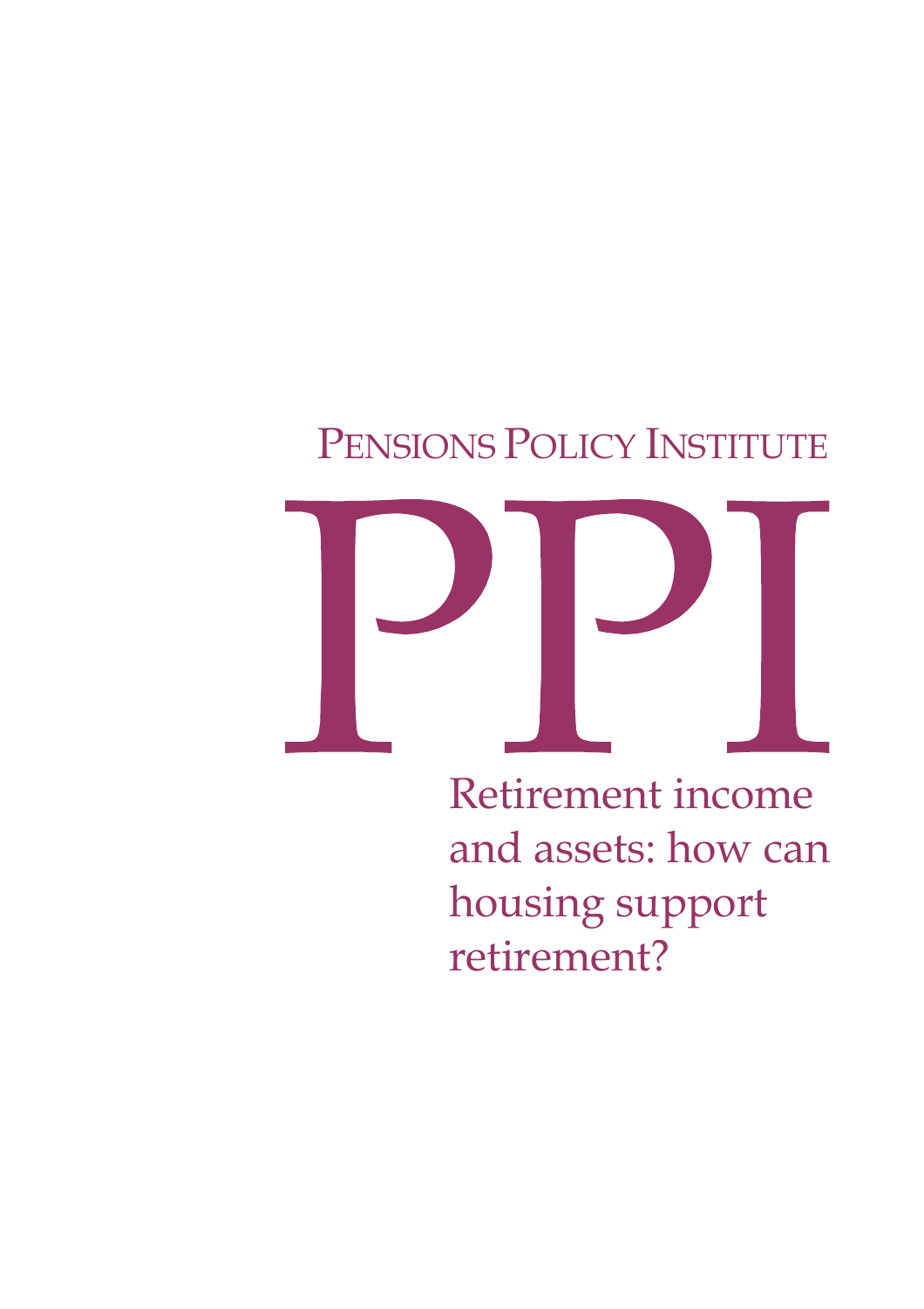PENSIONS POLICY INSTITUTE

# PPI

# Retirement income and assets: how can housing support retirement?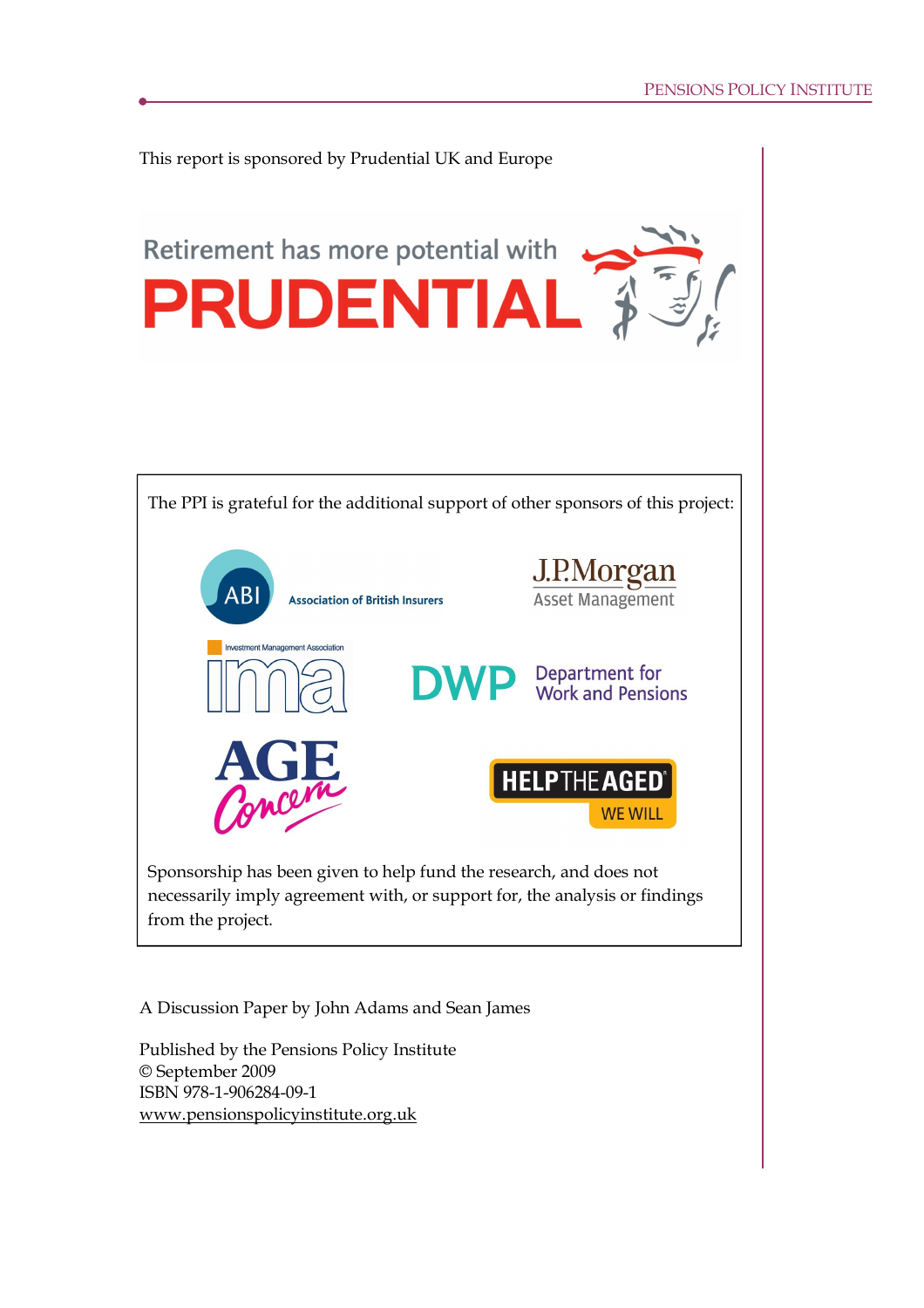This report is sponsored by Prudential UK and Europe

Retirement has more potential with PRUDENTIAL

The PPI is grateful for the additional support of other sponsors of this project:

ABI Association of British Insurers

J.P.Morgan Asset Management

Investment Management Association ima

DWP Department for Work and Pensions

AGE Concern

HELP THE AGED WE WILL

Sponsorship has been given to help fund the research, and does not necessarily imply agreement with, or support for, the analysis or findings from the project.

A Discussion Paper by John Adams and Sean James

Published by the Pensions Policy Institute
© September 2009
ISBN 978-1-906284-09-1
www.pensionspolicyinstitute.org.uk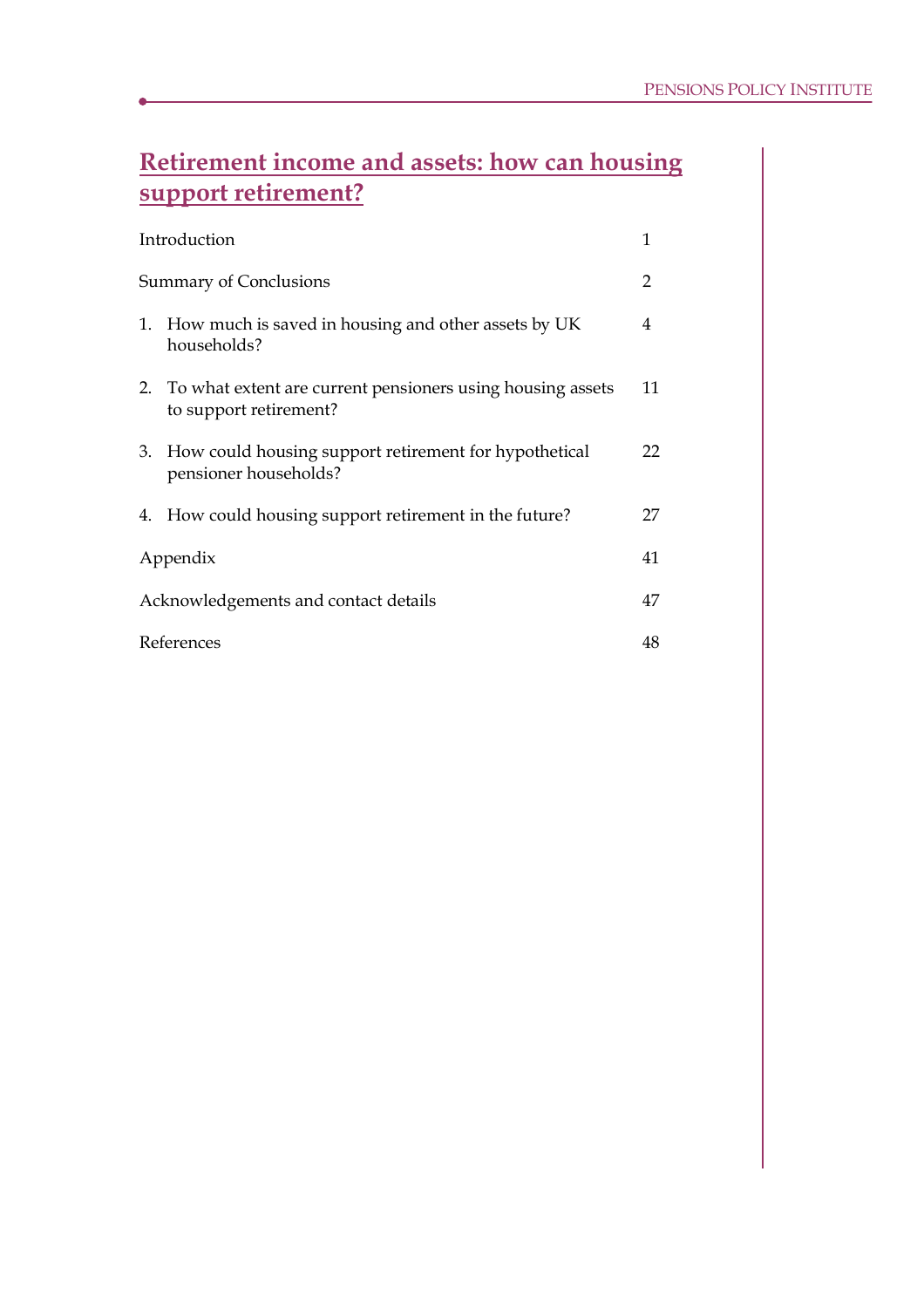# Retirement income and assets: how can housing support retirement?

| | |
|---|---|
| Introduction | 1 |
| Summary of Conclusions | 2 |
| 1. How much is saved in housing and other assets by UK households? | 4 |
| 2. To what extent are current pensioners using housing assets to support retirement? | 11 |
| 3. How could housing support retirement for hypothetical pensioner households? | 22 |
| 4. How could housing support retirement in the future? | 27 |
| Appendix | 41 |
| Acknowledgements and contact details | 47 |
| References | 48 |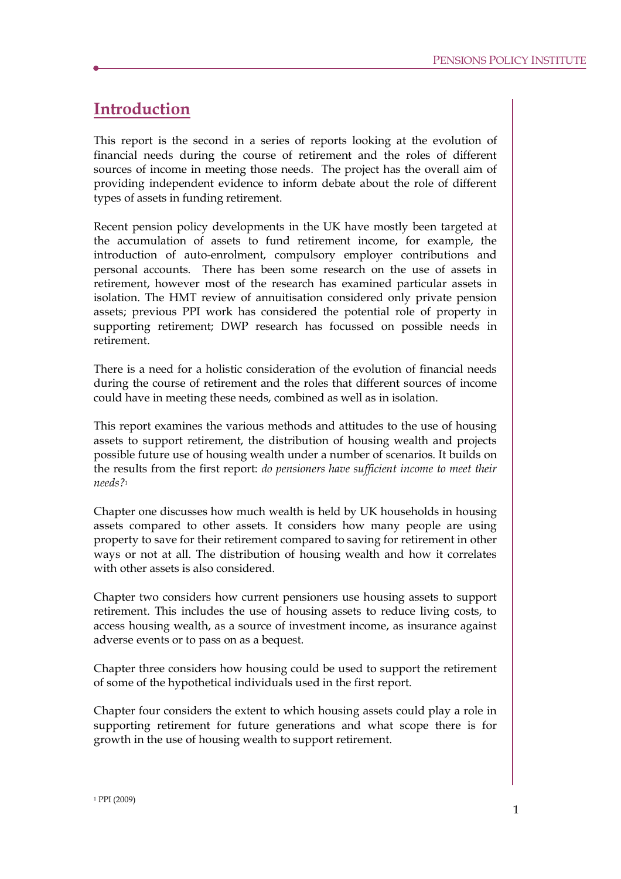# Introduction

This report is the second in a series of reports looking at the evolution of financial needs during the course of retirement and the roles of different sources of income in meeting those needs. The project has the overall aim of providing independent evidence to inform debate about the role of different types of assets in funding retirement.

Recent pension policy developments in the UK have mostly been targeted at the accumulation of assets to fund retirement income, for example, the introduction of auto-enrolment, compulsory employer contributions and personal accounts. There has been some research on the use of assets in retirement, however most of the research has examined particular assets in isolation. The HMT review of annuitisation considered only private pension assets; previous PPI work has considered the potential role of property in supporting retirement; DWP research has focussed on possible needs in retirement.

There is a need for a holistic consideration of the evolution of financial needs during the course of retirement and the roles that different sources of income could have in meeting these needs, combined as well as in isolation.

This report examines the various methods and attitudes to the use of housing assets to support retirement, the distribution of housing wealth and projects possible future use of housing wealth under a number of scenarios. It builds on the results from the first report: *do pensioners have sufficient income to meet their needs?*[1]

Chapter one discusses how much wealth is held by UK households in housing assets compared to other assets. It considers how many people are using property to save for their retirement compared to saving for retirement in other ways or not at all. The distribution of housing wealth and how it correlates with other assets is also considered.

Chapter two considers how current pensioners use housing assets to support retirement. This includes the use of housing assets to reduce living costs, to access housing wealth, as a source of investment income, as insurance against adverse events or to pass on as a bequest.

Chapter three considers how housing could be used to support the retirement of some of the hypothetical individuals used in the first report.

Chapter four considers the extent to which housing assets could play a role in supporting retirement for future generations and what scope there is for growth in the use of housing wealth to support retirement.

[1] PPI (2009)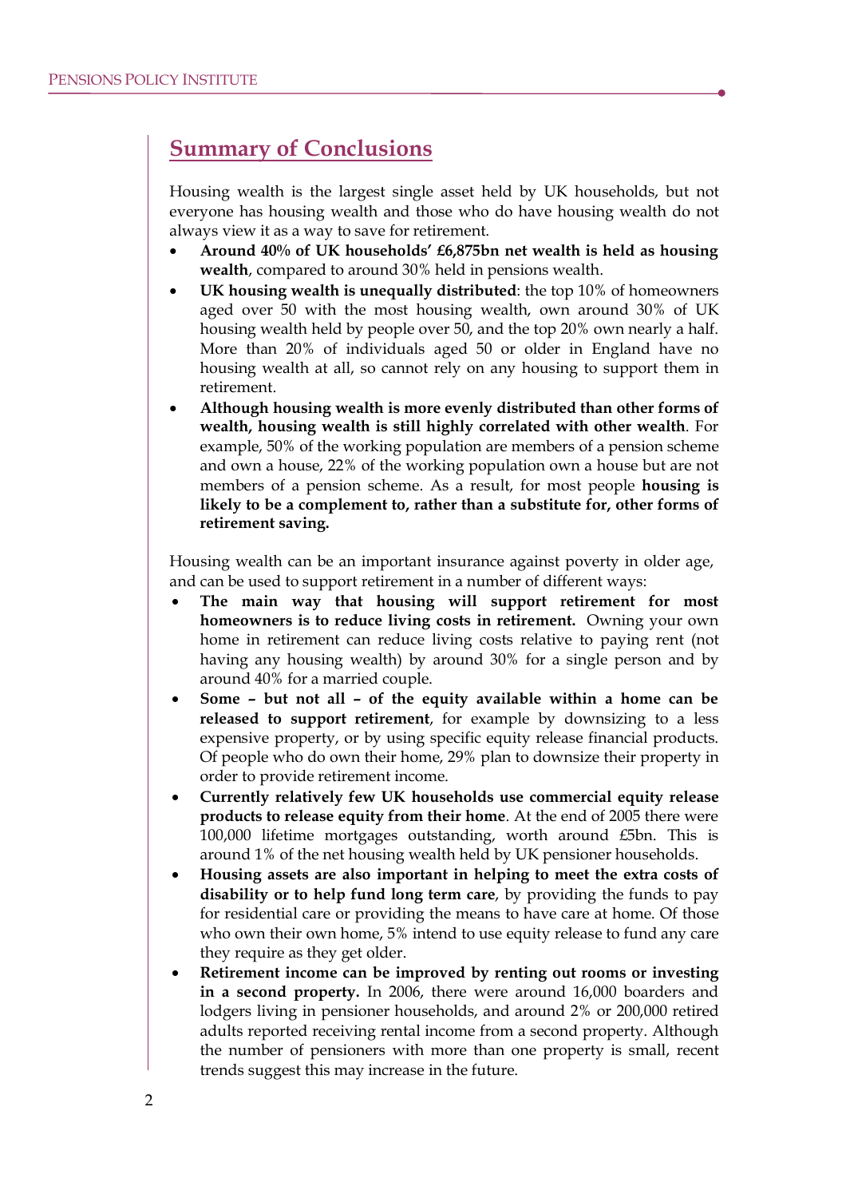## Summary of Conclusions

Housing wealth is the largest single asset held by UK households, but not everyone has housing wealth and those who do have housing wealth do not always view it as a way to save for retirement.

- **Around 40% of UK households' £6,875bn net wealth is held as housing wealth**, compared to around 30% held in pensions wealth.
- **UK housing wealth is unequally distributed**: the top 10% of homeowners aged over 50 with the most housing wealth, own around 30% of UK housing wealth held by people over 50, and the top 20% own nearly a half. More than 20% of individuals aged 50 or older in England have no housing wealth at all, so cannot rely on any housing to support them in retirement.
- **Although housing wealth is more evenly distributed than other forms of wealth, housing wealth is still highly correlated with other wealth**. For example, 50% of the working population are members of a pension scheme and own a house, 22% of the working population own a house but are not members of a pension scheme. As a result, for most people **housing is likely to be a complement to, rather than a substitute for, other forms of retirement saving.**

Housing wealth can be an important insurance against poverty in older age, and can be used to support retirement in a number of different ways:

- **The main way that housing will support retirement for most homeowners is to reduce living costs in retirement.** Owning your own home in retirement can reduce living costs relative to paying rent (not having any housing wealth) by around 30% for a single person and by around 40% for a married couple.
- **Some – but not all – of the equity available within a home can be released to support retirement**, for example by downsizing to a less expensive property, or by using specific equity release financial products. Of people who do own their home, 29% plan to downsize their property in order to provide retirement income.
- **Currently relatively few UK households use commercial equity release products to release equity from their home**. At the end of 2005 there were 100,000 lifetime mortgages outstanding, worth around £5bn. This is around 1% of the net housing wealth held by UK pensioner households.
- **Housing assets are also important in helping to meet the extra costs of disability or to help fund long term care**, by providing the funds to pay for residential care or providing the means to have care at home. Of those who own their own home, 5% intend to use equity release to fund any care they require as they get older.
- **Retirement income can be improved by renting out rooms or investing in a second property.** In 2006, there were around 16,000 boarders and lodgers living in pensioner households, and around 2% or 200,000 retired adults reported receiving rental income from a second property. Although the number of pensioners with more than one property is small, recent trends suggest this may increase in the future.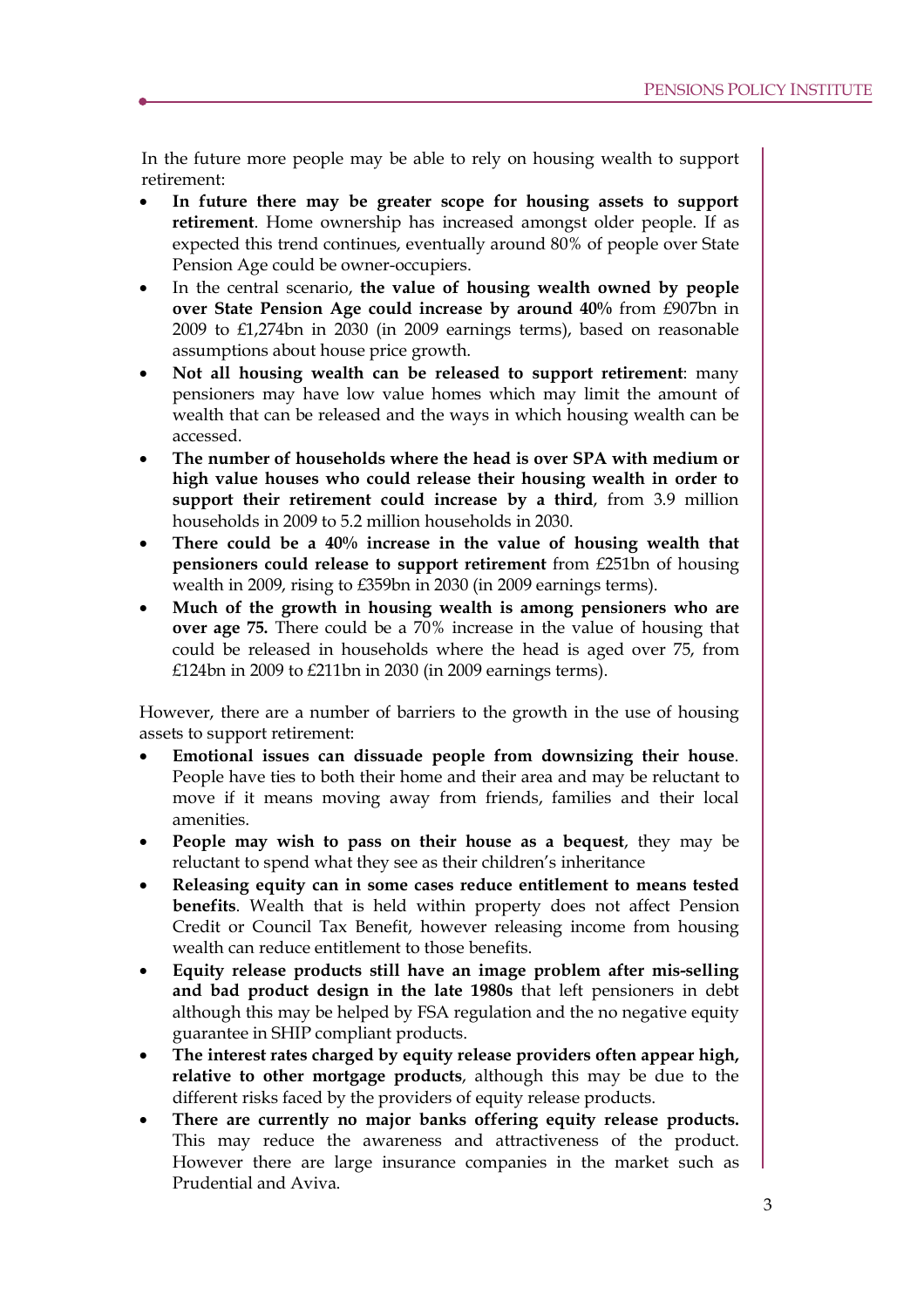In the future more people may be able to rely on housing wealth to support retirement:

- **In future there may be greater scope for housing assets to support retirement**. Home ownership has increased amongst older people. If as expected this trend continues, eventually around 80% of people over State Pension Age could be owner-occupiers.
- In the central scenario, **the value of housing wealth owned by people over State Pension Age could increase by around 40%** from £907bn in 2009 to £1,274bn in 2030 (in 2009 earnings terms), based on reasonable assumptions about house price growth.
- **Not all housing wealth can be released to support retirement**: many pensioners may have low value homes which may limit the amount of wealth that can be released and the ways in which housing wealth can be accessed.
- **The number of households where the head is over SPA with medium or high value houses who could release their housing wealth in order to support their retirement could increase by a third**, from 3.9 million households in 2009 to 5.2 million households in 2030.
- **There could be a 40% increase in the value of housing wealth that pensioners could release to support retirement** from £251bn of housing wealth in 2009, rising to £359bn in 2030 (in 2009 earnings terms).
- **Much of the growth in housing wealth is among pensioners who are over age 75.** There could be a 70% increase in the value of housing that could be released in households where the head is aged over 75, from £124bn in 2009 to £211bn in 2030 (in 2009 earnings terms).

However, there are a number of barriers to the growth in the use of housing assets to support retirement:

- **Emotional issues can dissuade people from downsizing their house**. People have ties to both their home and their area and may be reluctant to move if it means moving away from friends, families and their local amenities.
- **People may wish to pass on their house as a bequest**, they may be reluctant to spend what they see as their children's inheritance
- **Releasing equity can in some cases reduce entitlement to means tested benefits**. Wealth that is held within property does not affect Pension Credit or Council Tax Benefit, however releasing income from housing wealth can reduce entitlement to those benefits.
- **Equity release products still have an image problem after mis-selling and bad product design in the late 1980s** that left pensioners in debt although this may be helped by FSA regulation and the no negative equity guarantee in SHIP compliant products.
- **The interest rates charged by equity release providers often appear high, relative to other mortgage products**, although this may be due to the different risks faced by the providers of equity release products.
- **There are currently no major banks offering equity release products.** This may reduce the awareness and attractiveness of the product. However there are large insurance companies in the market such as Prudential and Aviva.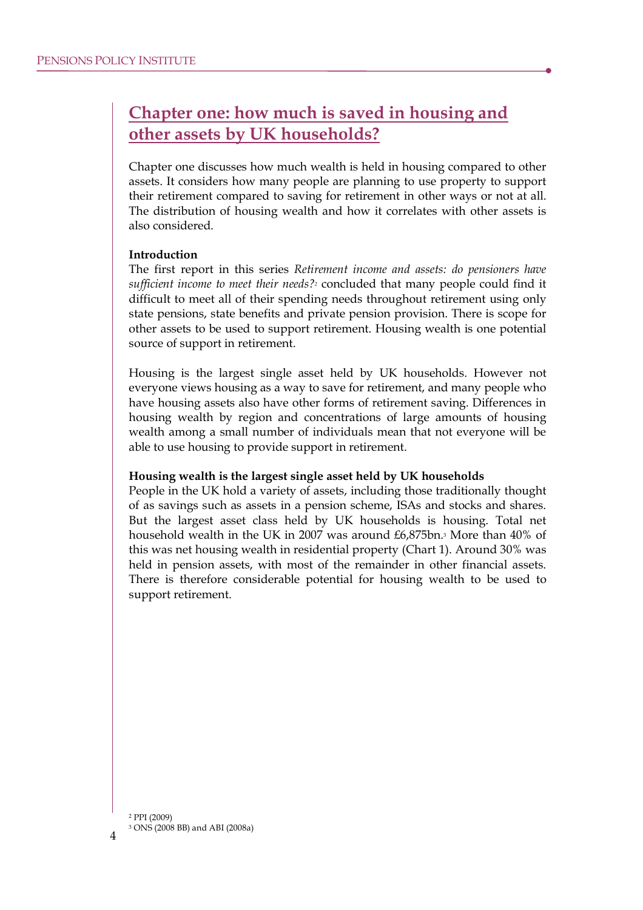## Chapter one: how much is saved in housing and other assets by UK households?

Chapter one discusses how much wealth is held in housing compared to other assets. It considers how many people are planning to use property to support their retirement compared to saving for retirement in other ways or not at all. The distribution of housing wealth and how it correlates with other assets is also considered.

**Introduction**

The first report in this series *Retirement income and assets: do pensioners have sufficient income to meet their needs?*[2] concluded that many people could find it difficult to meet all of their spending needs throughout retirement using only state pensions, state benefits and private pension provision. There is scope for other assets to be used to support retirement. Housing wealth is one potential source of support in retirement.

Housing is the largest single asset held by UK households. However not everyone views housing as a way to save for retirement, and many people who have housing assets also have other forms of retirement saving. Differences in housing wealth by region and concentrations of large amounts of housing wealth among a small number of individuals mean that not everyone will be able to use housing to provide support in retirement.

**Housing wealth is the largest single asset held by UK households**

People in the UK hold a variety of assets, including those traditionally thought of as savings such as assets in a pension scheme, ISAs and stocks and shares. But the largest asset class held by UK households is housing. Total net household wealth in the UK in 2007 was around £6,875bn.[3] More than 40% of this was net housing wealth in residential property (Chart 1). Around 30% was held in pension assets, with most of the remainder in other financial assets. There is therefore considerable potential for housing wealth to be used to support retirement.

[2] PPI (2009)

[3] ONS (2008 BB) and ABI (2008a)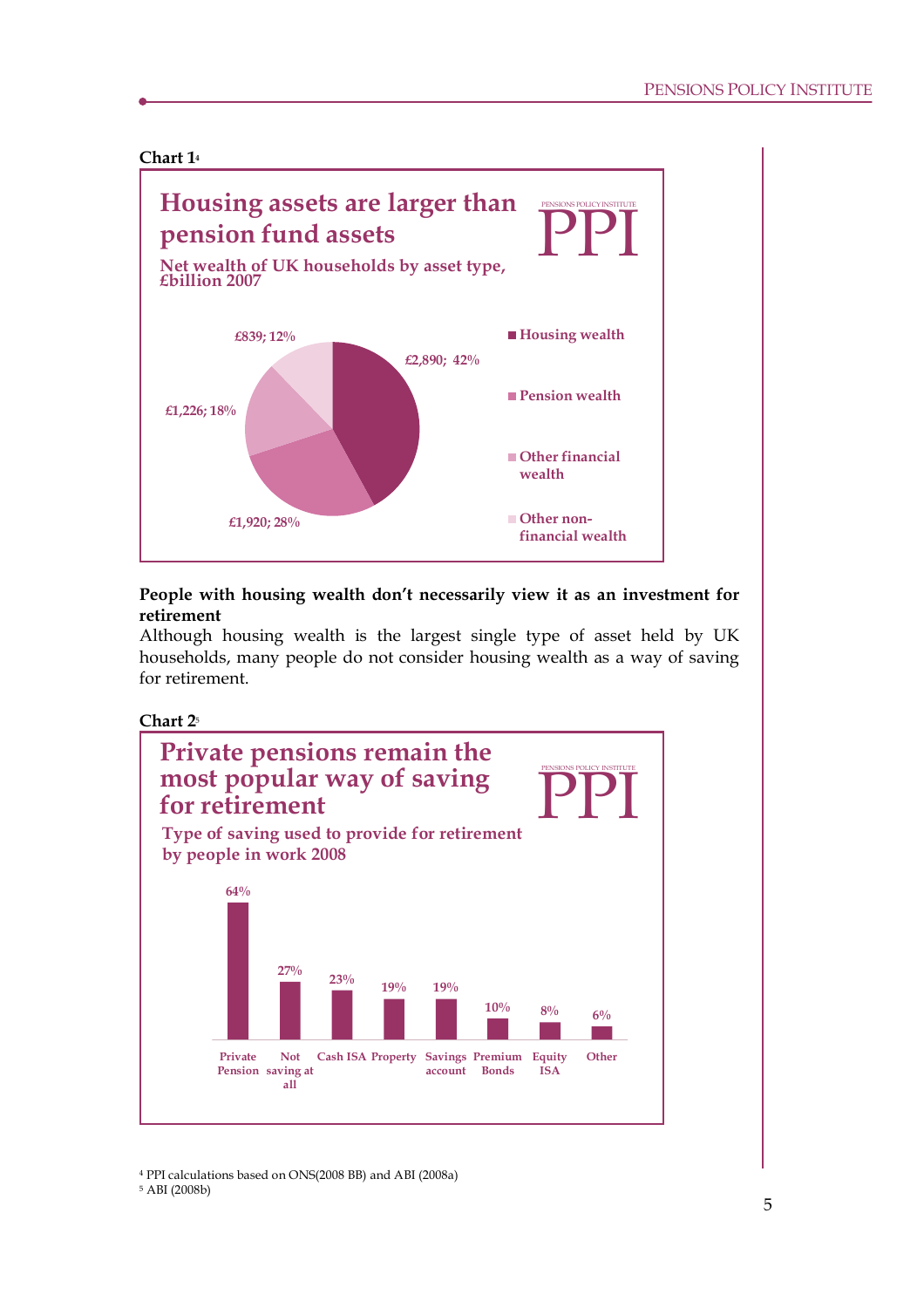**Chart 1**[4]

**Housing assets are larger than pension fund assets**

**Net wealth of UK households by asset type, £billion 2007**

| Asset type | £billion | % |
|---|---|---|
| Housing wealth | £2,890 | 42% |
| Pension wealth | £1,920 | 28% |
| Other financial wealth | £1,226 | 18% |
| Other non-financial wealth | £839 | 12% |

**People with housing wealth don't necessarily view it as an investment for retirement**

Although housing wealth is the largest single type of asset held by UK households, many people do not consider housing wealth as a way of saving for retirement.

**Chart 2**[5]

**Private pensions remain the most popular way of saving for retirement**

**Type of saving used to provide for retirement by people in work 2008**

| Type of saving | % |
|---|---|
| Private Pension | 64% |
| Not saving at all | 27% |
| Cash ISA | 23% |
| Property | 19% |
| Savings account | 19% |
| Premium Bonds | 10% |
| Equity ISA | 8% |
| Other | 6% |

[4] PPI calculations based on ONS(2008 BB) and ABI (2008a)
[5] ABI (2008b)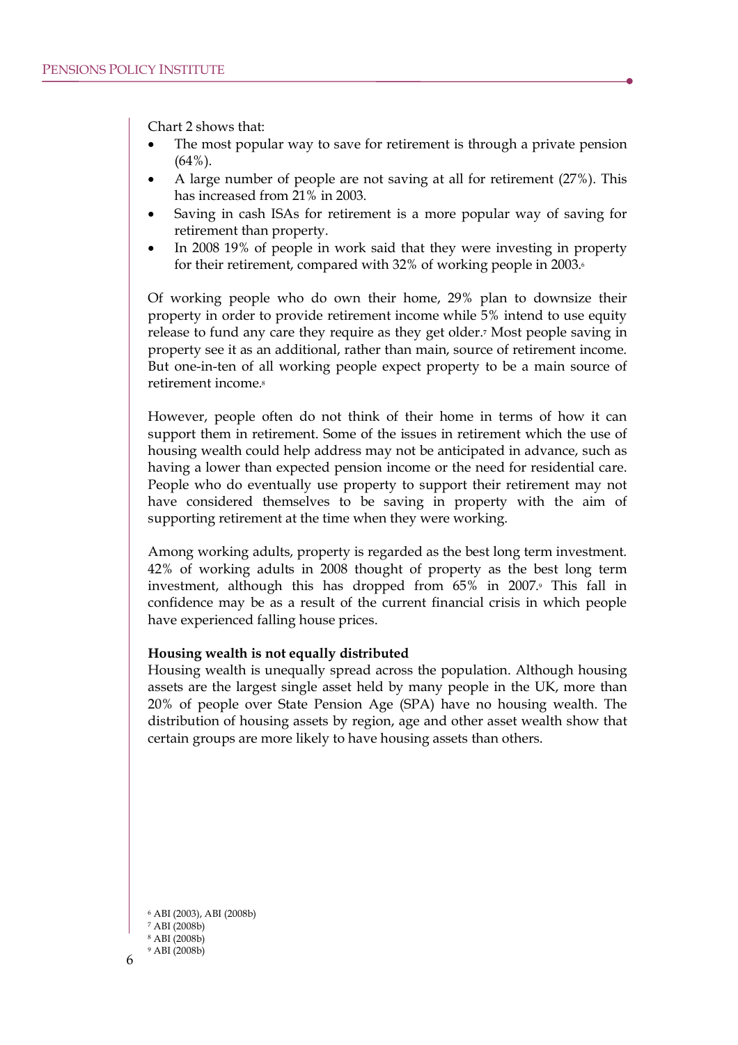Chart 2 shows that:

- The most popular way to save for retirement is through a private pension (64%).
- A large number of people are not saving at all for retirement (27%). This has increased from 21% in 2003.
- Saving in cash ISAs for retirement is a more popular way of saving for retirement than property.
- In 2008 19% of people in work said that they were investing in property for their retirement, compared with 32% of working people in 2003.[6]

Of working people who do own their home, 29% plan to downsize their property in order to provide retirement income while 5% intend to use equity release to fund any care they require as they get older.[7] Most people saving in property see it as an additional, rather than main, source of retirement income. But one-in-ten of all working people expect property to be a main source of retirement income.[8]

However, people often do not think of their home in terms of how it can support them in retirement. Some of the issues in retirement which the use of housing wealth could help address may not be anticipated in advance, such as having a lower than expected pension income or the need for residential care. People who do eventually use property to support their retirement may not have considered themselves to be saving in property with the aim of supporting retirement at the time when they were working.

Among working adults, property is regarded as the best long term investment. 42% of working adults in 2008 thought of property as the best long term investment, although this has dropped from 65% in 2007.[9] This fall in confidence may be as a result of the current financial crisis in which people have experienced falling house prices.

**Housing wealth is not equally distributed**

Housing wealth is unequally spread across the population. Although housing assets are the largest single asset held by many people in the UK, more than 20% of people over State Pension Age (SPA) have no housing wealth. The distribution of housing assets by region, age and other asset wealth show that certain groups are more likely to have housing assets than others.

[6] ABI (2003), ABI (2008b)
[7] ABI (2008b)
[8] ABI (2008b)
[9] ABI (2008b)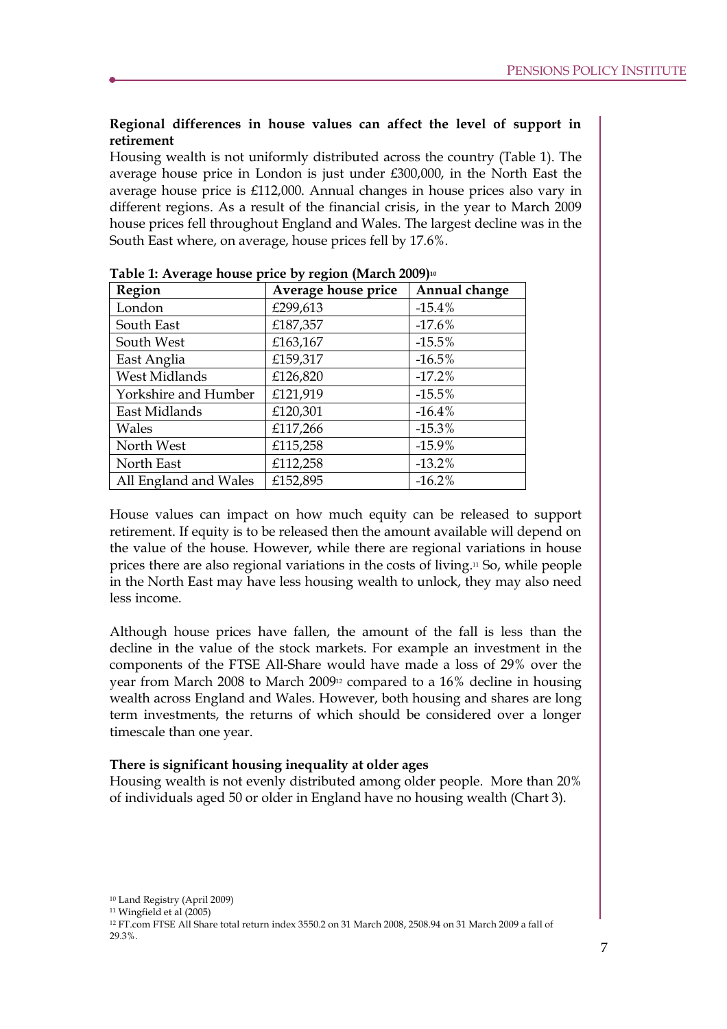**Regional differences in house values can affect the level of support in retirement**

Housing wealth is not uniformly distributed across the country (Table 1). The average house price in London is just under £300,000, in the North East the average house price is £112,000. Annual changes in house prices also vary in different regions. As a result of the financial crisis, in the year to March 2009 house prices fell throughout England and Wales. The largest decline was in the South East where, on average, house prices fell by 17.6%.

**Table 1: Average house price by region (March 2009)**[10]

| Region | Average house price | Annual change |
|---|---|---|
| London | £299,613 | -15.4% |
| South East | £187,357 | -17.6% |
| South West | £163,167 | -15.5% |
| East Anglia | £159,317 | -16.5% |
| West Midlands | £126,820 | -17.2% |
| Yorkshire and Humber | £121,919 | -15.5% |
| East Midlands | £120,301 | -16.4% |
| Wales | £117,266 | -15.3% |
| North West | £115,258 | -15.9% |
| North East | £112,258 | -13.2% |
| All England and Wales | £152,895 | -16.2% |

House values can impact on how much equity can be released to support retirement. If equity is to be released then the amount available will depend on the value of the house. However, while there are regional variations in house prices there are also regional variations in the costs of living.[11] So, while people in the North East may have less housing wealth to unlock, they may also need less income.

Although house prices have fallen, the amount of the fall is less than the decline in the value of the stock markets. For example an investment in the components of the FTSE All-Share would have made a loss of 29% over the year from March 2008 to March 2009[12] compared to a 16% decline in housing wealth across England and Wales. However, both housing and shares are long term investments, the returns of which should be considered over a longer timescale than one year.

**There is significant housing inequality at older ages**

Housing wealth is not evenly distributed among older people. More than 20% of individuals aged 50 or older in England have no housing wealth (Chart 3).

[10] Land Registry (April 2009)

[11] Wingfield et al (2005)

[12] FT.com FTSE All Share total return index 3550.2 on 31 March 2008, 2508.94 on 31 March 2009 a fall of 29.3%.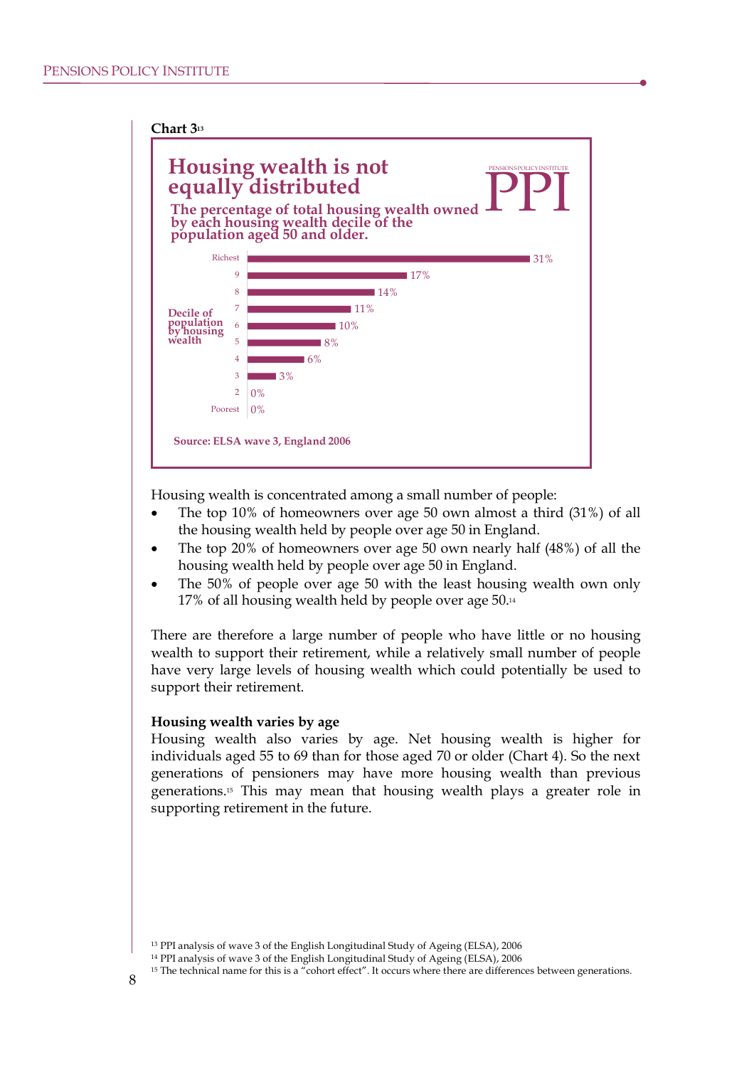**Chart 3**[13]

## Housing wealth is not equally distributed

**The percentage of total housing wealth owned by each housing wealth decile of the population aged 50 and older.**

| Decile of population by housing wealth | Percentage |
|---|---|
| Richest | 31% |
| 9 | 17% |
| 8 | 14% |
| 7 | 11% |
| 6 | 10% |
| 5 | 8% |
| 4 | 6% |
| 3 | 3% |
| 2 | 0% |
| Poorest | 0% |

**Source: ELSA wave 3, England 2006**

Housing wealth is concentrated among a small number of people:

- The top 10% of homeowners over age 50 own almost a third (31%) of all the housing wealth held by people over age 50 in England.
- The top 20% of homeowners over age 50 own nearly half (48%) of all the housing wealth held by people over age 50 in England.
- The 50% of people over age 50 with the least housing wealth own only 17% of all housing wealth held by people over age 50.[14]

There are therefore a large number of people who have little or no housing wealth to support their retirement, while a relatively small number of people have very large levels of housing wealth which could potentially be used to support their retirement.

**Housing wealth varies by age**

Housing wealth also varies by age. Net housing wealth is higher for individuals aged 55 to 69 than for those aged 70 or older (Chart 4). So the next generations of pensioners may have more housing wealth than previous generations.[15] This may mean that housing wealth plays a greater role in supporting retirement in the future.

[13] PPI analysis of wave 3 of the English Longitudinal Study of Ageing (ELSA), 2006

[14] PPI analysis of wave 3 of the English Longitudinal Study of Ageing (ELSA), 2006

[15] The technical name for this is a "cohort effect". It occurs where there are differences between generations.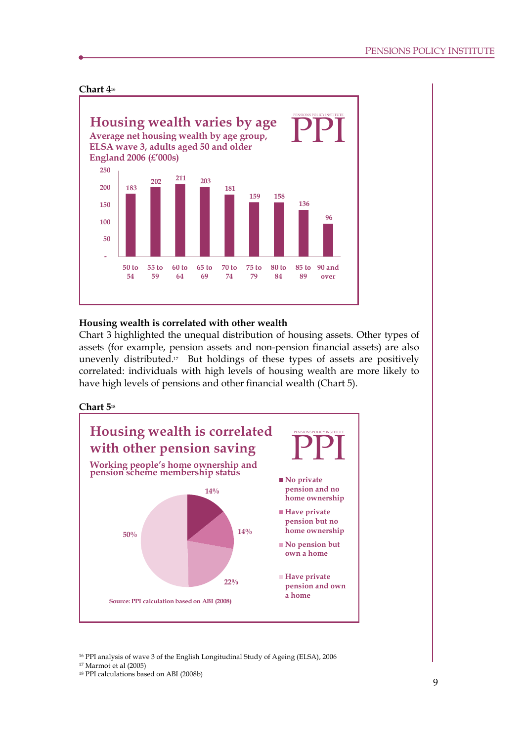**Chart 4**[16]

**Housing wealth varies by age**

**Average net housing wealth by age group, ELSA wave 3, adults aged 50 and older England 2006 (£'000s)**

| Age group | Average net housing wealth (£'000s) |
|---|---|
| 50 to 54 | 183 |
| 55 to 59 | 202 |
| 60 to 64 | 211 |
| 65 to 69 | 203 |
| 70 to 74 | 181 |
| 75 to 79 | 159 |
| 80 to 84 | 158 |
| 85 to 89 | 136 |
| 90 and over | 96 |

**Housing wealth is correlated with other wealth**

Chart 3 highlighted the unequal distribution of housing assets. Other types of assets (for example, pension assets and non-pension financial assets) are also unevenly distributed.[17] But holdings of these types of assets are positively correlated: individuals with high levels of housing wealth are more likely to have high levels of pensions and other financial wealth (Chart 5).

**Chart 5**[18]

**Housing wealth is correlated with other pension saving**

**Working people's home ownership and pension scheme membership status**

| Status | Share |
|---|---|
| No private pension and no home ownership | 14% |
| Have private pension but no home ownership | 14% |
| No pension but own a home | 22% |
| Have private pension and own a home | 50% |

Source: PPI calculation based on ABI (2008)

[16] PPI analysis of wave 3 of the English Longitudinal Study of Ageing (ELSA), 2006

[17] Marmot et al (2005)

[18] PPI calculations based on ABI (2008b)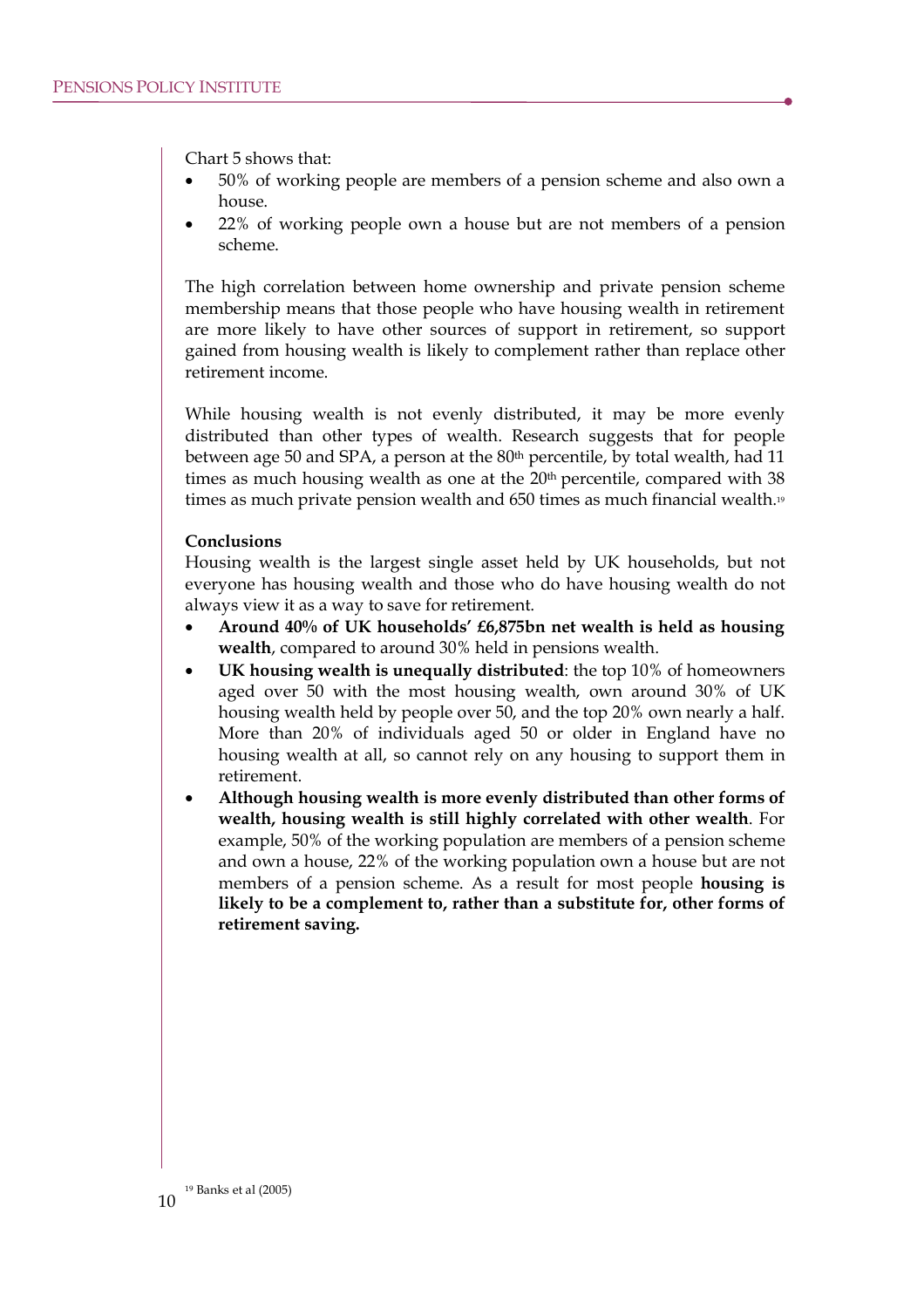Chart 5 shows that:

- 50% of working people are members of a pension scheme and also own a house.
- 22% of working people own a house but are not members of a pension scheme.

The high correlation between home ownership and private pension scheme membership means that those people who have housing wealth in retirement are more likely to have other sources of support in retirement, so support gained from housing wealth is likely to complement rather than replace other retirement income.

While housing wealth is not evenly distributed, it may be more evenly distributed than other types of wealth. Research suggests that for people between age 50 and SPA, a person at the 80th percentile, by total wealth, had 11 times as much housing wealth as one at the 20th percentile, compared with 38 times as much private pension wealth and 650 times as much financial wealth.[19]

**Conclusions**

Housing wealth is the largest single asset held by UK households, but not everyone has housing wealth and those who do have housing wealth do not always view it as a way to save for retirement.

- **Around 40% of UK households' £6,875bn net wealth is held as housing wealth**, compared to around 30% held in pensions wealth.
- **UK housing wealth is unequally distributed**: the top 10% of homeowners aged over 50 with the most housing wealth, own around 30% of UK housing wealth held by people over 50, and the top 20% own nearly a half. More than 20% of individuals aged 50 or older in England have no housing wealth at all, so cannot rely on any housing to support them in retirement.
- **Although housing wealth is more evenly distributed than other forms of wealth, housing wealth is still highly correlated with other wealth**. For example, 50% of the working population are members of a pension scheme and own a house, 22% of the working population own a house but are not members of a pension scheme. As a result for most people **housing is likely to be a complement to, rather than a substitute for, other forms of retirement saving.**

[19] Banks et al (2005)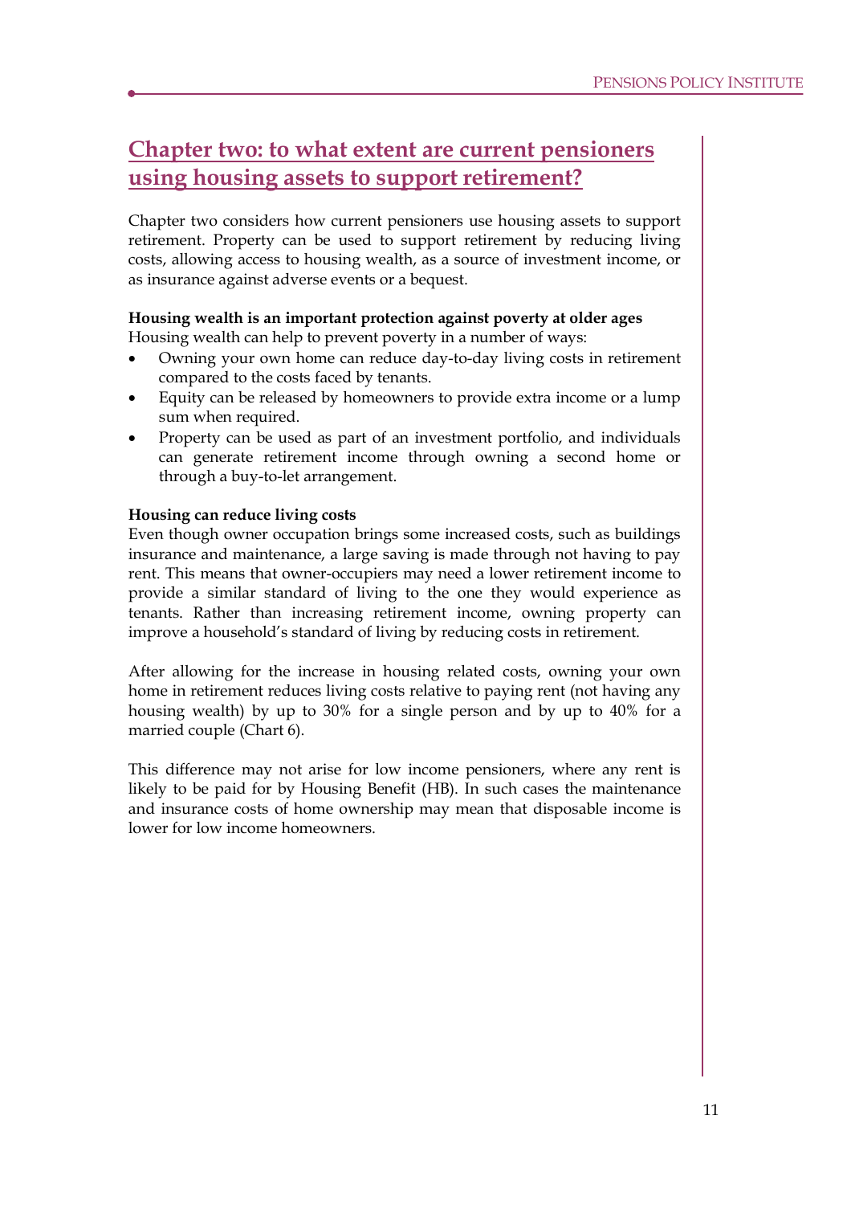## Chapter two: to what extent are current pensioners using housing assets to support retirement?

Chapter two considers how current pensioners use housing assets to support retirement. Property can be used to support retirement by reducing living costs, allowing access to housing wealth, as a source of investment income, or as insurance against adverse events or a bequest.

**Housing wealth is an important protection against poverty at older ages**
Housing wealth can help to prevent poverty in a number of ways:

- Owning your own home can reduce day-to-day living costs in retirement compared to the costs faced by tenants.
- Equity can be released by homeowners to provide extra income or a lump sum when required.
- Property can be used as part of an investment portfolio, and individuals can generate retirement income through owning a second home or through a buy-to-let arrangement.

**Housing can reduce living costs**
Even though owner occupation brings some increased costs, such as buildings insurance and maintenance, a large saving is made through not having to pay rent. This means that owner-occupiers may need a lower retirement income to provide a similar standard of living to the one they would experience as tenants. Rather than increasing retirement income, owning property can improve a household's standard of living by reducing costs in retirement.

After allowing for the increase in housing related costs, owning your own home in retirement reduces living costs relative to paying rent (not having any housing wealth) by up to 30% for a single person and by up to 40% for a married couple (Chart 6).

This difference may not arise for low income pensioners, where any rent is likely to be paid for by Housing Benefit (HB). In such cases the maintenance and insurance costs of home ownership may mean that disposable income is lower for low income homeowners.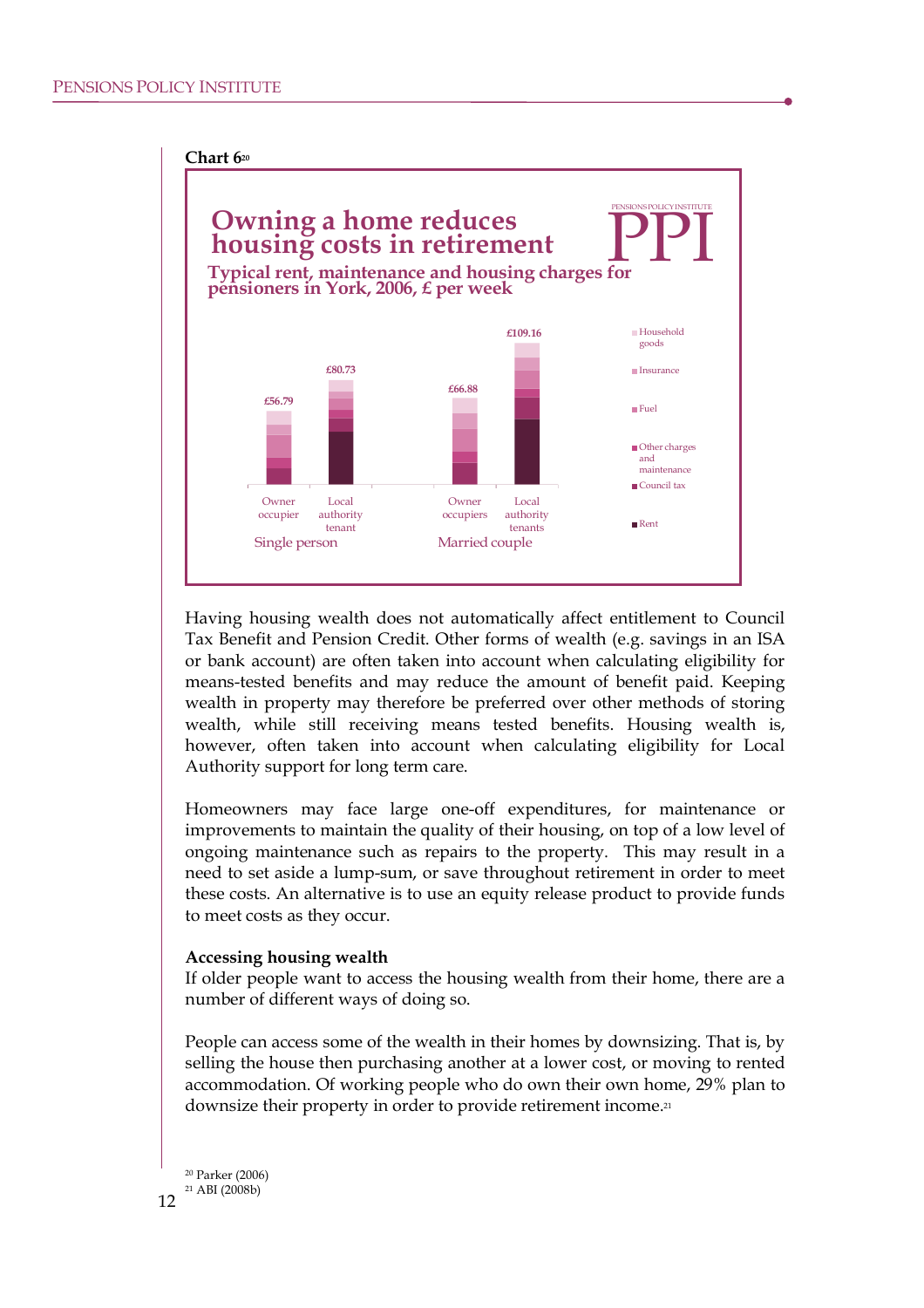**Chart 6**[20]

**Owning a home reduces housing costs in retirement**

**Typical rent, maintenance and housing charges for pensioners in York, 2006, £ per week**

| | Single person: Owner occupier | Single person: Local authority tenant | Married couple: Owner occupiers | Married couple: Local authority tenants |
|---|---|---|---|---|
| Total | £56.79 | £80.73 | £66.88 | £109.16 |

Components: Household goods, Insurance, Fuel, Other charges and maintenance, Council tax, Rent

Having housing wealth does not automatically affect entitlement to Council Tax Benefit and Pension Credit. Other forms of wealth (e.g. savings in an ISA or bank account) are often taken into account when calculating eligibility for means-tested benefits and may reduce the amount of benefit paid. Keeping wealth in property may therefore be preferred over other methods of storing wealth, while still receiving means tested benefits. Housing wealth is, however, often taken into account when calculating eligibility for Local Authority support for long term care.

Homeowners may face large one-off expenditures, for maintenance or improvements to maintain the quality of their housing, on top of a low level of ongoing maintenance such as repairs to the property. This may result in a need to set aside a lump-sum, or save throughout retirement in order to meet these costs. An alternative is to use an equity release product to provide funds to meet costs as they occur.

**Accessing housing wealth**

If older people want to access the housing wealth from their home, there are a number of different ways of doing so.

People can access some of the wealth in their homes by downsizing. That is, by selling the house then purchasing another at a lower cost, or moving to rented accommodation. Of working people who do own their own home, 29% plan to downsize their property in order to provide retirement income.[21]

[20] Parker (2006)

[21] ABI (2008b)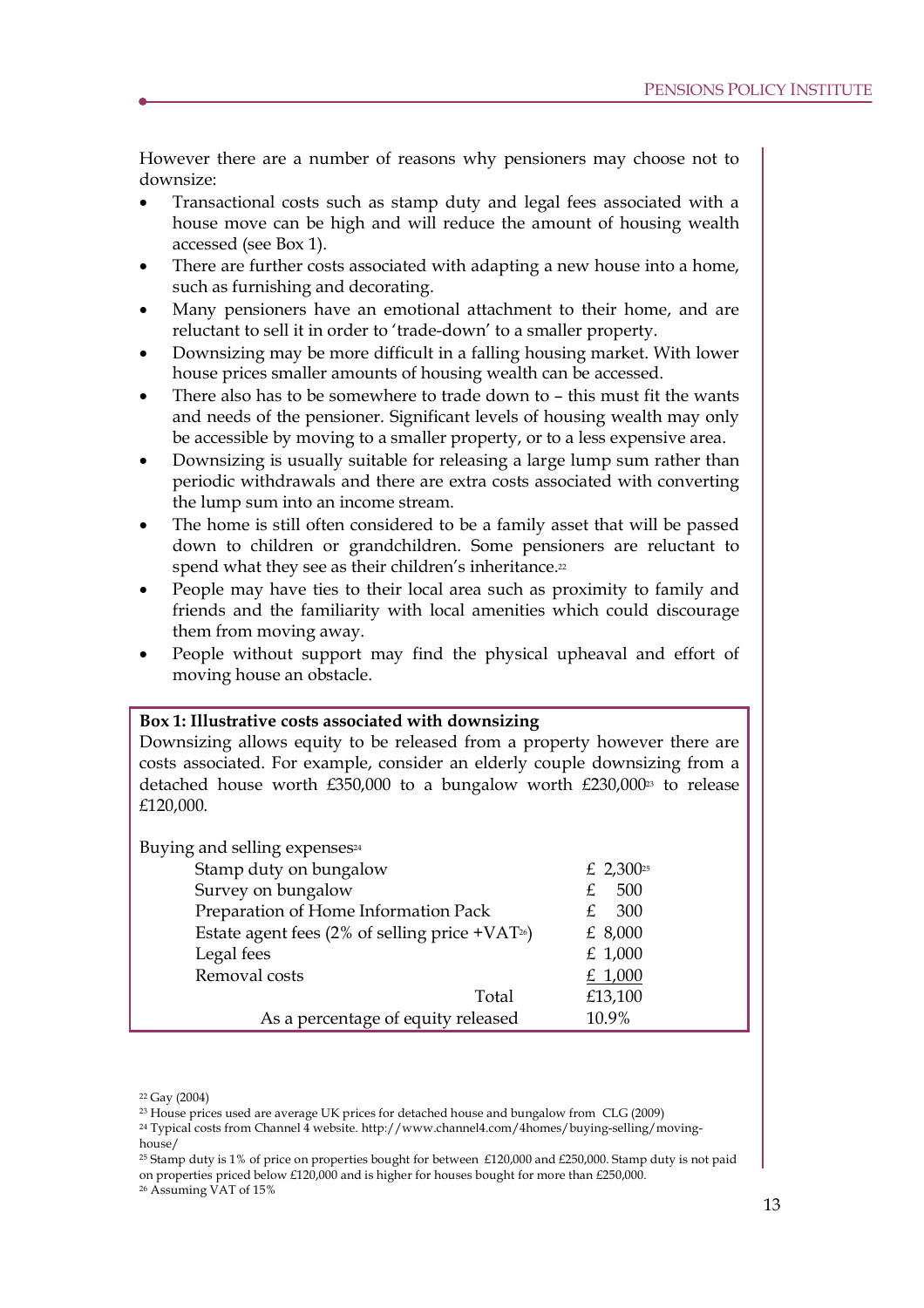However there are a number of reasons why pensioners may choose not to downsize:

- Transactional costs such as stamp duty and legal fees associated with a house move can be high and will reduce the amount of housing wealth accessed (see Box 1).
- There are further costs associated with adapting a new house into a home, such as furnishing and decorating.
- Many pensioners have an emotional attachment to their home, and are reluctant to sell it in order to 'trade-down' to a smaller property.
- Downsizing may be more difficult in a falling housing market. With lower house prices smaller amounts of housing wealth can be accessed.
- There also has to be somewhere to trade down to – this must fit the wants and needs of the pensioner. Significant levels of housing wealth may only be accessible by moving to a smaller property, or to a less expensive area.
- Downsizing is usually suitable for releasing a large lump sum rather than periodic withdrawals and there are extra costs associated with converting the lump sum into an income stream.
- The home is still often considered to be a family asset that will be passed down to children or grandchildren. Some pensioners are reluctant to spend what they see as their children's inheritance.[22]
- People may have ties to their local area such as proximity to family and friends and the familiarity with local amenities which could discourage them from moving away.
- People without support may find the physical upheaval and effort of moving house an obstacle.

**Box 1: Illustrative costs associated with downsizing**

Downsizing allows equity to be released from a property however there are costs associated. For example, consider an elderly couple downsizing from a detached house worth £350,000 to a bungalow worth £230,000[23] to release £120,000.

Buying and selling expenses[24]

| | |
|---|---|
| Stamp duty on bungalow | £ 2,300[25] |
| Survey on bungalow | £ 500 |
| Preparation of Home Information Pack | £ 300 |
| Estate agent fees (2% of selling price +VAT[26]) | £ 8,000 |
| Legal fees | £ 1,000 |
| Removal costs | £ 1,000 |
| Total | £13,100 |
| As a percentage of equity released | 10.9% |

[22] Gay (2004)

[23] House prices used are average UK prices for detached house and bungalow from CLG (2009)

[24] Typical costs from Channel 4 website. http://www.channel4.com/4homes/buying-selling/moving-house/

[25] Stamp duty is 1% of price on properties bought for between £120,000 and £250,000. Stamp duty is not paid on properties priced below £120,000 and is higher for houses bought for more than £250,000.

[26] Assuming VAT of 15%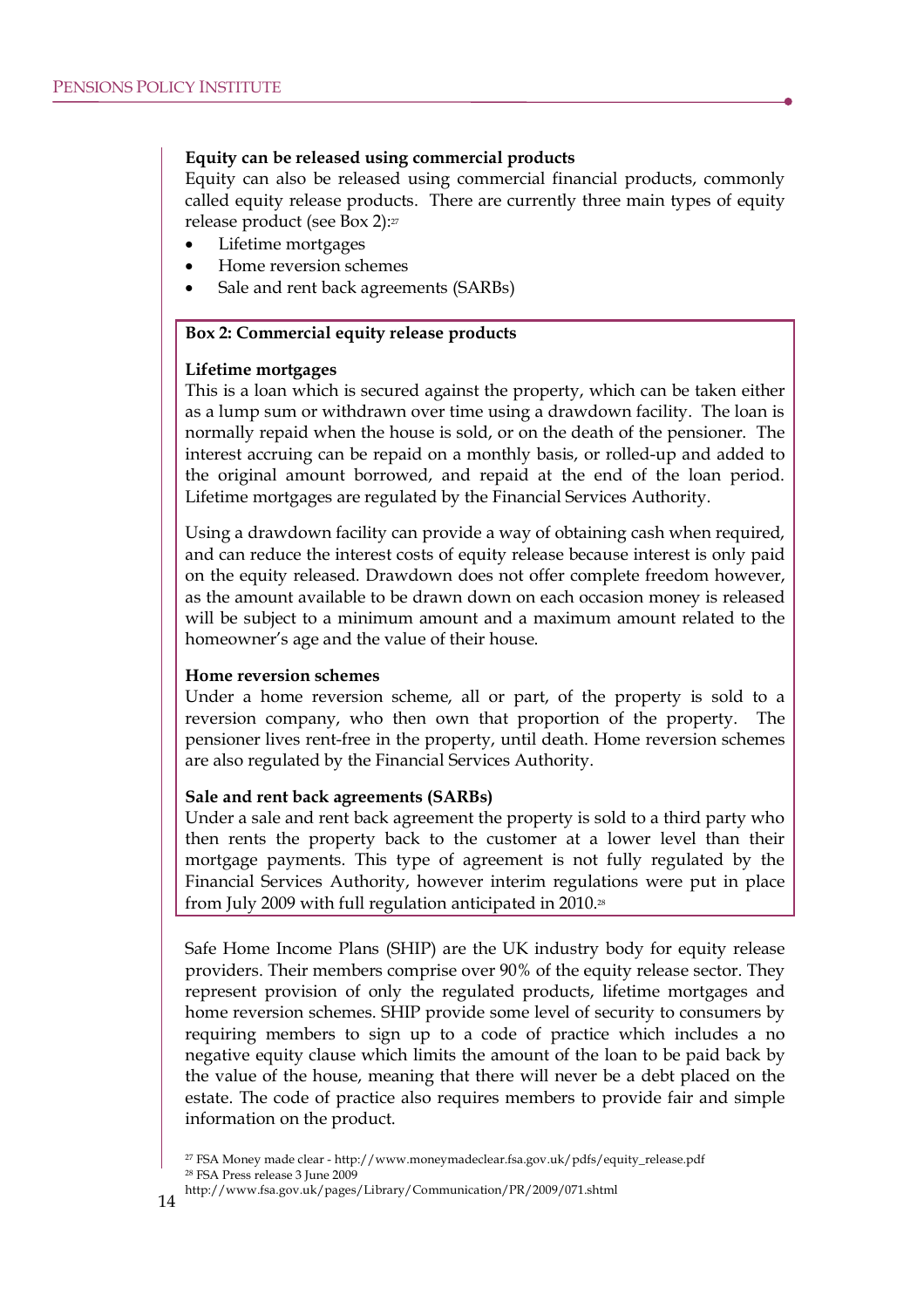**Equity can be released using commercial products**

Equity can also be released using commercial financial products, commonly called equity release products. There are currently three main types of equity release product (see Box 2):[27]

- Lifetime mortgages
- Home reversion schemes
- Sale and rent back agreements (SARBs)

**Box 2: Commercial equity release products**

**Lifetime mortgages**

This is a loan which is secured against the property, which can be taken either as a lump sum or withdrawn over time using a drawdown facility. The loan is normally repaid when the house is sold, or on the death of the pensioner. The interest accruing can be repaid on a monthly basis, or rolled-up and added to the original amount borrowed, and repaid at the end of the loan period. Lifetime mortgages are regulated by the Financial Services Authority.

Using a drawdown facility can provide a way of obtaining cash when required, and can reduce the interest costs of equity release because interest is only paid on the equity released. Drawdown does not offer complete freedom however, as the amount available to be drawn down on each occasion money is released will be subject to a minimum amount and a maximum amount related to the homeowner's age and the value of their house.

**Home reversion schemes**

Under a home reversion scheme, all or part, of the property is sold to a reversion company, who then own that proportion of the property. The pensioner lives rent-free in the property, until death. Home reversion schemes are also regulated by the Financial Services Authority.

**Sale and rent back agreements (SARBs)**

Under a sale and rent back agreement the property is sold to a third party who then rents the property back to the customer at a lower level than their mortgage payments. This type of agreement is not fully regulated by the Financial Services Authority, however interim regulations were put in place from July 2009 with full regulation anticipated in 2010.[28]

Safe Home Income Plans (SHIP) are the UK industry body for equity release providers. Their members comprise over 90% of the equity release sector. They represent provision of only the regulated products, lifetime mortgages and home reversion schemes. SHIP provide some level of security to consumers by requiring members to sign up to a code of practice which includes a no negative equity clause which limits the amount of the loan to be paid back by the value of the house, meaning that there will never be a debt placed on the estate. The code of practice also requires members to provide fair and simple information on the product.

[27] FSA Money made clear - http://www.moneymadeclear.fsa.gov.uk/pdfs/equity_release.pdf

[28] FSA Press release 3 June 2009 http://www.fsa.gov.uk/pages/Library/Communication/PR/2009/071.shtml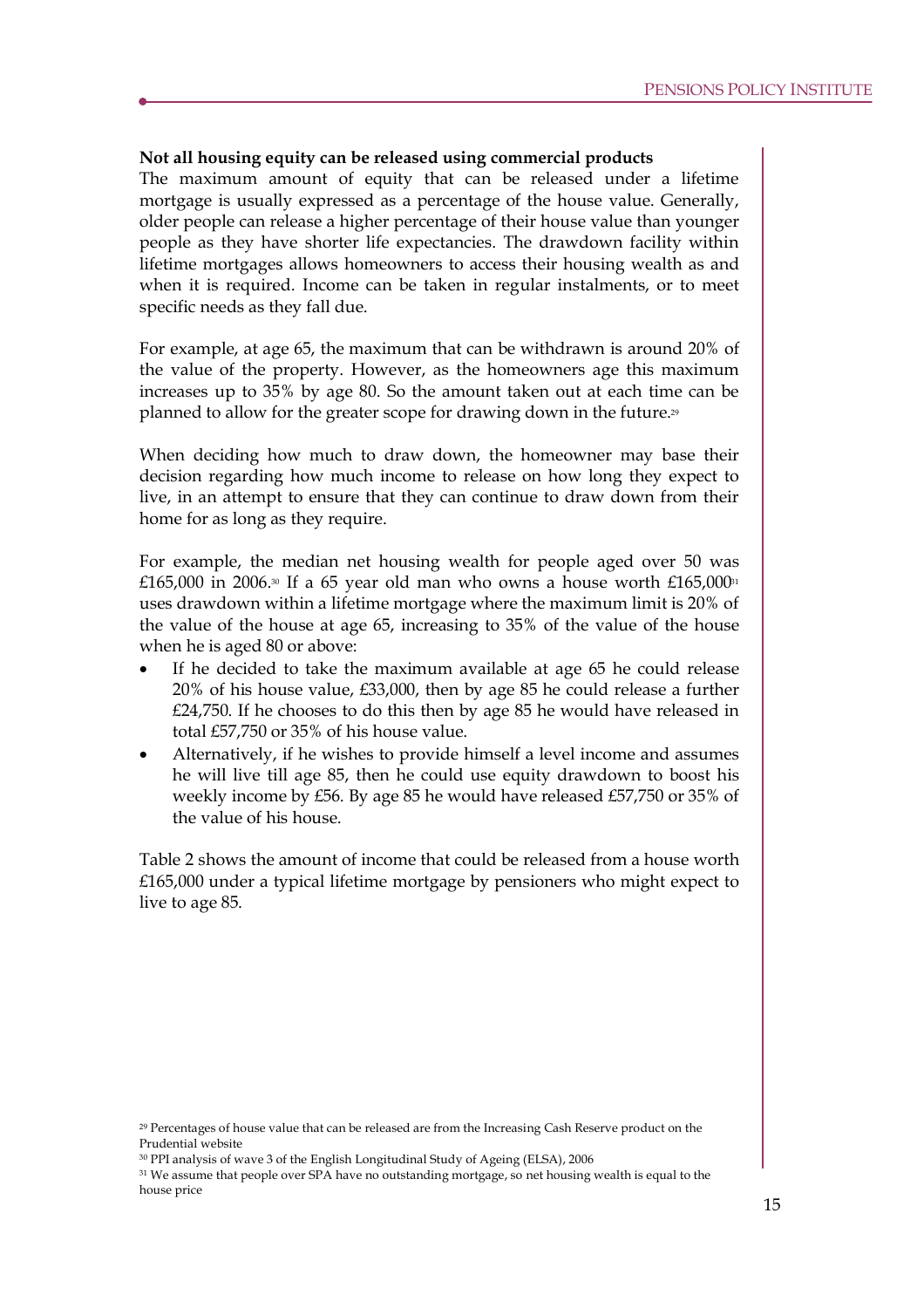**Not all housing equity can be released using commercial products**

The maximum amount of equity that can be released under a lifetime mortgage is usually expressed as a percentage of the house value. Generally, older people can release a higher percentage of their house value than younger people as they have shorter life expectancies. The drawdown facility within lifetime mortgages allows homeowners to access their housing wealth as and when it is required. Income can be taken in regular instalments, or to meet specific needs as they fall due.

For example, at age 65, the maximum that can be withdrawn is around 20% of the value of the property. However, as the homeowners age this maximum increases up to 35% by age 80. So the amount taken out at each time can be planned to allow for the greater scope for drawing down in the future.[29]

When deciding how much to draw down, the homeowner may base their decision regarding how much income to release on how long they expect to live, in an attempt to ensure that they can continue to draw down from their home for as long as they require.

For example, the median net housing wealth for people aged over 50 was £165,000 in 2006.[30] If a 65 year old man who owns a house worth £165,000[31] uses drawdown within a lifetime mortgage where the maximum limit is 20% of the value of the house at age 65, increasing to 35% of the value of the house when he is aged 80 or above:

- If he decided to take the maximum available at age 65 he could release 20% of his house value, £33,000, then by age 85 he could release a further £24,750. If he chooses to do this then by age 85 he would have released in total £57,750 or 35% of his house value.
- Alternatively, if he wishes to provide himself a level income and assumes he will live till age 85, then he could use equity drawdown to boost his weekly income by £56. By age 85 he would have released £57,750 or 35% of the value of his house.

Table 2 shows the amount of income that could be released from a house worth £165,000 under a typical lifetime mortgage by pensioners who might expect to live to age 85.

[29] Percentages of house value that can be released are from the Increasing Cash Reserve product on the Prudential website

[30] PPI analysis of wave 3 of the English Longitudinal Study of Ageing (ELSA), 2006

[31] We assume that people over SPA have no outstanding mortgage, so net housing wealth is equal to the house price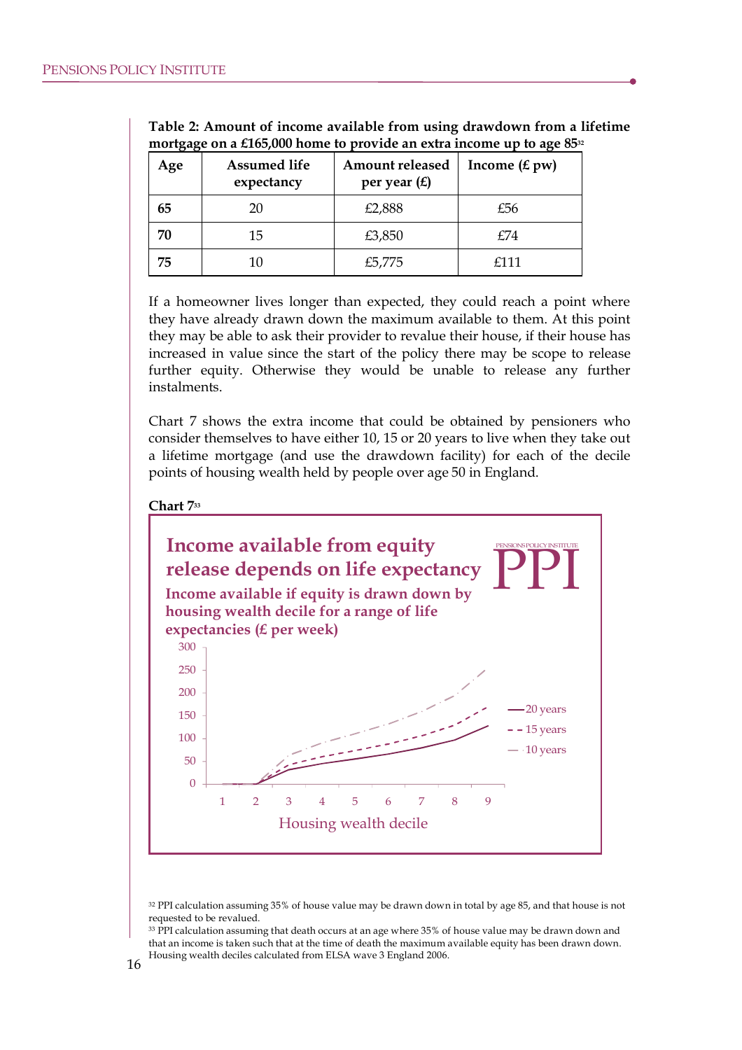**Table 2: Amount of income available from using drawdown from a lifetime mortgage on a £165,000 home to provide an extra income up to age 85**[32]

| Age | Assumed life expectancy | Amount released per year (£) | Income (£ pw) |
|---|---|---|---|
| **65** | 20 | £2,888 | £56 |
| **70** | 15 | £3,850 | £74 |
| **75** | 10 | £5,775 | £111 |

If a homeowner lives longer than expected, they could reach a point where they have already drawn down the maximum available to them. At this point they may be able to ask their provider to revalue their house, if their house has increased in value since the start of the policy there may be scope to release further equity. Otherwise they would be unable to release any further instalments.

Chart 7 shows the extra income that could be obtained by pensioners who consider themselves to have either 10, 15 or 20 years to live when they take out a lifetime mortgage (and use the drawdown facility) for each of the decile points of housing wealth held by people over age 50 in England.

**Chart 7**[33]

**Income available from equity release depends on life expectancy**

**Income available if equity is drawn down by housing wealth decile for a range of life expectancies (£ per week)**

[Line chart: x-axis "Housing wealth decile" (1–9); y-axis 0–300; series: 20 years, 15 years, 10 years]

[32] PPI calculation assuming 35% of house value may be drawn down in total by age 85, and that house is not requested to be revalued.

[33] PPI calculation assuming that death occurs at an age where 35% of house value may be drawn down and that an income is taken such that at the time of death the maximum available equity has been drawn down. Housing wealth deciles calculated from ELSA wave 3 England 2006.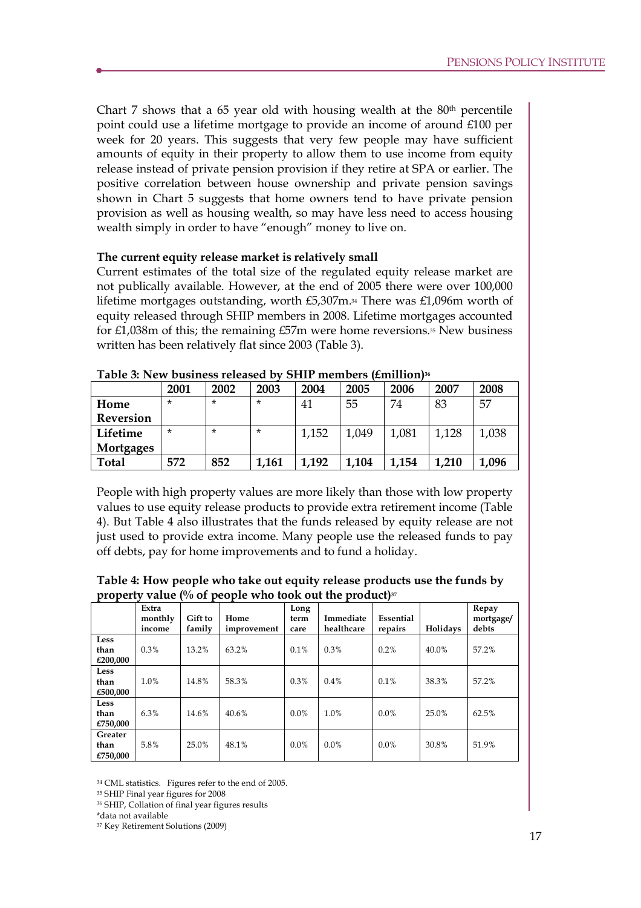Chart 7 shows that a 65 year old with housing wealth at the 80th percentile point could use a lifetime mortgage to provide an income of around £100 per week for 20 years. This suggests that very few people may have sufficient amounts of equity in their property to allow them to use income from equity release instead of private pension provision if they retire at SPA or earlier. The positive correlation between house ownership and private pension savings shown in Chart 5 suggests that home owners tend to have private pension provision as well as housing wealth, so may have less need to access housing wealth simply in order to have "enough" money to live on.

**The current equity release market is relatively small**

Current estimates of the total size of the regulated equity release market are not publically available. However, at the end of 2005 there were over 100,000 lifetime mortgages outstanding, worth £5,307m.[34] There was £1,096m worth of equity released through SHIP members in 2008. Lifetime mortgages accounted for £1,038m of this; the remaining £57m were home reversions.[35] New business written has been relatively flat since 2003 (Table 3).

**Table 3: New business released by SHIP members (£million)**[36]

| | 2001 | 2002 | 2003 | 2004 | 2005 | 2006 | 2007 | 2008 |
|---|---|---|---|---|---|---|---|---|
| **Home Reversion** | * | * | * | 41 | 55 | 74 | 83 | 57 |
| **Lifetime Mortgages** | * | * | * | 1,152 | 1,049 | 1,081 | 1,128 | 1,038 |
| **Total** | **572** | **852** | **1,161** | **1,192** | **1,104** | **1,154** | **1,210** | **1,096** |

People with high property values are more likely than those with low property values to use equity release products to provide extra retirement income (Table 4). But Table 4 also illustrates that the funds released by equity release are not just used to provide extra income. Many people use the released funds to pay off debts, pay for home improvements and to fund a holiday.

**Table 4: How people who take out equity release products use the funds by property value (% of people who took out the product)**[37]

| | Extra monthly income | Gift to family | Home improvement | Long term care | Immediate healthcare | Essential repairs | Holidays | Repay mortgage/ debts |
|---|---|---|---|---|---|---|---|---|
| **Less than £200,000** | 0.3% | 13.2% | 63.2% | 0.1% | 0.3% | 0.2% | 40.0% | 57.2% |
| **Less than £500,000** | 1.0% | 14.8% | 58.3% | 0.3% | 0.4% | 0.1% | 38.3% | 57.2% |
| **Less than £750,000** | 6.3% | 14.6% | 40.6% | 0.0% | 1.0% | 0.0% | 25.0% | 62.5% |
| **Greater than £750,000** | 5.8% | 25.0% | 48.1% | 0.0% | 0.0% | 0.0% | 30.8% | 51.9% |

[34] CML statistics. Figures refer to the end of 2005.

[35] SHIP Final year figures for 2008

[36] SHIP, Collation of final year figures results

*data not available

[37] Key Retirement Solutions (2009)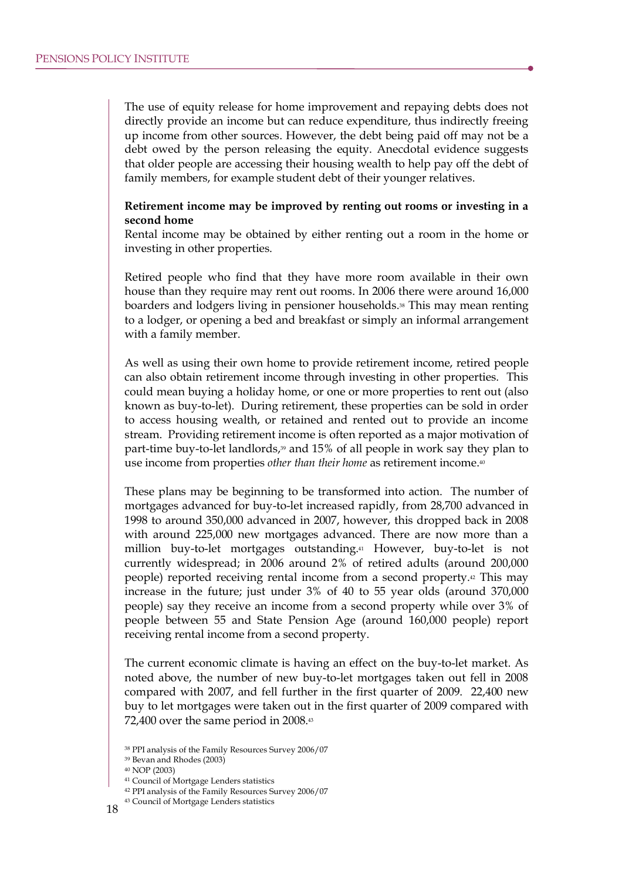The use of equity release for home improvement and repaying debts does not directly provide an income but can reduce expenditure, thus indirectly freeing up income from other sources. However, the debt being paid off may not be a debt owed by the person releasing the equity. Anecdotal evidence suggests that older people are accessing their housing wealth to help pay off the debt of family members, for example student debt of their younger relatives.

**Retirement income may be improved by renting out rooms or investing in a second home**

Rental income may be obtained by either renting out a room in the home or investing in other properties.

Retired people who find that they have more room available in their own house than they require may rent out rooms. In 2006 there were around 16,000 boarders and lodgers living in pensioner households.[38] This may mean renting to a lodger, or opening a bed and breakfast or simply an informal arrangement with a family member.

As well as using their own home to provide retirement income, retired people can also obtain retirement income through investing in other properties. This could mean buying a holiday home, or one or more properties to rent out (also known as buy-to-let). During retirement, these properties can be sold in order to access housing wealth, or retained and rented out to provide an income stream. Providing retirement income is often reported as a major motivation of part-time buy-to-let landlords,[39] and 15% of all people in work say they plan to use income from properties *other than their home* as retirement income.[40]

These plans may be beginning to be transformed into action. The number of mortgages advanced for buy-to-let increased rapidly, from 28,700 advanced in 1998 to around 350,000 advanced in 2007, however, this dropped back in 2008 with around 225,000 new mortgages advanced. There are now more than a million buy-to-let mortgages outstanding.[41] However, buy-to-let is not currently widespread; in 2006 around 2% of retired adults (around 200,000 people) reported receiving rental income from a second property.[42] This may increase in the future; just under 3% of 40 to 55 year olds (around 370,000 people) say they receive an income from a second property while over 3% of people between 55 and State Pension Age (around 160,000 people) report receiving rental income from a second property.

The current economic climate is having an effect on the buy-to-let market. As noted above, the number of new buy-to-let mortgages taken out fell in 2008 compared with 2007, and fell further in the first quarter of 2009. 22,400 new buy to let mortgages were taken out in the first quarter of 2009 compared with 72,400 over the same period in 2008.[43]

[38] PPI analysis of the Family Resources Survey 2006/07
[39] Bevan and Rhodes (2003)
[40] NOP (2003)
[41] Council of Mortgage Lenders statistics
[42] PPI analysis of the Family Resources Survey 2006/07
[43] Council of Mortgage Lenders statistics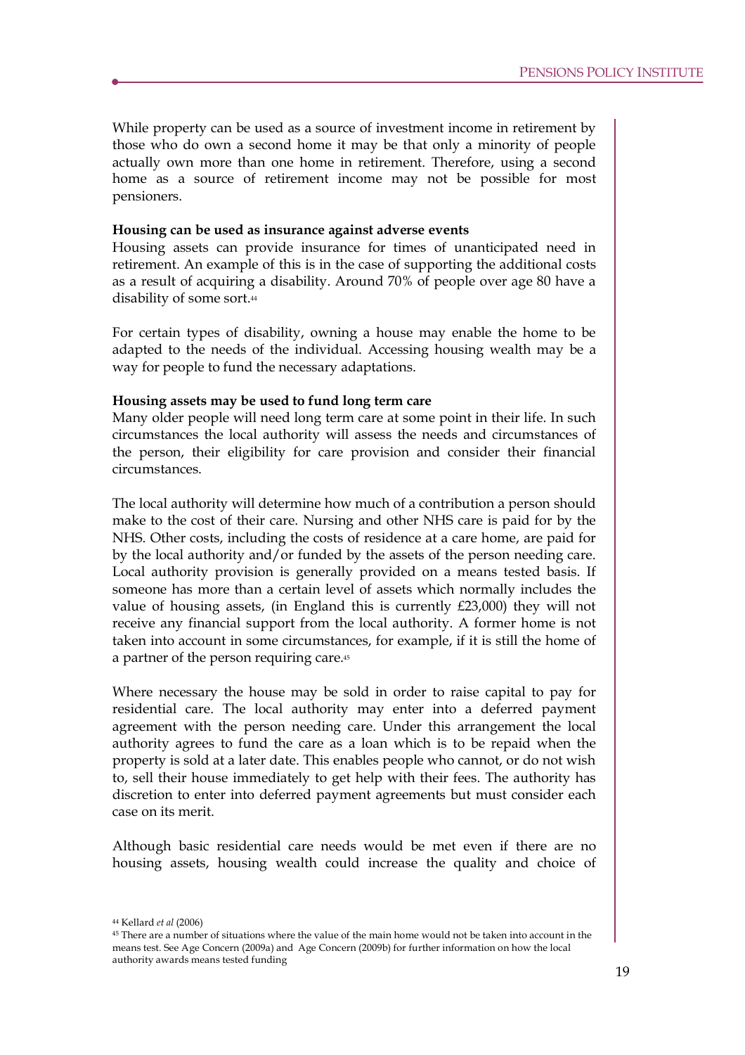While property can be used as a source of investment income in retirement by those who do own a second home it may be that only a minority of people actually own more than one home in retirement. Therefore, using a second home as a source of retirement income may not be possible for most pensioners.

**Housing can be used as insurance against adverse events**

Housing assets can provide insurance for times of unanticipated need in retirement. An example of this is in the case of supporting the additional costs as a result of acquiring a disability. Around 70% of people over age 80 have a disability of some sort.[44]

For certain types of disability, owning a house may enable the home to be adapted to the needs of the individual. Accessing housing wealth may be a way for people to fund the necessary adaptations.

**Housing assets may be used to fund long term care**

Many older people will need long term care at some point in their life. In such circumstances the local authority will assess the needs and circumstances of the person, their eligibility for care provision and consider their financial circumstances.

The local authority will determine how much of a contribution a person should make to the cost of their care. Nursing and other NHS care is paid for by the NHS. Other costs, including the costs of residence at a care home, are paid for by the local authority and/or funded by the assets of the person needing care. Local authority provision is generally provided on a means tested basis. If someone has more than a certain level of assets which normally includes the value of housing assets, (in England this is currently £23,000) they will not receive any financial support from the local authority. A former home is not taken into account in some circumstances, for example, if it is still the home of a partner of the person requiring care.[45]

Where necessary the house may be sold in order to raise capital to pay for residential care. The local authority may enter into a deferred payment agreement with the person needing care. Under this arrangement the local authority agrees to fund the care as a loan which is to be repaid when the property is sold at a later date. This enables people who cannot, or do not wish to, sell their house immediately to get help with their fees. The authority has discretion to enter into deferred payment agreements but must consider each case on its merit.

Although basic residential care needs would be met even if there are no housing assets, housing wealth could increase the quality and choice of

[44] Kellard *et al* (2006)

[45] There are a number of situations where the value of the main home would not be taken into account in the means test. See Age Concern (2009a) and Age Concern (2009b) for further information on how the local authority awards means tested funding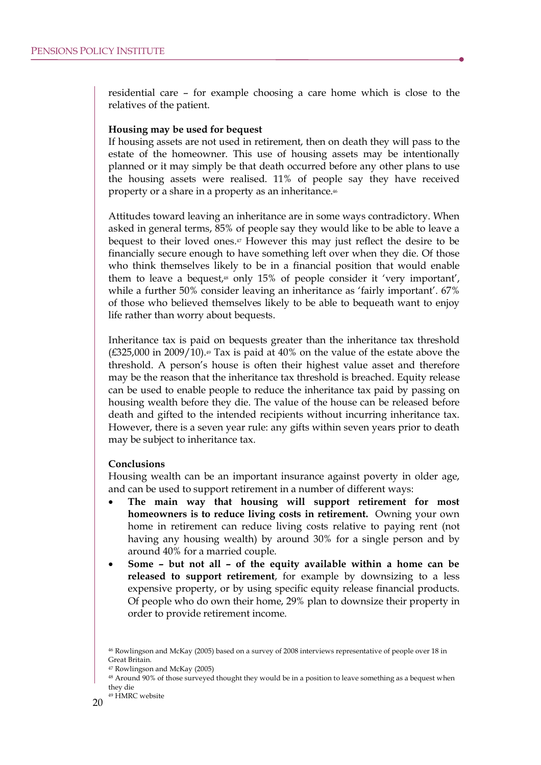residential care – for example choosing a care home which is close to the relatives of the patient.

**Housing may be used for bequest**

If housing assets are not used in retirement, then on death they will pass to the estate of the homeowner. This use of housing assets may be intentionally planned or it may simply be that death occurred before any other plans to use the housing assets were realised. 11% of people say they have received property or a share in a property as an inheritance.[46]

Attitudes toward leaving an inheritance are in some ways contradictory. When asked in general terms, 85% of people say they would like to be able to leave a bequest to their loved ones.[47] However this may just reflect the desire to be financially secure enough to have something left over when they die. Of those who think themselves likely to be in a financial position that would enable them to leave a bequest,[48] only 15% of people consider it 'very important', while a further 50% consider leaving an inheritance as 'fairly important'. 67% of those who believed themselves likely to be able to bequeath want to enjoy life rather than worry about bequests.

Inheritance tax is paid on bequests greater than the inheritance tax threshold (£325,000 in 2009/10).[49] Tax is paid at 40% on the value of the estate above the threshold. A person's house is often their highest value asset and therefore may be the reason that the inheritance tax threshold is breached. Equity release can be used to enable people to reduce the inheritance tax paid by passing on housing wealth before they die. The value of the house can be released before death and gifted to the intended recipients without incurring inheritance tax. However, there is a seven year rule: any gifts within seven years prior to death may be subject to inheritance tax.

**Conclusions**

Housing wealth can be an important insurance against poverty in older age, and can be used to support retirement in a number of different ways:

- **The main way that housing will support retirement for most homeowners is to reduce living costs in retirement.** Owning your own home in retirement can reduce living costs relative to paying rent (not having any housing wealth) by around 30% for a single person and by around 40% for a married couple.
- **Some – but not all – of the equity available within a home can be released to support retirement**, for example by downsizing to a less expensive property, or by using specific equity release financial products. Of people who do own their home, 29% plan to downsize their property in order to provide retirement income.

[46] Rowlingson and McKay (2005) based on a survey of 2008 interviews representative of people over 18 in Great Britain.

[47] Rowlingson and McKay (2005)

[48] Around 90% of those surveyed thought they would be in a position to leave something as a bequest when they die

[49] HMRC website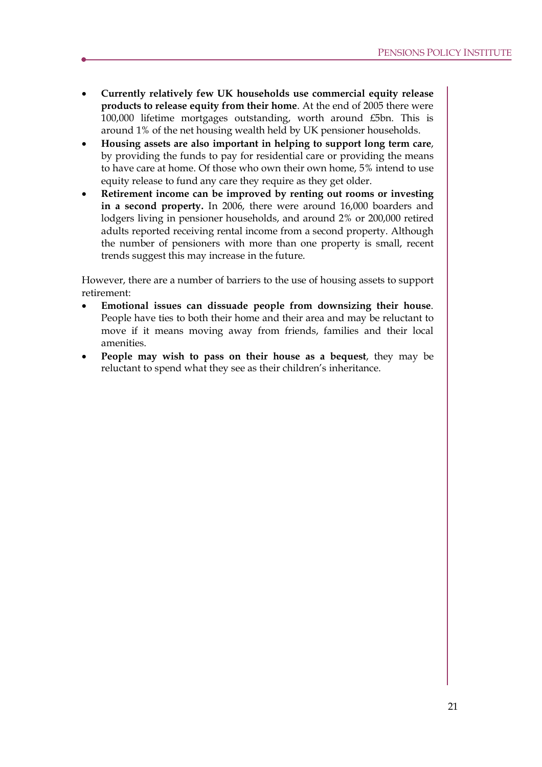- **Currently relatively few UK households use commercial equity release products to release equity from their home**. At the end of 2005 there were 100,000 lifetime mortgages outstanding, worth around £5bn. This is around 1% of the net housing wealth held by UK pensioner households.
- **Housing assets are also important in helping to support long term care**, by providing the funds to pay for residential care or providing the means to have care at home. Of those who own their own home, 5% intend to use equity release to fund any care they require as they get older.
- **Retirement income can be improved by renting out rooms or investing in a second property.** In 2006, there were around 16,000 boarders and lodgers living in pensioner households, and around 2% or 200,000 retired adults reported receiving rental income from a second property. Although the number of pensioners with more than one property is small, recent trends suggest this may increase in the future.

However, there are a number of barriers to the use of housing assets to support retirement:

- **Emotional issues can dissuade people from downsizing their house**. People have ties to both their home and their area and may be reluctant to move if it means moving away from friends, families and their local amenities.
- **People may wish to pass on their house as a bequest**, they may be reluctant to spend what they see as their children's inheritance.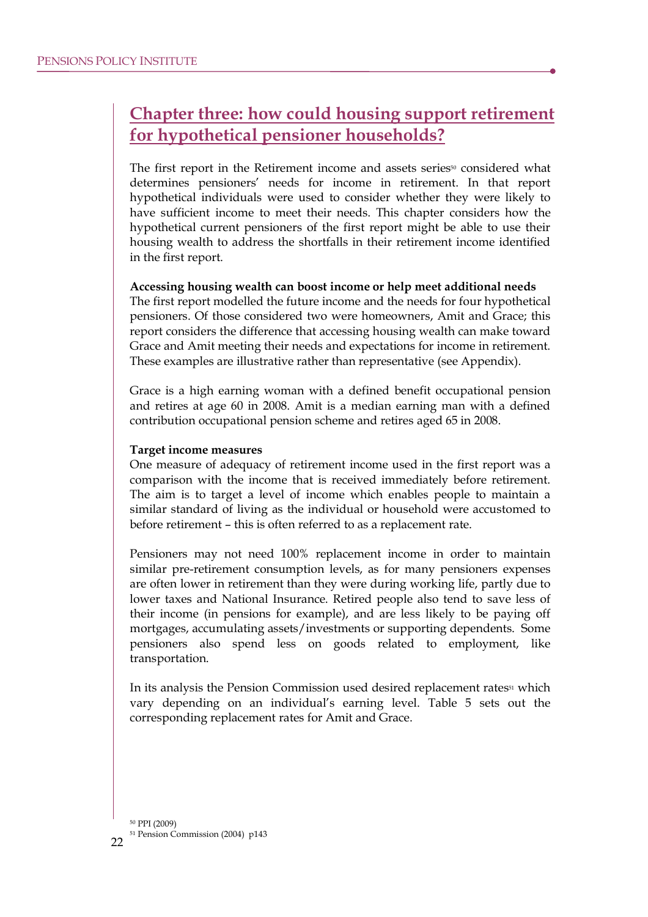# Chapter three: how could housing support retirement for hypothetical pensioner households?

The first report in the Retirement income and assets series[50] considered what determines pensioners' needs for income in retirement. In that report hypothetical individuals were used to consider whether they were likely to have sufficient income to meet their needs. This chapter considers how the hypothetical current pensioners of the first report might be able to use their housing wealth to address the shortfalls in their retirement income identified in the first report.

**Accessing housing wealth can boost income or help meet additional needs**

The first report modelled the future income and the needs for four hypothetical pensioners. Of those considered two were homeowners, Amit and Grace; this report considers the difference that accessing housing wealth can make toward Grace and Amit meeting their needs and expectations for income in retirement. These examples are illustrative rather than representative (see Appendix).

Grace is a high earning woman with a defined benefit occupational pension and retires at age 60 in 2008. Amit is a median earning man with a defined contribution occupational pension scheme and retires aged 65 in 2008.

**Target income measures**

One measure of adequacy of retirement income used in the first report was a comparison with the income that is received immediately before retirement. The aim is to target a level of income which enables people to maintain a similar standard of living as the individual or household were accustomed to before retirement – this is often referred to as a replacement rate.

Pensioners may not need 100% replacement income in order to maintain similar pre-retirement consumption levels, as for many pensioners expenses are often lower in retirement than they were during working life, partly due to lower taxes and National Insurance. Retired people also tend to save less of their income (in pensions for example), and are less likely to be paying off mortgages, accumulating assets/investments or supporting dependents. Some pensioners also spend less on goods related to employment, like transportation.

In its analysis the Pension Commission used desired replacement rates[51] which vary depending on an individual's earning level. Table 5 sets out the corresponding replacement rates for Amit and Grace.

[50] PPI (2009)

[51] Pension Commission (2004) p143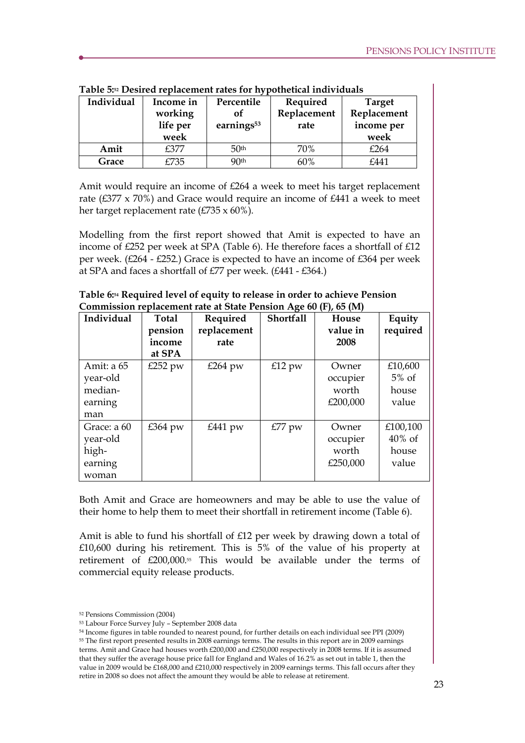**Table 5:[52] Desired replacement rates for hypothetical individuals**

| Individual | Income in working life per week | Percentile of earnings[53] | Required Replacement rate | Target Replacement income per week |
|---|---|---|---|---|
| **Amit** | £377 | 50th | 70% | £264 |
| **Grace** | £735 | 90th | 60% | £441 |

Amit would require an income of £264 a week to meet his target replacement rate (£377 x 70%) and Grace would require an income of £441 a week to meet her target replacement rate (£735 x 60%).

Modelling from the first report showed that Amit is expected to have an income of £252 per week at SPA (Table 6). He therefore faces a shortfall of £12 per week. (£264 - £252.) Grace is expected to have an income of £364 per week at SPA and faces a shortfall of £77 per week. (£441 - £364.)

**Table 6:[54] Required level of equity to release in order to achieve Pension Commission replacement rate at State Pension Age 60 (F), 65 (M)**

| Individual | Total pension income at SPA | Required replacement rate | Shortfall | House value in 2008 | Equity required |
|---|---|---|---|---|---|
| Amit: a 65 year-old median-earning man | £252 pw | £264 pw | £12 pw | Owner occupier worth £200,000 | £10,600 5% of house value |
| Grace: a 60 year-old high-earning woman | £364 pw | £441 pw | £77 pw | Owner occupier worth £250,000 | £100,100 40% of house value |

Both Amit and Grace are homeowners and may be able to use the value of their home to help them to meet their shortfall in retirement income (Table 6).

Amit is able to fund his shortfall of £12 per week by drawing down a total of £10,600 during his retirement. This is 5% of the value of his property at retirement of £200,000.[55] This would be available under the terms of commercial equity release products.

---

[52] Pensions Commission (2004)

[53] Labour Force Survey July – September 2008 data

[54] Income figures in table rounded to nearest pound, for further details on each individual see PPI (2009)

[55] The first report presented results in 2008 earnings terms. The results in this report are in 2009 earnings terms. Amit and Grace had houses worth £200,000 and £250,000 respectively in 2008 terms. If it is assumed that they suffer the average house price fall for England and Wales of 16.2% as set out in table 1, then the value in 2009 would be £168,000 and £210,000 respectively in 2009 earnings terms. This fall occurs after they retire in 2008 so does not affect the amount they would be able to release at retirement.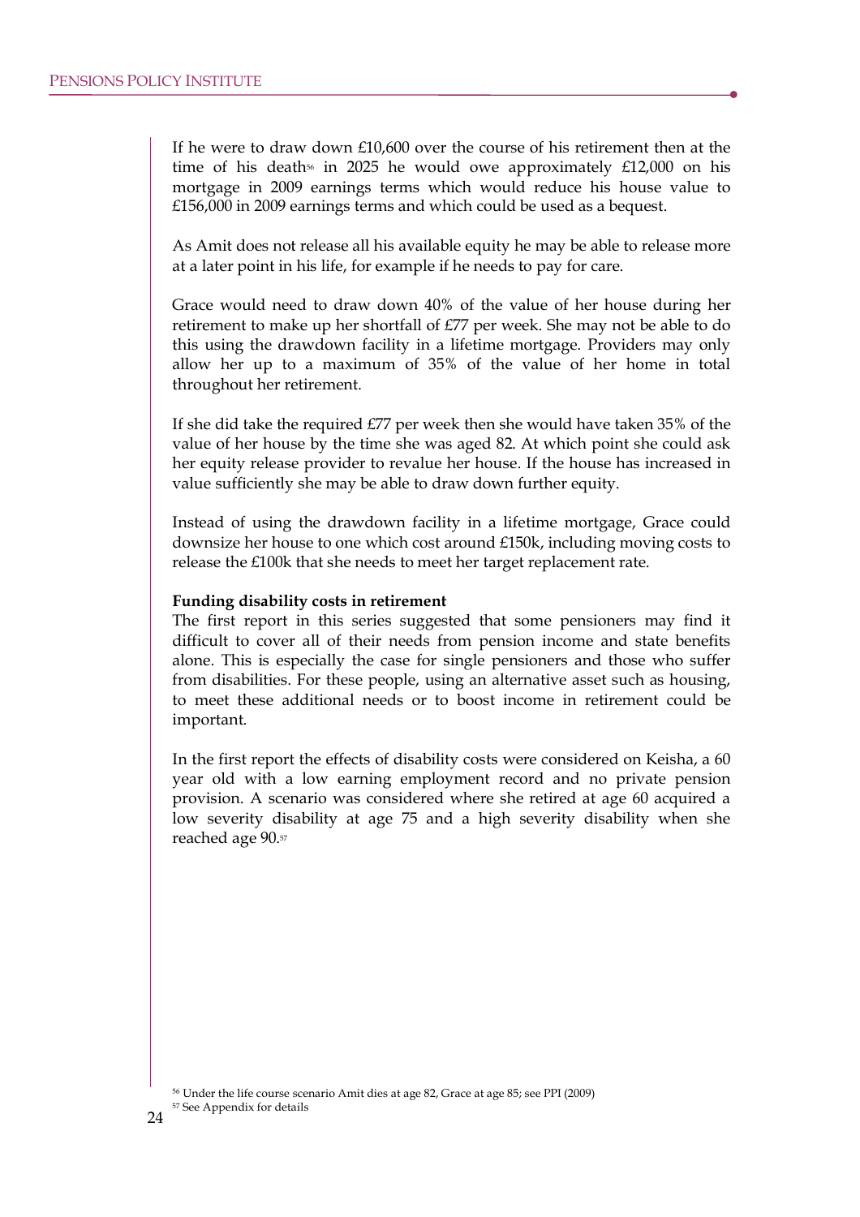If he were to draw down £10,600 over the course of his retirement then at the time of his death[56] in 2025 he would owe approximately £12,000 on his mortgage in 2009 earnings terms which would reduce his house value to £156,000 in 2009 earnings terms and which could be used as a bequest.

As Amit does not release all his available equity he may be able to release more at a later point in his life, for example if he needs to pay for care.

Grace would need to draw down 40% of the value of her house during her retirement to make up her shortfall of £77 per week. She may not be able to do this using the drawdown facility in a lifetime mortgage. Providers may only allow her up to a maximum of 35% of the value of her home in total throughout her retirement.

If she did take the required £77 per week then she would have taken 35% of the value of her house by the time she was aged 82. At which point she could ask her equity release provider to revalue her house. If the house has increased in value sufficiently she may be able to draw down further equity.

Instead of using the drawdown facility in a lifetime mortgage, Grace could downsize her house to one which cost around £150k, including moving costs to release the £100k that she needs to meet her target replacement rate.

**Funding disability costs in retirement**

The first report in this series suggested that some pensioners may find it difficult to cover all of their needs from pension income and state benefits alone. This is especially the case for single pensioners and those who suffer from disabilities. For these people, using an alternative asset such as housing, to meet these additional needs or to boost income in retirement could be important.

In the first report the effects of disability costs were considered on Keisha, a 60 year old with a low earning employment record and no private pension provision. A scenario was considered where she retired at age 60 acquired a low severity disability at age 75 and a high severity disability when she reached age 90.[57]

[56] Under the life course scenario Amit dies at age 82, Grace at age 85; see PPI (2009)

[57] See Appendix for details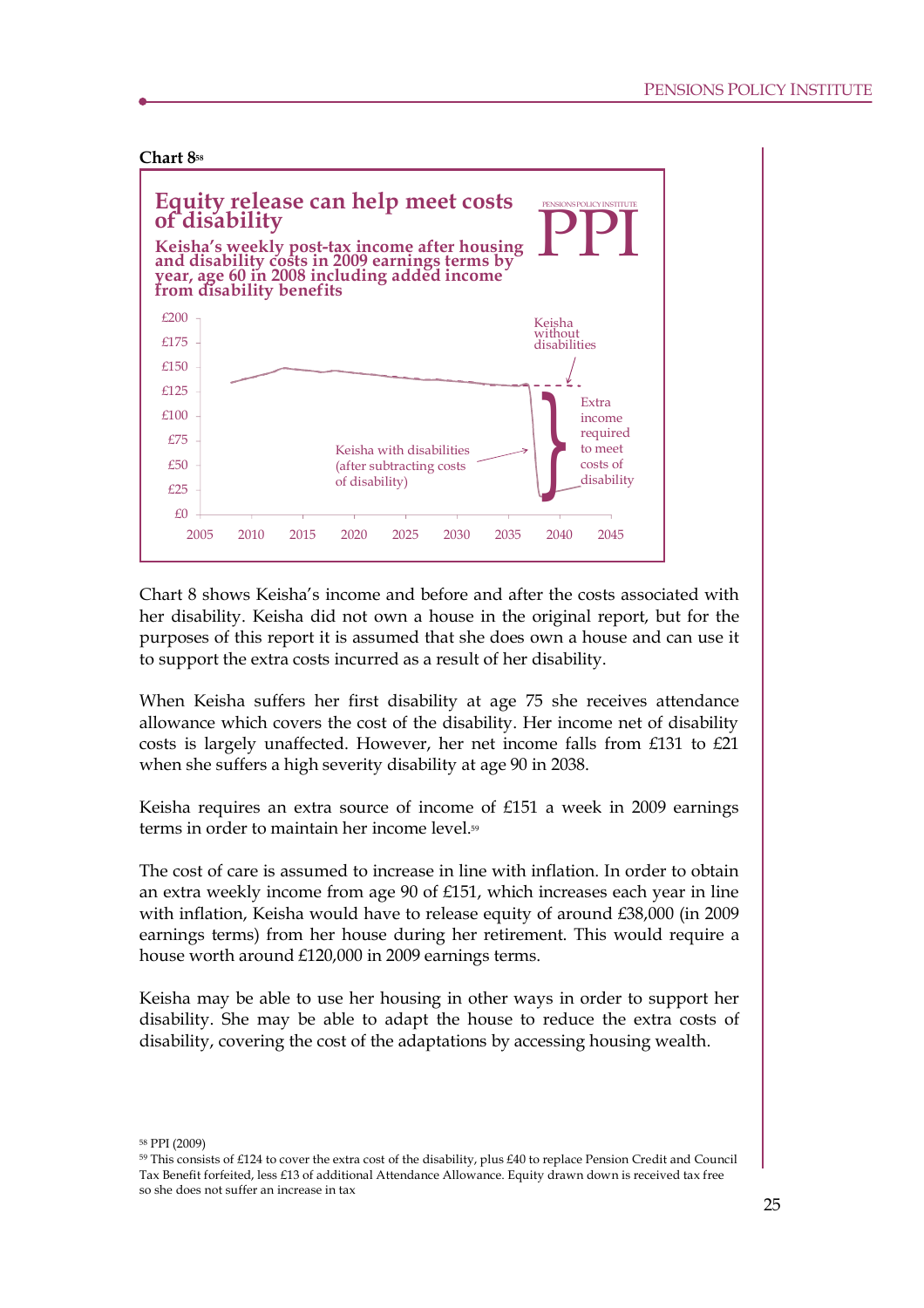**Chart 8**[58]

**Equity release can help meet costs of disability**

**Keisha's weekly post-tax income after housing and disability costs in 2009 earnings terms by year, age 60 in 2008 including added income from disability benefits**

Chart 8 shows Keisha's income and before and after the costs associated with her disability. Keisha did not own a house in the original report, but for the purposes of this report it is assumed that she does own a house and can use it to support the extra costs incurred as a result of her disability.

When Keisha suffers her first disability at age 75 she receives attendance allowance which covers the cost of the disability. Her income net of disability costs is largely unaffected. However, her net income falls from £131 to £21 when she suffers a high severity disability at age 90 in 2038.

Keisha requires an extra source of income of £151 a week in 2009 earnings terms in order to maintain her income level.[59]

The cost of care is assumed to increase in line with inflation. In order to obtain an extra weekly income from age 90 of £151, which increases each year in line with inflation, Keisha would have to release equity of around £38,000 (in 2009 earnings terms) from her house during her retirement. This would require a house worth around £120,000 in 2009 earnings terms.

Keisha may be able to use her housing in other ways in order to support her disability. She may be able to adapt the house to reduce the extra costs of disability, covering the cost of the adaptations by accessing housing wealth.

---

[58] PPI (2009)

[59] This consists of £124 to cover the extra cost of the disability, plus £40 to replace Pension Credit and Council Tax Benefit forfeited, less £13 of additional Attendance Allowance. Equity drawn down is received tax free so she does not suffer an increase in tax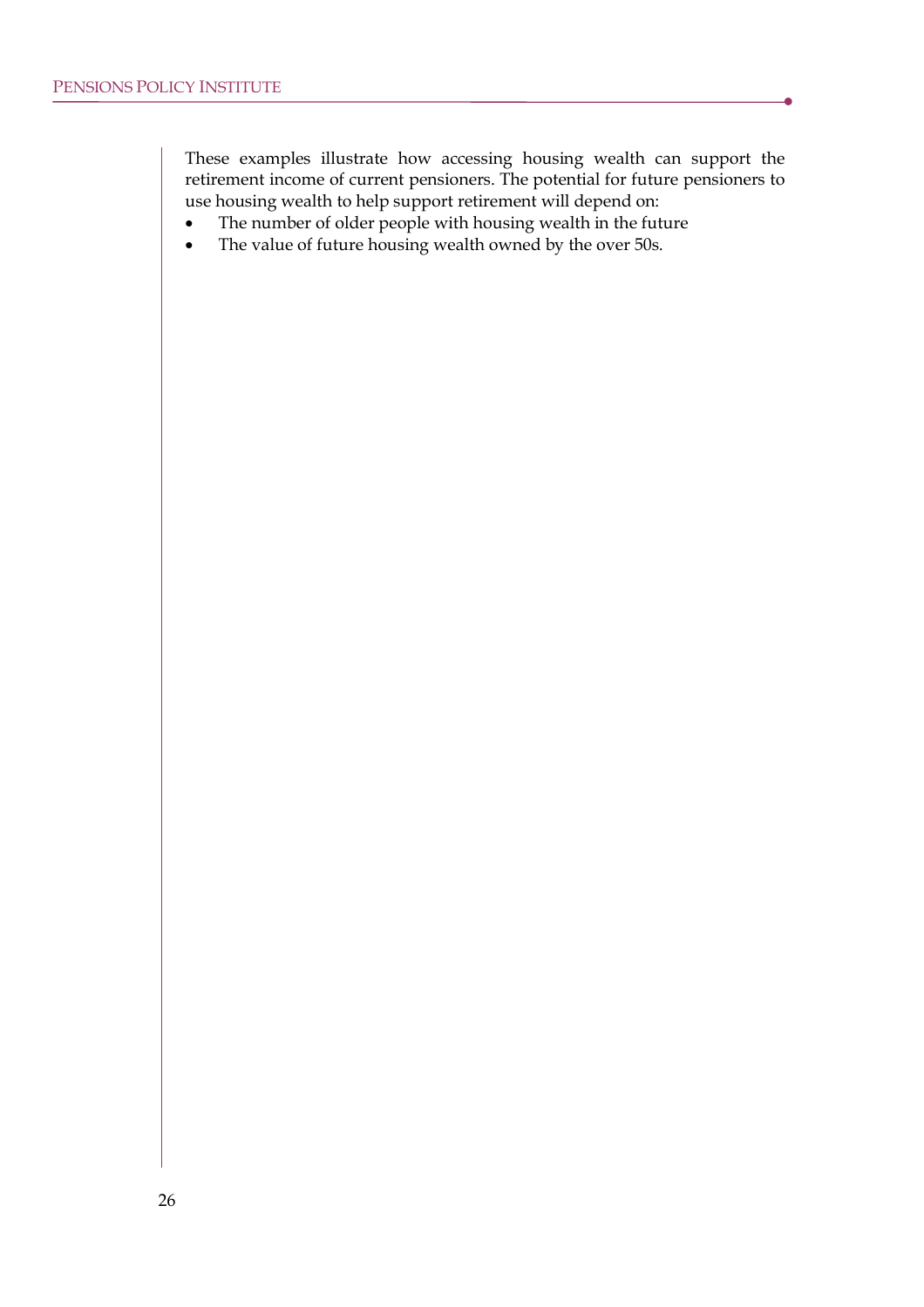These examples illustrate how accessing housing wealth can support the retirement income of current pensioners. The potential for future pensioners to use housing wealth to help support retirement will depend on:

- The number of older people with housing wealth in the future
- The value of future housing wealth owned by the over 50s.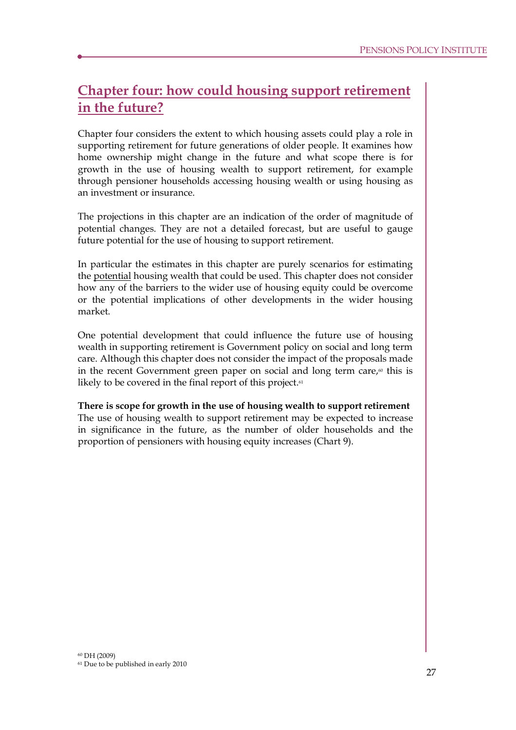# Chapter four: how could housing support retirement in the future?

Chapter four considers the extent to which housing assets could play a role in supporting retirement for future generations of older people. It examines how home ownership might change in the future and what scope there is for growth in the use of housing wealth to support retirement, for example through pensioner households accessing housing wealth or using housing as an investment or insurance.

The projections in this chapter are an indication of the order of magnitude of potential changes. They are not a detailed forecast, but are useful to gauge future potential for the use of housing to support retirement.

In particular the estimates in this chapter are purely scenarios for estimating the potential housing wealth that could be used. This chapter does not consider how any of the barriers to the wider use of housing equity could be overcome or the potential implications of other developments in the wider housing market.

One potential development that could influence the future use of housing wealth in supporting retirement is Government policy on social and long term care. Although this chapter does not consider the impact of the proposals made in the recent Government green paper on social and long term care,[60] this is likely to be covered in the final report of this project.[61]

**There is scope for growth in the use of housing wealth to support retirement**

The use of housing wealth to support retirement may be expected to increase in significance in the future, as the number of older households and the proportion of pensioners with housing equity increases (Chart 9).

[60] DH (2009)

[61] Due to be published in early 2010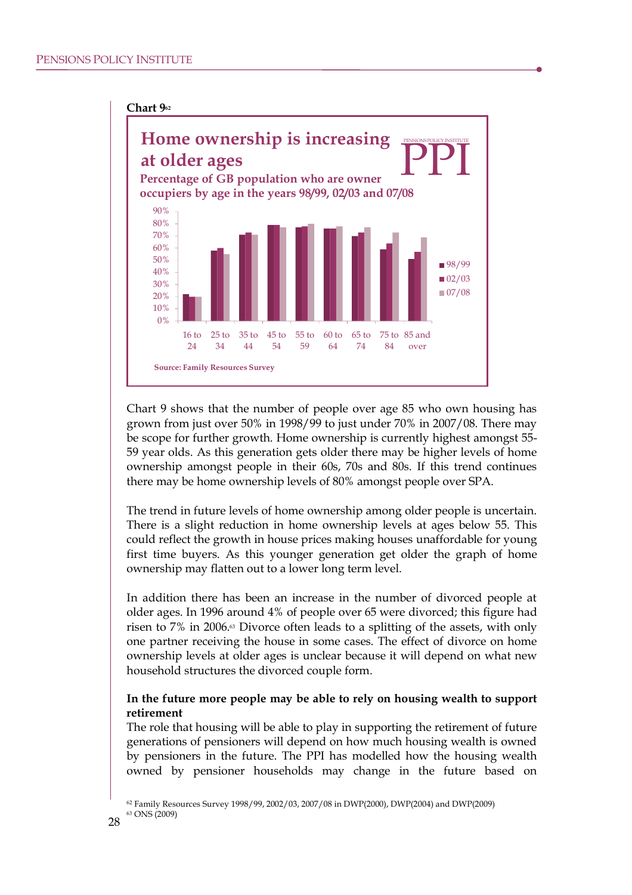**Chart 9**[62]

**Home ownership is increasing at older ages**

**Percentage of GB population who are owner occupiers by age in the years 98/99, 02/03 and 07/08**

Source: Family Resources Survey

Chart 9 shows that the number of people over age 85 who own housing has grown from just over 50% in 1998/99 to just under 70% in 2007/08. There may be scope for further growth. Home ownership is currently highest amongst 55-59 year olds. As this generation gets older there may be higher levels of home ownership amongst people in their 60s, 70s and 80s. If this trend continues there may be home ownership levels of 80% amongst people over SPA.

The trend in future levels of home ownership among older people is uncertain. There is a slight reduction in home ownership levels at ages below 55. This could reflect the growth in house prices making houses unaffordable for young first time buyers. As this younger generation get older the graph of home ownership may flatten out to a lower long term level.

In addition there has been an increase in the number of divorced people at older ages. In 1996 around 4% of people over 65 were divorced; this figure had risen to 7% in 2006.[63] Divorce often leads to a splitting of the assets, with only one partner receiving the house in some cases. The effect of divorce on home ownership levels at older ages is unclear because it will depend on what new household structures the divorced couple form.

**In the future more people may be able to rely on housing wealth to support retirement**

The role that housing will be able to play in supporting the retirement of future generations of pensioners will depend on how much housing wealth is owned by pensioners in the future. The PPI has modelled how the housing wealth owned by pensioner households may change in the future based on

[62] Family Resources Survey 1998/99, 2002/03, 2007/08 in DWP(2000), DWP(2004) and DWP(2009)

[63] ONS (2009)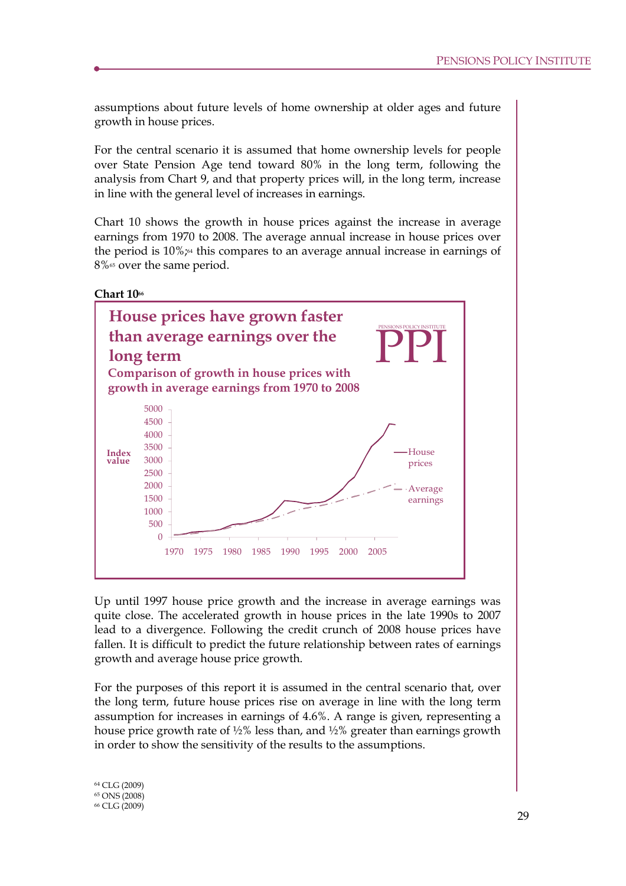assumptions about future levels of home ownership at older ages and future growth in house prices.

For the central scenario it is assumed that home ownership levels for people over State Pension Age tend toward 80% in the long term, following the analysis from Chart 9, and that property prices will, in the long term, increase in line with the general level of increases in earnings.

Chart 10 shows the growth in house prices against the increase in average earnings from 1970 to 2008. The average annual increase in house prices over the period is 10%;[64] this compares to an average annual increase in earnings of 8%[65] over the same period.

**Chart 10**[66]

**House prices have grown faster than average earnings over the long term**

**Comparison of growth in house prices with growth in average earnings from 1970 to 2008**

Up until 1997 house price growth and the increase in average earnings was quite close. The accelerated growth in house prices in the late 1990s to 2007 lead to a divergence. Following the credit crunch of 2008 house prices have fallen. It is difficult to predict the future relationship between rates of earnings growth and average house price growth.

For the purposes of this report it is assumed in the central scenario that, over the long term, future house prices rise on average in line with the long term assumption for increases in earnings of 4.6%. A range is given, representing a house price growth rate of ½% less than, and ½% greater than earnings growth in order to show the sensitivity of the results to the assumptions.

[64] CLG (2009)
[65] ONS (2008)
[66] CLG (2009)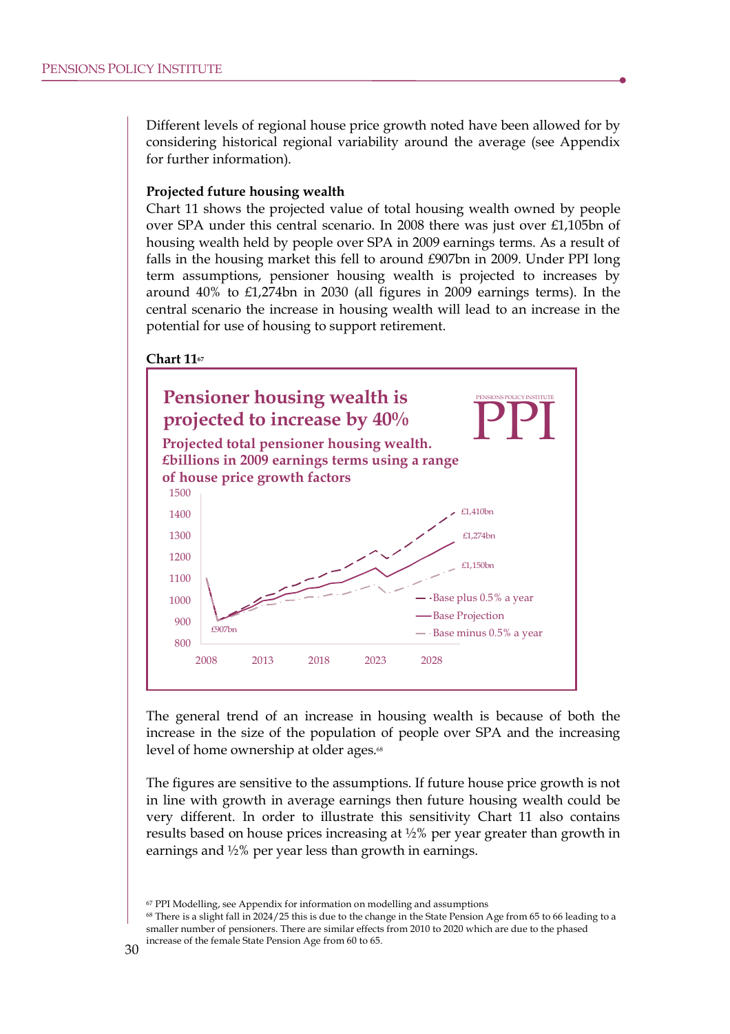Different levels of regional house price growth noted have been allowed for by considering historical regional variability around the average (see Appendix for further information).

**Projected future housing wealth**

Chart 11 shows the projected value of total housing wealth owned by people over SPA under this central scenario. In 2008 there was just over £1,105bn of housing wealth held by people over SPA in 2009 earnings terms. As a result of falls in the housing market this fell to around £907bn in 2009. Under PPI long term assumptions, pensioner housing wealth is projected to increases by around 40% to £1,274bn in 2030 (all figures in 2009 earnings terms). In the central scenario the increase in housing wealth will lead to an increase in the potential for use of housing to support retirement.

**Chart 11**[67]

**Pensioner housing wealth is projected to increase by 40%**

**Projected total pensioner housing wealth. £billions in 2009 earnings terms using a range of house price growth factors**

PENSIONS POLICY INSTITUTE PPI

Y-axis: 800–1500. X-axis: 2008, 2013, 2018, 2023, 2028.

Labels: £907bn (2009); £1,410bn (Base plus 0.5% a year, 2030); £1,274bn (Base Projection, 2030); £1,150bn (Base minus 0.5% a year, 2030)

Legend: Base plus 0.5% a year; Base Projection; Base minus 0.5% a year

The general trend of an increase in housing wealth is because of both the increase in the size of the population of people over SPA and the increasing level of home ownership at older ages.[68]

The figures are sensitive to the assumptions. If future house price growth is not in line with growth in average earnings then future housing wealth could be very different. In order to illustrate this sensitivity Chart 11 also contains results based on house prices increasing at ½% per year greater than growth in earnings and ½% per year less than growth in earnings.

[67] PPI Modelling, see Appendix for information on modelling and assumptions

[68] There is a slight fall in 2024/25 this is due to the change in the State Pension Age from 65 to 66 leading to a smaller number of pensioners. There are similar effects from 2010 to 2020 which are due to the phased increase of the female State Pension Age from 60 to 65.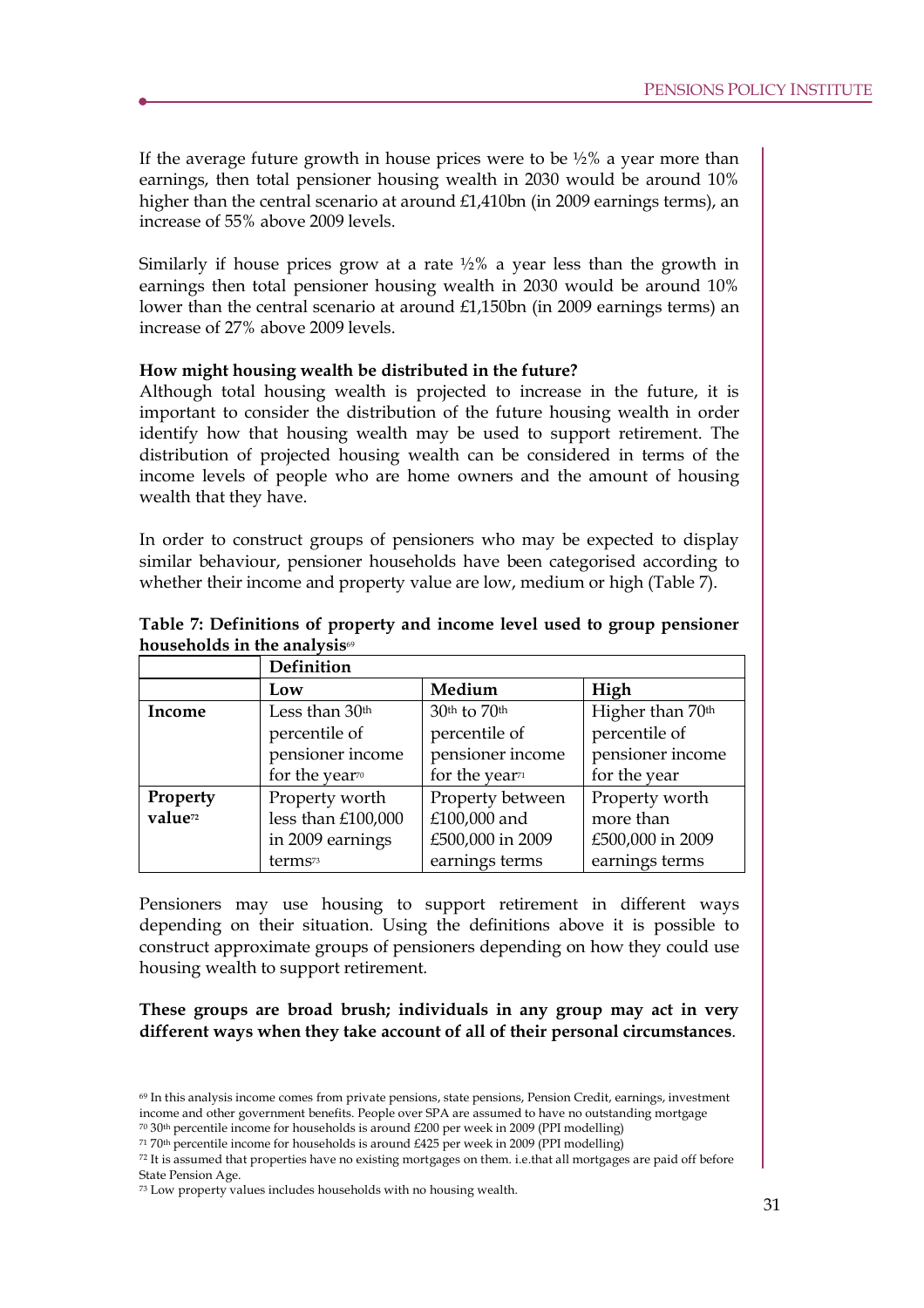If the average future growth in house prices were to be ½% a year more than earnings, then total pensioner housing wealth in 2030 would be around 10% higher than the central scenario at around £1,410bn (in 2009 earnings terms), an increase of 55% above 2009 levels.

Similarly if house prices grow at a rate ½% a year less than the growth in earnings then total pensioner housing wealth in 2030 would be around 10% lower than the central scenario at around £1,150bn (in 2009 earnings terms) an increase of 27% above 2009 levels.

**How might housing wealth be distributed in the future?**

Although total housing wealth is projected to increase in the future, it is important to consider the distribution of the future housing wealth in order identify how that housing wealth may be used to support retirement. The distribution of projected housing wealth can be considered in terms of the income levels of people who are home owners and the amount of housing wealth that they have.

In order to construct groups of pensioners who may be expected to display similar behaviour, pensioner households have been categorised according to whether their income and property value are low, medium or high (Table 7).

**Table 7: Definitions of property and income level used to group pensioner households in the analysis**[69]

| | Definition | | |
|---|---|---|---|
| | **Low** | **Medium** | **High** |
| **Income** | Less than 30th percentile of pensioner income for the year[70] | 30th to 70th percentile of pensioner income for the year[71] | Higher than 70th percentile of pensioner income for the year |
| **Property value**[72] | Property worth less than £100,000 in 2009 earnings terms[73] | Property between £100,000 and £500,000 in 2009 earnings terms | Property worth more than £500,000 in 2009 earnings terms |

Pensioners may use housing to support retirement in different ways depending on their situation. Using the definitions above it is possible to construct approximate groups of pensioners depending on how they could use housing wealth to support retirement.

**These groups are broad brush; individuals in any group may act in very different ways when they take account of all of their personal circumstances**.

---

[69] In this analysis income comes from private pensions, state pensions, Pension Credit, earnings, investment income and other government benefits. People over SPA are assumed to have no outstanding mortgage

[70] 30th percentile income for households is around £200 per week in 2009 (PPI modelling)

[71] 70th percentile income for households is around £425 per week in 2009 (PPI modelling)

[72] It is assumed that properties have no existing mortgages on them. i.e.that all mortgages are paid off before State Pension Age.

[73] Low property values includes households with no housing wealth.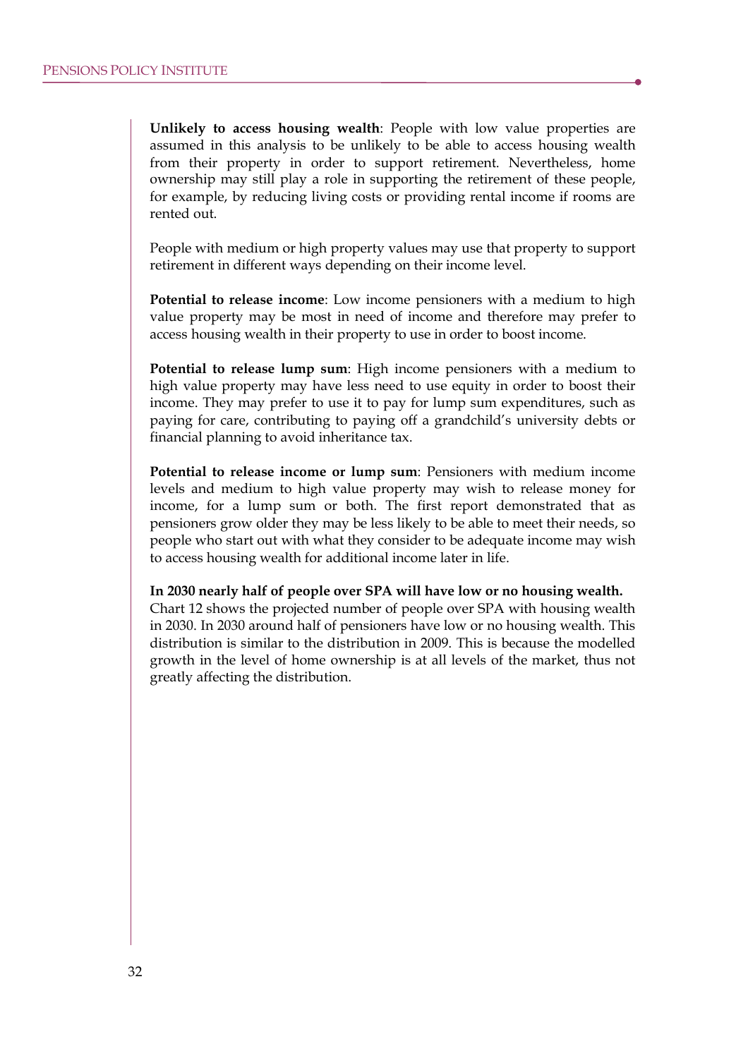**Unlikely to access housing wealth**: People with low value properties are assumed in this analysis to be unlikely to be able to access housing wealth from their property in order to support retirement. Nevertheless, home ownership may still play a role in supporting the retirement of these people, for example, by reducing living costs or providing rental income if rooms are rented out.

People with medium or high property values may use that property to support retirement in different ways depending on their income level.

**Potential to release income**: Low income pensioners with a medium to high value property may be most in need of income and therefore may prefer to access housing wealth in their property to use in order to boost income.

**Potential to release lump sum**: High income pensioners with a medium to high value property may have less need to use equity in order to boost their income. They may prefer to use it to pay for lump sum expenditures, such as paying for care, contributing to paying off a grandchild's university debts or financial planning to avoid inheritance tax.

**Potential to release income or lump sum**: Pensioners with medium income levels and medium to high value property may wish to release money for income, for a lump sum or both. The first report demonstrated that as pensioners grow older they may be less likely to be able to meet their needs, so people who start out with what they consider to be adequate income may wish to access housing wealth for additional income later in life.

**In 2030 nearly half of people over SPA will have low or no housing wealth.**
Chart 12 shows the projected number of people over SPA with housing wealth in 2030. In 2030 around half of pensioners have low or no housing wealth. This distribution is similar to the distribution in 2009. This is because the modelled growth in the level of home ownership is at all levels of the market, thus not greatly affecting the distribution.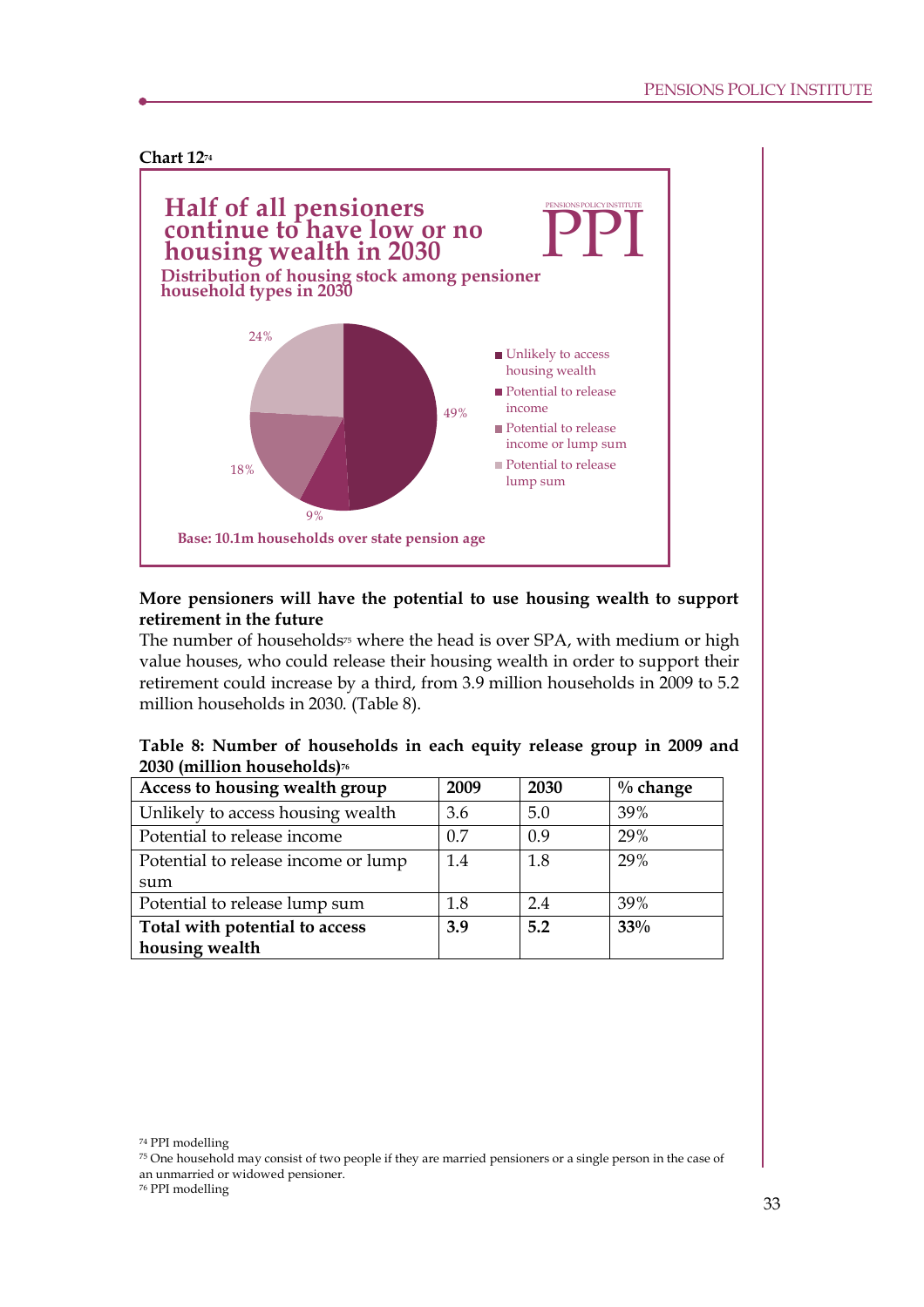**Chart 12**[74]

**Half of all pensioners continue to have low or no housing wealth in 2030**

**Distribution of housing stock among pensioner household types in 2030**

- Unlikely to access housing wealth: 49%
- Potential to release income: 9%
- Potential to release income or lump sum: 18%
- Potential to release lump sum: 24%

**Base: 10.1m households over state pension age**

**More pensioners will have the potential to use housing wealth to support retirement in the future**

The number of households[75] where the head is over SPA, with medium or high value houses, who could release their housing wealth in order to support their retirement could increase by a third, from 3.9 million households in 2009 to 5.2 million households in 2030. (Table 8).

**Table 8: Number of households in each equity release group in 2009 and 2030 (million households)**[76]

| Access to housing wealth group | 2009 | 2030 | % change |
|---|---|---|---|
| Unlikely to access housing wealth | 3.6 | 5.0 | 39% |
| Potential to release income | 0.7 | 0.9 | 29% |
| Potential to release income or lump sum | 1.4 | 1.8 | 29% |
| Potential to release lump sum | 1.8 | 2.4 | 39% |
| **Total with potential to access housing wealth** | **3.9** | **5.2** | **33%** |

[74] PPI modelling

[75] One household may consist of two people if they are married pensioners or a single person in the case of an unmarried or widowed pensioner.

[76] PPI modelling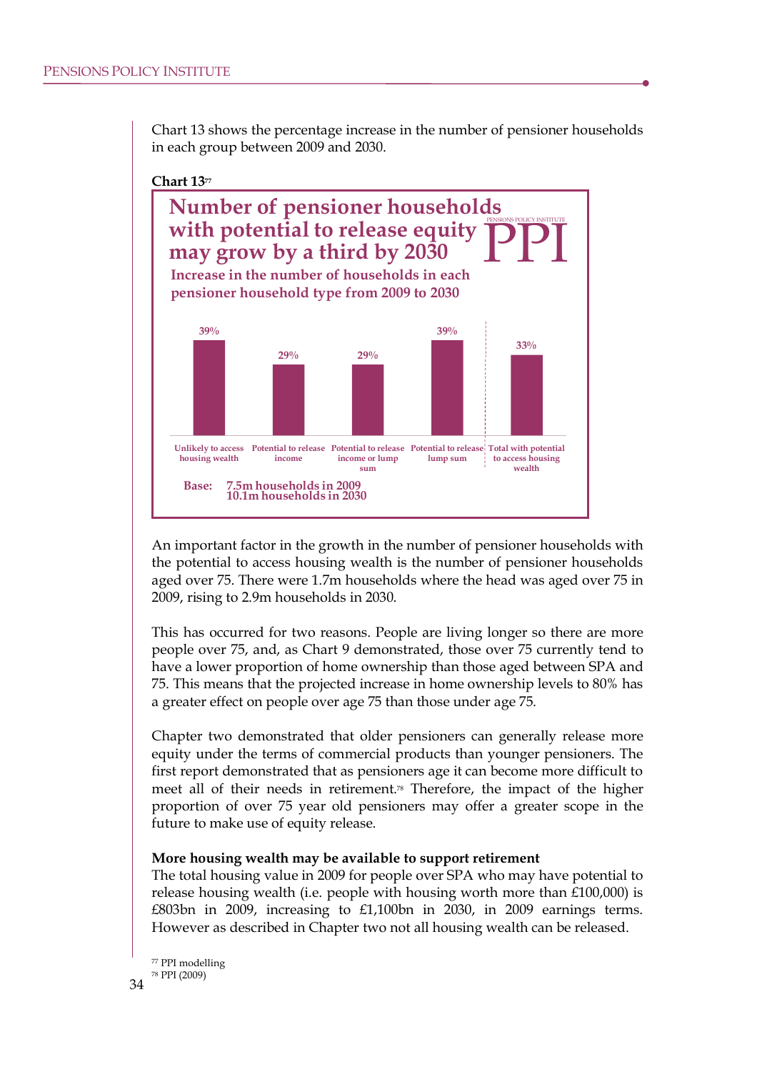Chart 13 shows the percentage increase in the number of pensioner households in each group between 2009 and 2030.

**Chart 13**[77]

**Number of pensioner households with potential to release equity may grow by a third by 2030**

**Increase in the number of households in each pensioner household type from 2009 to 2030**

| Household type | Increase |
|---|---|
| Unlikely to access housing wealth | 39% |
| Potential to release income | 29% |
| Potential to release income or lump sum | 29% |
| Potential to release lump sum | 39% |
| Total with potential to access housing wealth | 33% |

**Base: 7.5m households in 2009
10.1m households in 2030**

An important factor in the growth in the number of pensioner households with the potential to access housing wealth is the number of pensioner households aged over 75. There were 1.7m households where the head was aged over 75 in 2009, rising to 2.9m households in 2030.

This has occurred for two reasons. People are living longer so there are more people over 75, and, as Chart 9 demonstrated, those over 75 currently tend to have a lower proportion of home ownership than those aged between SPA and 75. This means that the projected increase in home ownership levels to 80% has a greater effect on people over age 75 than those under age 75.

Chapter two demonstrated that older pensioners can generally release more equity under the terms of commercial products than younger pensioners. The first report demonstrated that as pensioners age it can become more difficult to meet all of their needs in retirement.[78] Therefore, the impact of the higher proportion of over 75 year old pensioners may offer a greater scope in the future to make use of equity release.

**More housing wealth may be available to support retirement**

The total housing value in 2009 for people over SPA who may have potential to release housing wealth (i.e. people with housing worth more than £100,000) is £803bn in 2009, increasing to £1,100bn in 2030, in 2009 earnings terms. However as described in Chapter two not all housing wealth can be released.

[77] PPI modelling
[78] PPI (2009)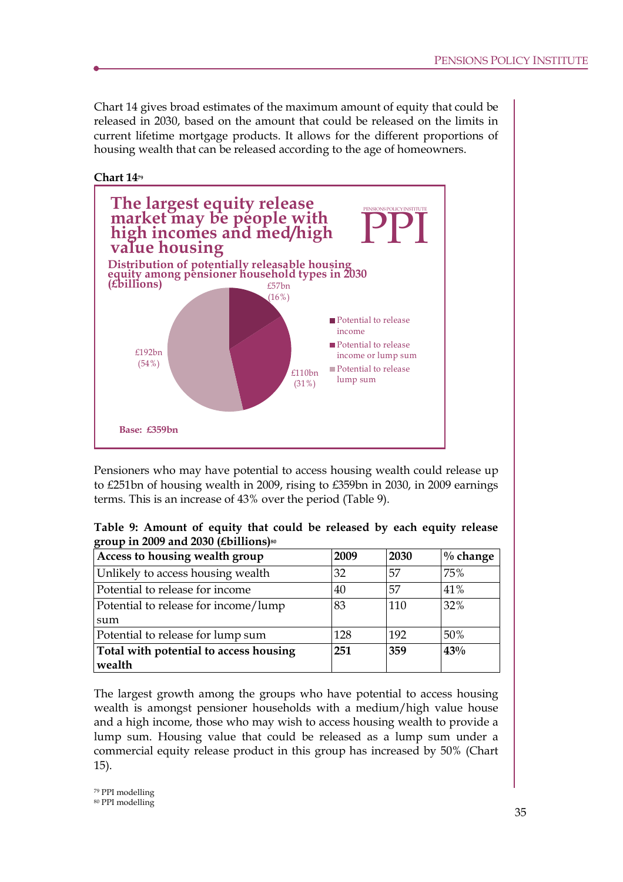Chart 14 gives broad estimates of the maximum amount of equity that could be released in 2030, based on the amount that could be released on the limits in current lifetime mortgage products. It allows for the different proportions of housing wealth that can be released according to the age of homeowners.

**Chart 14**[79]

**The largest equity release market may be people with high incomes and med/high value housing**

**Distribution of potentially releasable housing equity among pensioner household types in 2030 (£billions)**

- Potential to release income: £57bn (16%)
- Potential to release income or lump sum: £110bn (31%)
- Potential to release lump sum: £192bn (54%)

**Base: £359bn**

Pensioners who may have potential to access housing wealth could release up to £251bn of housing wealth in 2009, rising to £359bn in 2030, in 2009 earnings terms. This is an increase of 43% over the period (Table 9).

**Table 9: Amount of equity that could be released by each equity release group in 2009 and 2030 (£billions)**[80]

| Access to housing wealth group | 2009 | 2030 | % change |
|---|---|---|---|
| Unlikely to access housing wealth | 32 | 57 | 75% |
| Potential to release for income | 40 | 57 | 41% |
| Potential to release for income/lump sum | 83 | 110 | 32% |
| Potential to release for lump sum | 128 | 192 | 50% |
| **Total with potential to access housing wealth** | **251** | **359** | **43%** |

The largest growth among the groups who have potential to access housing wealth is amongst pensioner households with a medium/high value house and a high income, those who may wish to access housing wealth to provide a lump sum. Housing value that could be released as a lump sum under a commercial equity release product in this group has increased by 50% (Chart 15).

[79] PPI modelling
[80] PPI modelling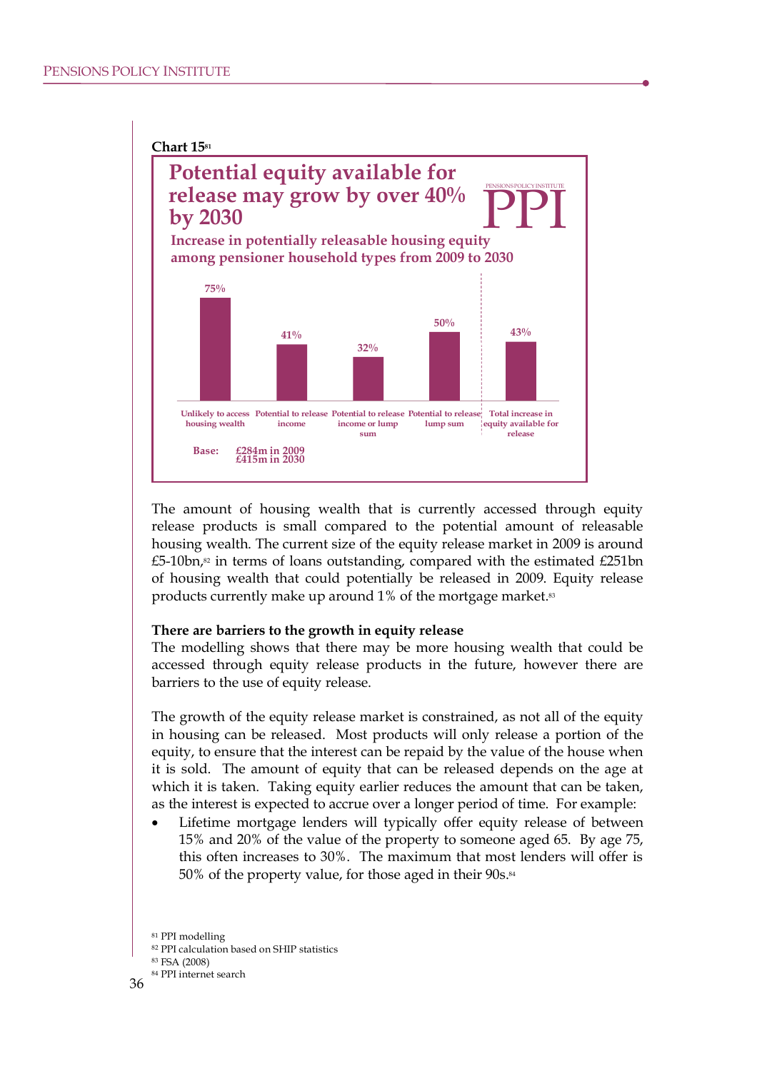**Chart 15**[81]

**Potential equity available for release may grow by over 40% by 2030**

**Increase in potentially releasable housing equity among pensioner household types from 2009 to 2030**

| Unlikely to access housing wealth | Potential to release income | Potential to release income or lump sum | Potential to release lump sum | Total increase in equity available for release |
|---|---|---|---|---|
| 75% | 41% | 32% | 50% | 43% |

Base: £284m in 2009, £415m in 2030

The amount of housing wealth that is currently accessed through equity release products is small compared to the potential amount of releasable housing wealth. The current size of the equity release market in 2009 is around £5-10bn,[82] in terms of loans outstanding, compared with the estimated £251bn of housing wealth that could potentially be released in 2009. Equity release products currently make up around 1% of the mortgage market.[83]

**There are barriers to the growth in equity release**

The modelling shows that there may be more housing wealth that could be accessed through equity release products in the future, however there are barriers to the use of equity release.

The growth of the equity release market is constrained, as not all of the equity in housing can be released. Most products will only release a portion of the equity, to ensure that the interest can be repaid by the value of the house when it is sold. The amount of equity that can be released depends on the age at which it is taken. Taking equity earlier reduces the amount that can be taken, as the interest is expected to accrue over a longer period of time. For example:

- Lifetime mortgage lenders will typically offer equity release of between 15% and 20% of the value of the property to someone aged 65. By age 75, this often increases to 30%. The maximum that most lenders will offer is 50% of the property value, for those aged in their 90s.[84]

[81] PPI modelling
[82] PPI calculation based on SHIP statistics
[83] FSA (2008)
[84] PPI internet search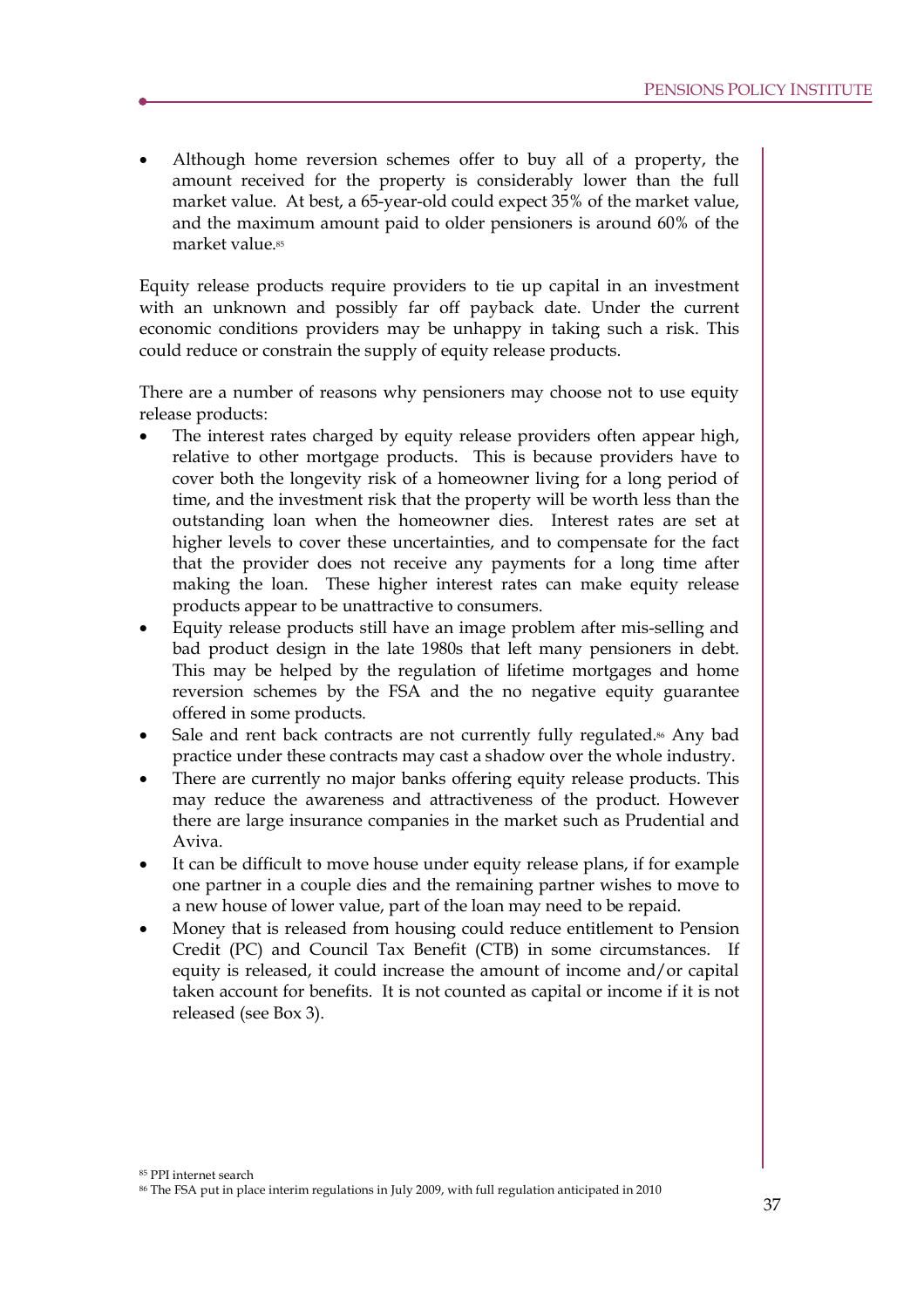- Although home reversion schemes offer to buy all of a property, the amount received for the property is considerably lower than the full market value. At best, a 65-year-old could expect 35% of the market value, and the maximum amount paid to older pensioners is around 60% of the market value.[85]

Equity release products require providers to tie up capital in an investment with an unknown and possibly far off payback date. Under the current economic conditions providers may be unhappy in taking such a risk. This could reduce or constrain the supply of equity release products.

There are a number of reasons why pensioners may choose not to use equity release products:

- The interest rates charged by equity release providers often appear high, relative to other mortgage products. This is because providers have to cover both the longevity risk of a homeowner living for a long period of time, and the investment risk that the property will be worth less than the outstanding loan when the homeowner dies. Interest rates are set at higher levels to cover these uncertainties, and to compensate for the fact that the provider does not receive any payments for a long time after making the loan. These higher interest rates can make equity release products appear to be unattractive to consumers.
- Equity release products still have an image problem after mis-selling and bad product design in the late 1980s that left many pensioners in debt. This may be helped by the regulation of lifetime mortgages and home reversion schemes by the FSA and the no negative equity guarantee offered in some products.
- Sale and rent back contracts are not currently fully regulated.[86] Any bad practice under these contracts may cast a shadow over the whole industry.
- There are currently no major banks offering equity release products. This may reduce the awareness and attractiveness of the product. However there are large insurance companies in the market such as Prudential and Aviva.
- It can be difficult to move house under equity release plans, if for example one partner in a couple dies and the remaining partner wishes to move to a new house of lower value, part of the loan may need to be repaid.
- Money that is released from housing could reduce entitlement to Pension Credit (PC) and Council Tax Benefit (CTB) in some circumstances. If equity is released, it could increase the amount of income and/or capital taken account for benefits. It is not counted as capital or income if it is not released (see Box 3).

[85] PPI internet search

[86] The FSA put in place interim regulations in July 2009, with full regulation anticipated in 2010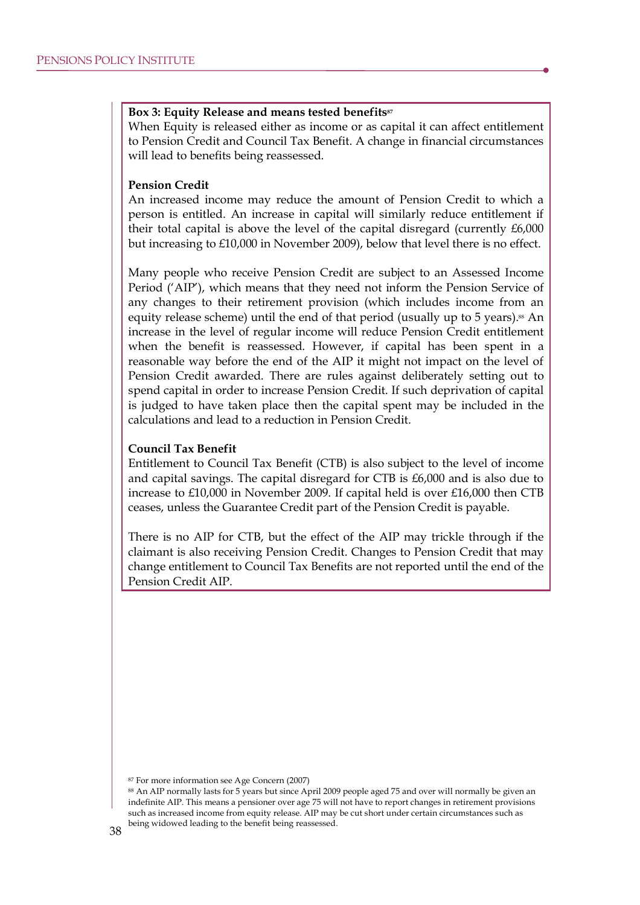**Box 3: Equity Release and means tested benefits**[87]

When Equity is released either as income or as capital it can affect entitlement to Pension Credit and Council Tax Benefit. A change in financial circumstances will lead to benefits being reassessed.

**Pension Credit**

An increased income may reduce the amount of Pension Credit to which a person is entitled. An increase in capital will similarly reduce entitlement if their total capital is above the level of the capital disregard (currently £6,000 but increasing to £10,000 in November 2009), below that level there is no effect.

Many people who receive Pension Credit are subject to an Assessed Income Period ('AIP'), which means that they need not inform the Pension Service of any changes to their retirement provision (which includes income from an equity release scheme) until the end of that period (usually up to 5 years).[88] An increase in the level of regular income will reduce Pension Credit entitlement when the benefit is reassessed. However, if capital has been spent in a reasonable way before the end of the AIP it might not impact on the level of Pension Credit awarded. There are rules against deliberately setting out to spend capital in order to increase Pension Credit. If such deprivation of capital is judged to have taken place then the capital spent may be included in the calculations and lead to a reduction in Pension Credit.

**Council Tax Benefit**

Entitlement to Council Tax Benefit (CTB) is also subject to the level of income and capital savings. The capital disregard for CTB is £6,000 and is also due to increase to £10,000 in November 2009. If capital held is over £16,000 then CTB ceases, unless the Guarantee Credit part of the Pension Credit is payable.

There is no AIP for CTB, but the effect of the AIP may trickle through if the claimant is also receiving Pension Credit. Changes to Pension Credit that may change entitlement to Council Tax Benefits are not reported until the end of the Pension Credit AIP.

[87] For more information see Age Concern (2007)

[88] An AIP normally lasts for 5 years but since April 2009 people aged 75 and over will normally be given an indefinite AIP. This means a pensioner over age 75 will not have to report changes in retirement provisions such as increased income from equity release. AIP may be cut short under certain circumstances such as being widowed leading to the benefit being reassessed.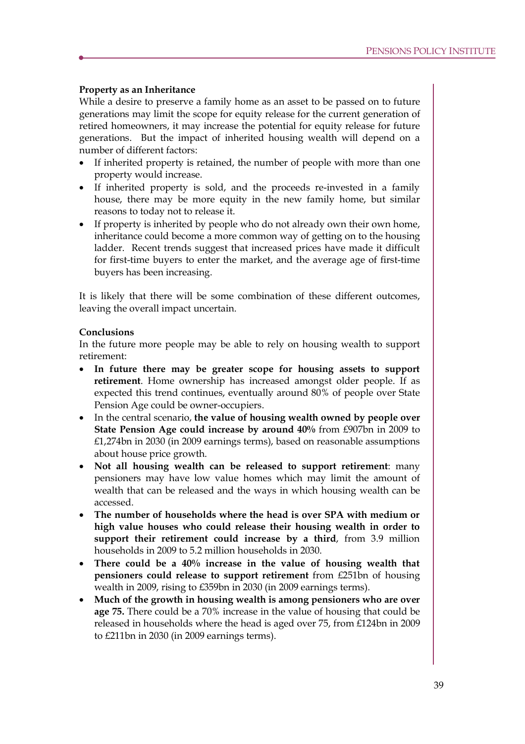**Property as an Inheritance**

While a desire to preserve a family home as an asset to be passed on to future generations may limit the scope for equity release for the current generation of retired homeowners, it may increase the potential for equity release for future generations. But the impact of inherited housing wealth will depend on a number of different factors:

- If inherited property is retained, the number of people with more than one property would increase.
- If inherited property is sold, and the proceeds re-invested in a family house, there may be more equity in the new family home, but similar reasons to today not to release it.
- If property is inherited by people who do not already own their own home, inheritance could become a more common way of getting on to the housing ladder. Recent trends suggest that increased prices have made it difficult for first-time buyers to enter the market, and the average age of first-time buyers has been increasing.

It is likely that there will be some combination of these different outcomes, leaving the overall impact uncertain.

**Conclusions**

In the future more people may be able to rely on housing wealth to support retirement:

- **In future there may be greater scope for housing assets to support retirement**. Home ownership has increased amongst older people. If as expected this trend continues, eventually around 80% of people over State Pension Age could be owner-occupiers.
- In the central scenario, **the value of housing wealth owned by people over State Pension Age could increase by around 40%** from £907bn in 2009 to £1,274bn in 2030 (in 2009 earnings terms), based on reasonable assumptions about house price growth.
- **Not all housing wealth can be released to support retirement**: many pensioners may have low value homes which may limit the amount of wealth that can be released and the ways in which housing wealth can be accessed.
- **The number of households where the head is over SPA with medium or high value houses who could release their housing wealth in order to support their retirement could increase by a third**, from 3.9 million households in 2009 to 5.2 million households in 2030.
- **There could be a 40% increase in the value of housing wealth that pensioners could release to support retirement** from £251bn of housing wealth in 2009, rising to £359bn in 2030 (in 2009 earnings terms).
- **Much of the growth in housing wealth is among pensioners who are over age 75.** There could be a 70% increase in the value of housing that could be released in households where the head is aged over 75, from £124bn in 2009 to £211bn in 2030 (in 2009 earnings terms).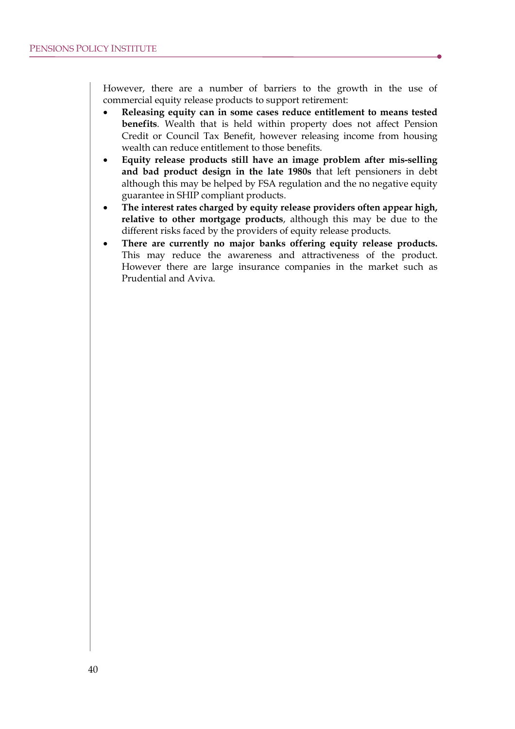However, there are a number of barriers to the growth in the use of commercial equity release products to support retirement:

- **Releasing equity can in some cases reduce entitlement to means tested benefits**. Wealth that is held within property does not affect Pension Credit or Council Tax Benefit, however releasing income from housing wealth can reduce entitlement to those benefits.
- **Equity release products still have an image problem after mis-selling and bad product design in the late 1980s** that left pensioners in debt although this may be helped by FSA regulation and the no negative equity guarantee in SHIP compliant products.
- **The interest rates charged by equity release providers often appear high, relative to other mortgage products**, although this may be due to the different risks faced by the providers of equity release products.
- **There are currently no major banks offering equity release products.** This may reduce the awareness and attractiveness of the product. However there are large insurance companies in the market such as Prudential and Aviva.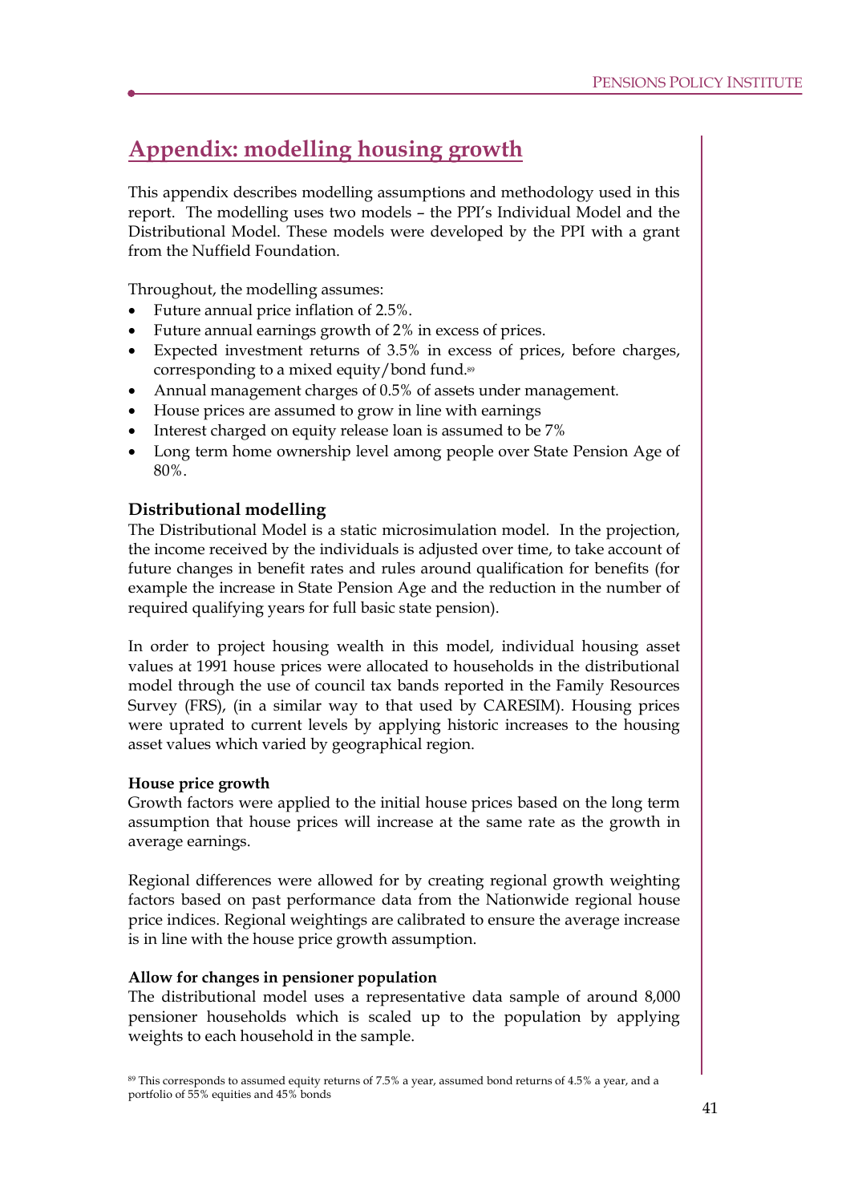# Appendix: modelling housing growth

This appendix describes modelling assumptions and methodology used in this report. The modelling uses two models – the PPI's Individual Model and the Distributional Model. These models were developed by the PPI with a grant from the Nuffield Foundation.

Throughout, the modelling assumes:

- Future annual price inflation of 2.5%.
- Future annual earnings growth of 2% in excess of prices.
- Expected investment returns of 3.5% in excess of prices, before charges, corresponding to a mixed equity/bond fund.[89]
- Annual management charges of 0.5% of assets under management.
- House prices are assumed to grow in line with earnings
- Interest charged on equity release loan is assumed to be 7%
- Long term home ownership level among people over State Pension Age of 80%.

### Distributional modelling

The Distributional Model is a static microsimulation model. In the projection, the income received by the individuals is adjusted over time, to take account of future changes in benefit rates and rules around qualification for benefits (for example the increase in State Pension Age and the reduction in the number of required qualifying years for full basic state pension).

In order to project housing wealth in this model, individual housing asset values at 1991 house prices were allocated to households in the distributional model through the use of council tax bands reported in the Family Resources Survey (FRS), (in a similar way to that used by CARESIM). Housing prices were uprated to current levels by applying historic increases to the housing asset values which varied by geographical region.

#### House price growth

Growth factors were applied to the initial house prices based on the long term assumption that house prices will increase at the same rate as the growth in average earnings.

Regional differences were allowed for by creating regional growth weighting factors based on past performance data from the Nationwide regional house price indices. Regional weightings are calibrated to ensure the average increase is in line with the house price growth assumption.

#### Allow for changes in pensioner population

The distributional model uses a representative data sample of around 8,000 pensioner households which is scaled up to the population by applying weights to each household in the sample.

[89] This corresponds to assumed equity returns of 7.5% a year, assumed bond returns of 4.5% a year, and a portfolio of 55% equities and 45% bonds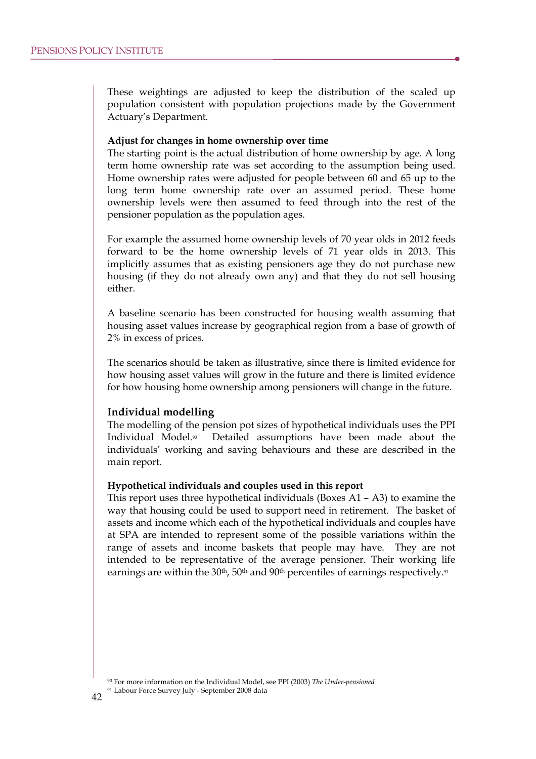These weightings are adjusted to keep the distribution of the scaled up population consistent with population projections made by the Government Actuary's Department.

**Adjust for changes in home ownership over time**

The starting point is the actual distribution of home ownership by age. A long term home ownership rate was set according to the assumption being used. Home ownership rates were adjusted for people between 60 and 65 up to the long term home ownership rate over an assumed period. These home ownership levels were then assumed to feed through into the rest of the pensioner population as the population ages.

For example the assumed home ownership levels of 70 year olds in 2012 feeds forward to be the home ownership levels of 71 year olds in 2013. This implicitly assumes that as existing pensioners age they do not purchase new housing (if they do not already own any) and that they do not sell housing either.

A baseline scenario has been constructed for housing wealth assuming that housing asset values increase by geographical region from a base of growth of 2% in excess of prices.

The scenarios should be taken as illustrative, since there is limited evidence for how housing asset values will grow in the future and there is limited evidence for how housing home ownership among pensioners will change in the future.

## Individual modelling

The modelling of the pension pot sizes of hypothetical individuals uses the PPI Individual Model.[90] Detailed assumptions have been made about the individuals' working and saving behaviours and these are described in the main report.

**Hypothetical individuals and couples used in this report**

This report uses three hypothetical individuals (Boxes A1 – A3) to examine the way that housing could be used to support need in retirement. The basket of assets and income which each of the hypothetical individuals and couples have at SPA are intended to represent some of the possible variations within the range of assets and income baskets that people may have. They are not intended to be representative of the average pensioner. Their working life earnings are within the 30th, 50th and 90th percentiles of earnings respectively.[91]

[90] For more information on the Individual Model, see PPI (2003) *The Under-pensioned*

[91] Labour Force Survey July - September 2008 data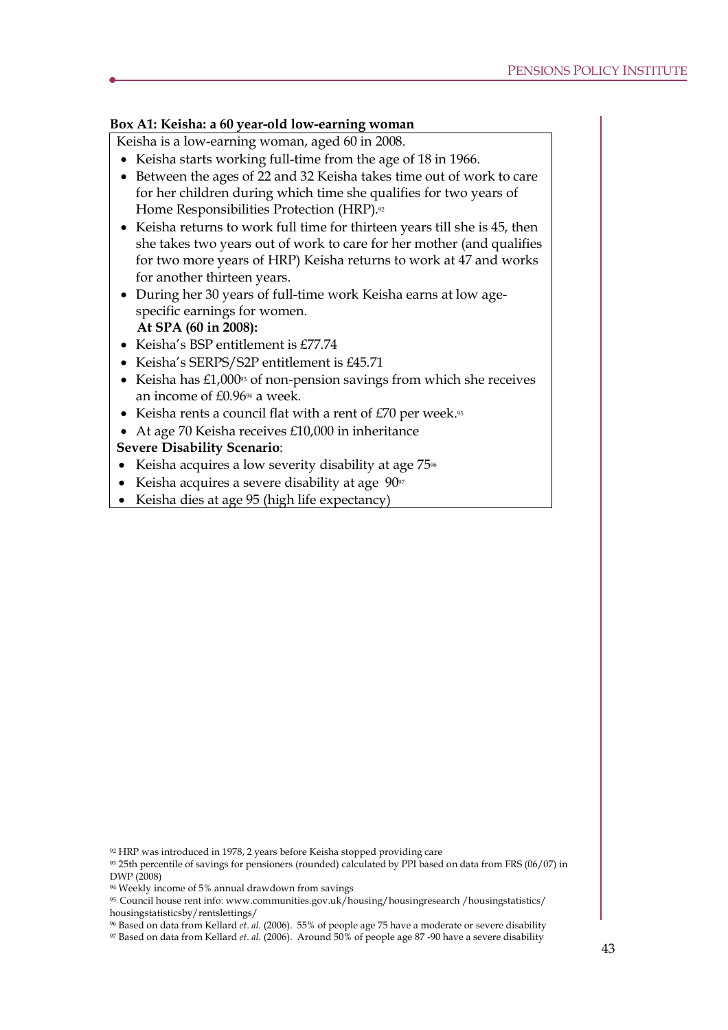**Box A1: Keisha: a 60 year-old low-earning woman**

Keisha is a low-earning woman, aged 60 in 2008.

- Keisha starts working full-time from the age of 18 in 1966.
- Between the ages of 22 and 32 Keisha takes time out of work to care for her children during which time she qualifies for two years of Home Responsibilities Protection (HRP).[92]
- Keisha returns to work full time for thirteen years till she is 45, then she takes two years out of work to care for her mother (and qualifies for two more years of HRP) Keisha returns to work at 47 and works for another thirteen years.
- During her 30 years of full-time work Keisha earns at low age-specific earnings for women.

**At SPA (60 in 2008):**

- Keisha's BSP entitlement is £77.74
- Keisha's SERPS/S2P entitlement is £45.71
- Keisha has £1,000[93] of non-pension savings from which she receives an income of £0.96[94] a week.
- Keisha rents a council flat with a rent of £70 per week.[95]
- At age 70 Keisha receives £10,000 in inheritance

**Severe Disability Scenario**:

- Keisha acquires a low severity disability at age 75[96]
- Keisha acquires a severe disability at age 90[97]
- Keisha dies at age 95 (high life expectancy)

[92] HRP was introduced in 1978, 2 years before Keisha stopped providing care

[93] 25th percentile of savings for pensioners (rounded) calculated by PPI based on data from FRS (06/07) in DWP (2008)

[94] Weekly income of 5% annual drawdown from savings

[95] Council house rent info: www.communities.gov.uk/housing/housingresearch /housingstatistics/housingstatisticsby/rentslettings/

[96] Based on data from Kellard *et. al.* (2006). 55% of people age 75 have a moderate or severe disability

[97] Based on data from Kellard *et. al.* (2006). Around 50% of people age 87 -90 have a severe disability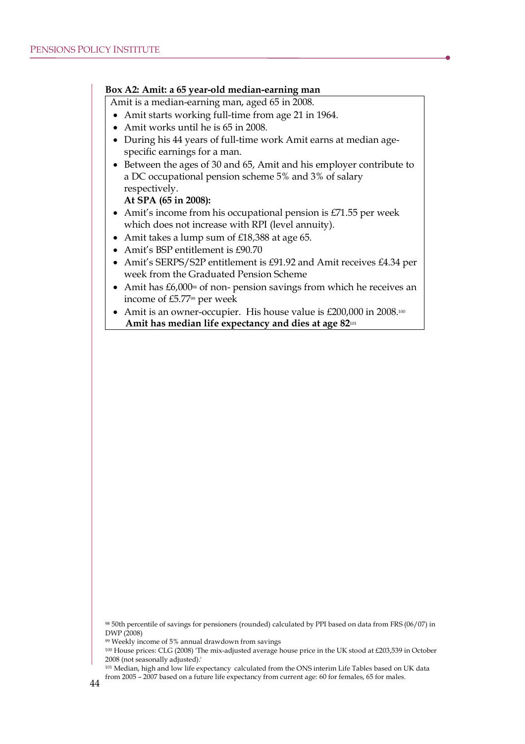**Box A2: Amit: a 65 year-old median-earning man**

Amit is a median-earning man, aged 65 in 2008.

- Amit starts working full-time from age 21 in 1964.
- Amit works until he is 65 in 2008.
- During his 44 years of full-time work Amit earns at median age-specific earnings for a man.
- Between the ages of 30 and 65, Amit and his employer contribute to a DC occupational pension scheme 5% and 3% of salary respectively.

**At SPA (65 in 2008):**

- Amit's income from his occupational pension is £71.55 per week which does not increase with RPI (level annuity).
- Amit takes a lump sum of £18,388 at age 65.
- Amit's BSP entitlement is £90.70
- Amit's SERPS/S2P entitlement is £91.92 and Amit receives £4.34 per week from the Graduated Pension Scheme
- Amit has £6,000[98] of non- pension savings from which he receives an income of £5.77[99] per week
- Amit is an owner-occupier. His house value is £200,000 in 2008.[100]

**Amit has median life expectancy and dies at age 82**[101]

[98] 50th percentile of savings for pensioners (rounded) calculated by PPI based on data from FRS (06/07) in DWP (2008)

[99] Weekly income of 5% annual drawdown from savings

[100] House prices: CLG (2008) 'The mix-adjusted average house price in the UK stood at £203,539 in October 2008 (not seasonally adjusted).'

[101] Median, high and low life expectancy calculated from the ONS interim Life Tables based on UK data from 2005 – 2007 based on a future life expectancy from current age: 60 for females, 65 for males.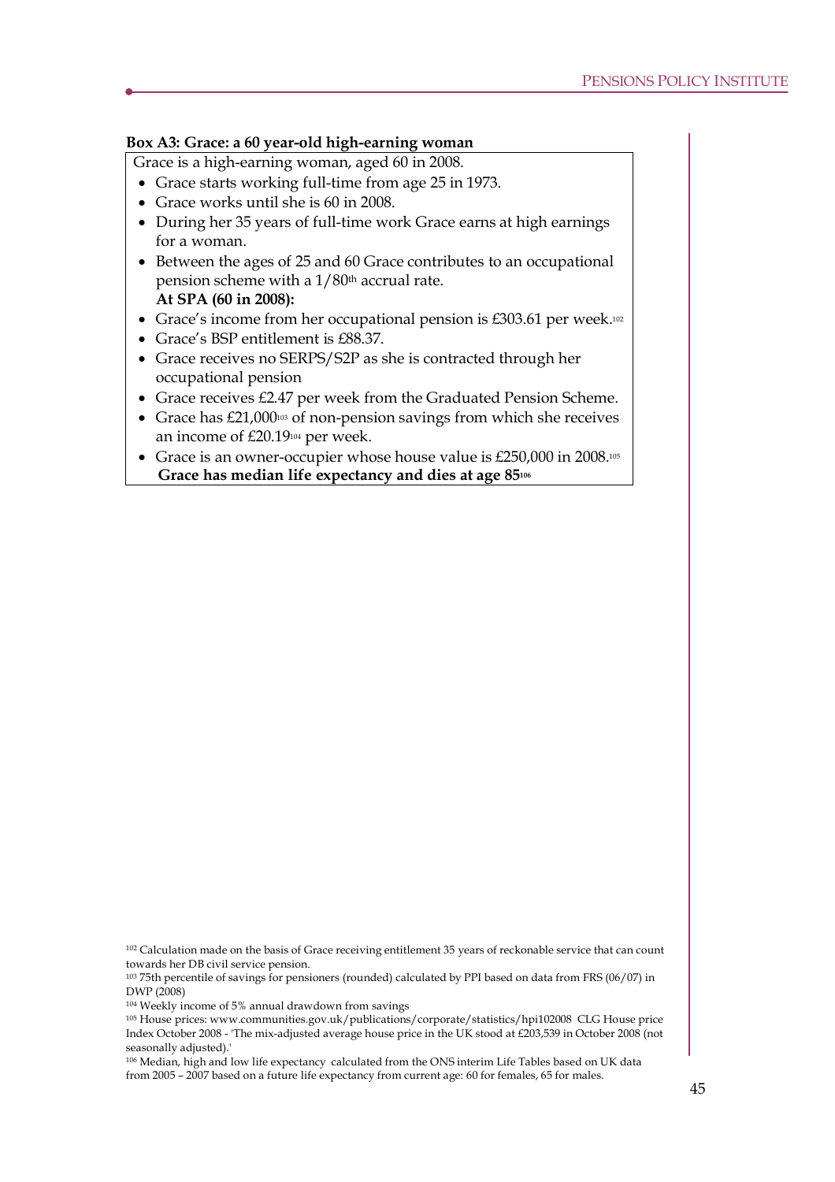**Box A3: Grace: a 60 year-old high-earning woman**

Grace is a high-earning woman, aged 60 in 2008.

- Grace starts working full-time from age 25 in 1973.
- Grace works until she is 60 in 2008.
- During her 35 years of full-time work Grace earns at high earnings for a woman.
- Between the ages of 25 and 60 Grace contributes to an occupational pension scheme with a 1/80th accrual rate.

**At SPA (60 in 2008):**

- Grace's income from her occupational pension is £303.61 per week.[102]
- Grace's BSP entitlement is £88.37.
- Grace receives no SERPS/S2P as she is contracted through her occupational pension
- Grace receives £2.47 per week from the Graduated Pension Scheme.
- Grace has £21,000[103] of non-pension savings from which she receives an income of £20.19[104] per week.
- Grace is an owner-occupier whose house value is £250,000 in 2008.[105]

**Grace has median life expectancy and dies at age 85[106]**

[102] Calculation made on the basis of Grace receiving entitlement 35 years of reckonable service that can count towards her DB civil service pension.

[103] 75th percentile of savings for pensioners (rounded) calculated by PPI based on data from FRS (06/07) in DWP (2008)

[104] Weekly income of 5% annual drawdown from savings

[105] House prices: www.communities.gov.uk/publications/corporate/statistics/hpi102008 CLG House price Index October 2008 - 'The mix-adjusted average house price in the UK stood at £203,539 in October 2008 (not seasonally adjusted).'

[106] Median, high and low life expectancy calculated from the ONS interim Life Tables based on UK data from 2005 – 2007 based on a future life expectancy from current age: 60 for females, 65 for males.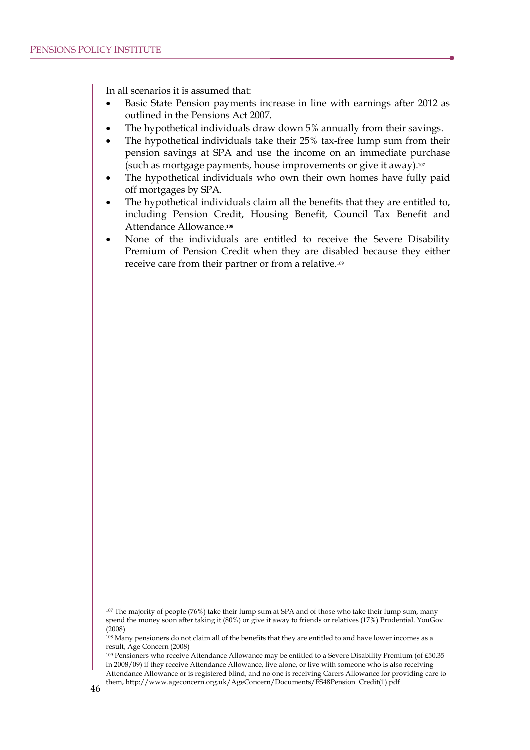In all scenarios it is assumed that:

- Basic State Pension payments increase in line with earnings after 2012 as outlined in the Pensions Act 2007.
- The hypothetical individuals draw down 5% annually from their savings.
- The hypothetical individuals take their 25% tax-free lump sum from their pension savings at SPA and use the income on an immediate purchase (such as mortgage payments, house improvements or give it away).[107]
- The hypothetical individuals who own their own homes have fully paid off mortgages by SPA.
- The hypothetical individuals claim all the benefits that they are entitled to, including Pension Credit, Housing Benefit, Council Tax Benefit and Attendance Allowance.[108]
- None of the individuals are entitled to receive the Severe Disability Premium of Pension Credit when they are disabled because they either receive care from their partner or from a relative.[109]

[107] The majority of people (76%) take their lump sum at SPA and of those who take their lump sum, many spend the money soon after taking it (80%) or give it away to friends or relatives (17%) Prudential. YouGov. (2008)

[108] Many pensioners do not claim all of the benefits that they are entitled to and have lower incomes as a result, Age Concern (2008)

[109] Pensioners who receive Attendance Allowance may be entitled to a Severe Disability Premium (of £50.35 in 2008/09) if they receive Attendance Allowance, live alone, or live with someone who is also receiving Attendance Allowance or is registered blind, and no one is receiving Carers Allowance for providing care to them, http://www.ageconcern.org.uk/AgeConcern/Documents/FS48Pension_Credit(1).pdf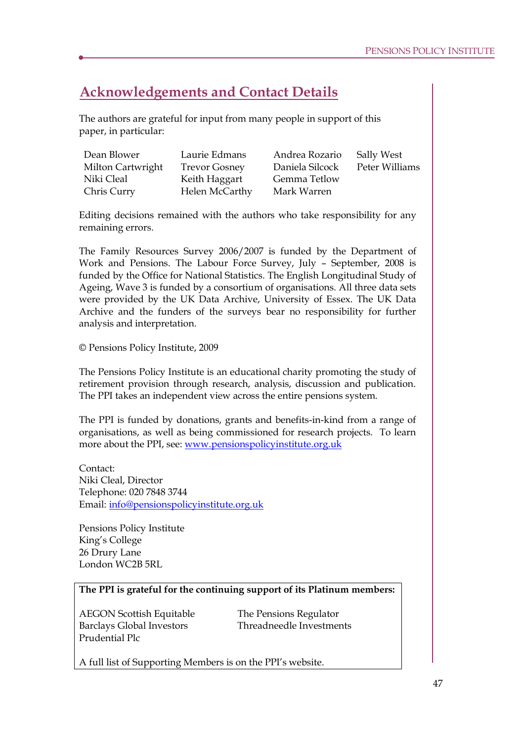# Acknowledgements and Contact Details

The authors are grateful for input from many people in support of this paper, in particular:

| | | | |
|---|---|---|---|
| Dean Blower | Laurie Edmans | Andrea Rozario | Sally West |
| Milton Cartwright | Trevor Gosney | Daniela Silcock | Peter Williams |
| Niki Cleal | Keith Haggart | Gemma Tetlow | |
| Chris Curry | Helen McCarthy | Mark Warren | |

Editing decisions remained with the authors who take responsibility for any remaining errors.

The Family Resources Survey 2006/2007 is funded by the Department of Work and Pensions. The Labour Force Survey, July – September, 2008 is funded by the Office for National Statistics. The English Longitudinal Study of Ageing, Wave 3 is funded by a consortium of organisations. All three data sets were provided by the UK Data Archive, University of Essex. The UK Data Archive and the funders of the surveys bear no responsibility for further analysis and interpretation.

© Pensions Policy Institute, 2009

The Pensions Policy Institute is an educational charity promoting the study of retirement provision through research, analysis, discussion and publication. The PPI takes an independent view across the entire pensions system.

The PPI is funded by donations, grants and benefits-in-kind from a range of organisations, as well as being commissioned for research projects. To learn more about the PPI, see: www.pensionspolicyinstitute.org.uk

Contact:
Niki Cleal, Director
Telephone: 020 7848 3744
Email: info@pensionspolicyinstitute.org.uk

Pensions Policy Institute
King's College
26 Drury Lane
London WC2B 5RL

**The PPI is grateful for the continuing support of its Platinum members:**

AEGON Scottish Equitable
Barclays Global Investors
Prudential Plc
The Pensions Regulator
Threadneedle Investments

A full list of Supporting Members is on the PPI's website.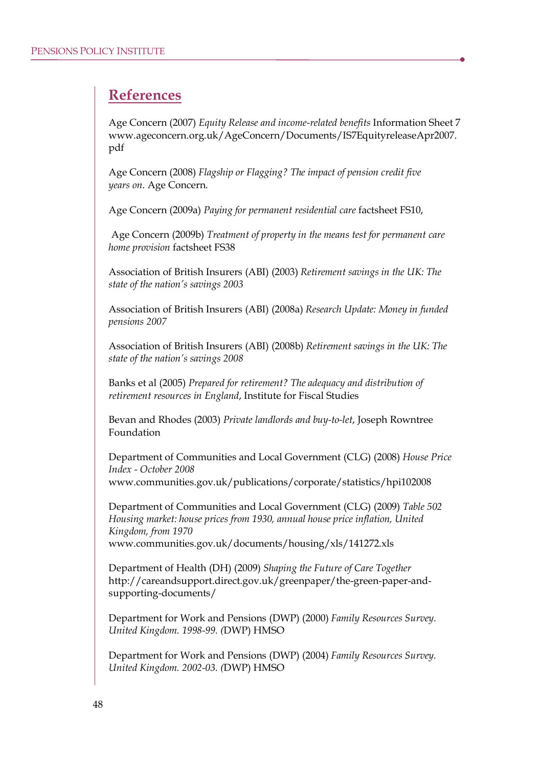## References

Age Concern (2007) *Equity Release and income-related benefits* Information Sheet 7 www.ageconcern.org.uk/AgeConcern/Documents/IS7EquityreleaseApr2007.pdf

Age Concern (2008) *Flagship or Flagging? The impact of pension credit five years on*. Age Concern.

Age Concern (2009a) *Paying for permanent residential care* factsheet FS10,

Age Concern (2009b) *Treatment of property in the means test for permanent care home provision* factsheet FS38

Association of British Insurers (ABI) (2003) *Retirement savings in the UK: The state of the nation's savings 2003*

Association of British Insurers (ABI) (2008a) *Research Update: Money in funded pensions 2007*

Association of British Insurers (ABI) (2008b) *Retirement savings in the UK: The state of the nation's savings 2008*

Banks et al (2005) *Prepared for retirement? The adequacy and distribution of retirement resources in England*, Institute for Fiscal Studies

Bevan and Rhodes (2003) *Private landlords and buy-to-let*, Joseph Rowntree Foundation

Department of Communities and Local Government (CLG) (2008) *House Price Index - October 2008* www.communities.gov.uk/publications/corporate/statistics/hpi102008

Department of Communities and Local Government (CLG) (2009) *Table 502 Housing market: house prices from 1930, annual house price inflation, United Kingdom, from 1970* www.communities.gov.uk/documents/housing/xls/141272.xls

Department of Health (DH) (2009) *Shaping the Future of Care Together* http://careandsupport.direct.gov.uk/greenpaper/the-green-paper-and-supporting-documents/

Department for Work and Pensions (DWP) (2000) *Family Resources Survey. United Kingdom. 1998-99. (*DWP) HMSO

Department for Work and Pensions (DWP) (2004) *Family Resources Survey. United Kingdom. 2002-03. (*DWP) HMSO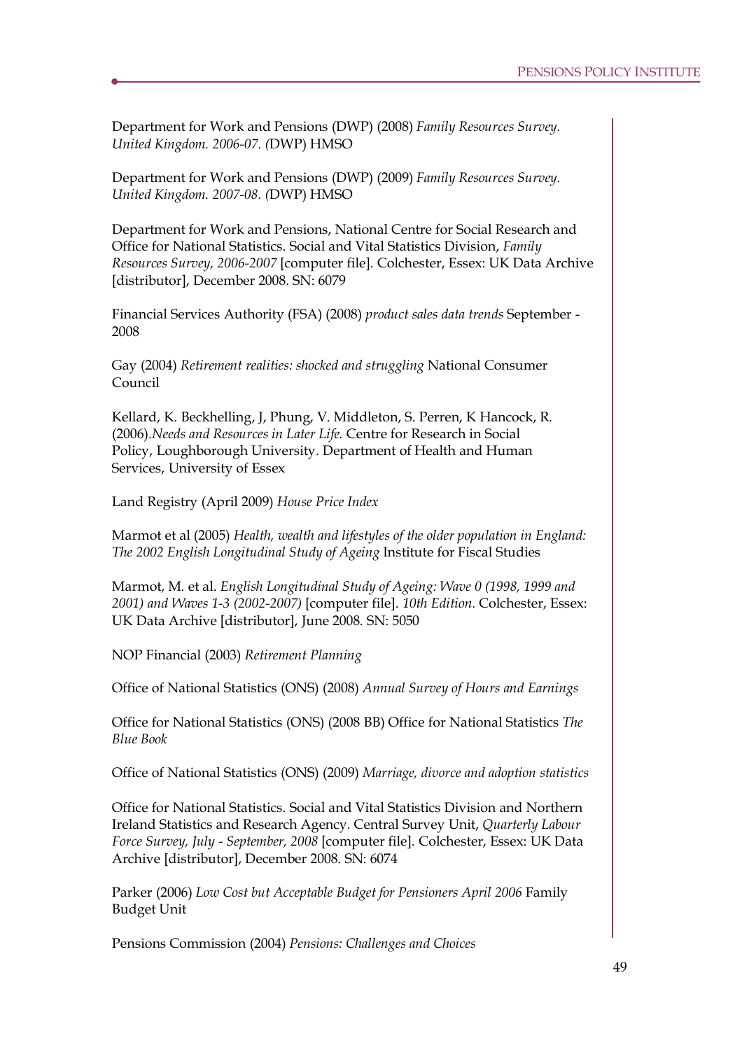Department for Work and Pensions (DWP) (2008) *Family Resources Survey. United Kingdom. 2006-07. (*DWP) HMSO

Department for Work and Pensions (DWP) (2009) *Family Resources Survey. United Kingdom. 2007-08. (*DWP) HMSO

Department for Work and Pensions, National Centre for Social Research and Office for National Statistics. Social and Vital Statistics Division, *Family Resources Survey, 2006-2007* [computer file]. Colchester, Essex: UK Data Archive [distributor], December 2008. SN: 6079

Financial Services Authority (FSA) (2008) *product sales data trends* September - 2008

Gay (2004) *Retirement realities: shocked and struggling* National Consumer Council

Kellard, K. Beckhelling, J, Phung, V. Middleton, S. Perren, K Hancock, R. (2006).*Needs and Resources in Later Life.* Centre for Research in Social Policy, Loughborough University. Department of Health and Human Services, University of Essex

Land Registry (April 2009) *House Price Index*

Marmot et al (2005) *Health, wealth and lifestyles of the older population in England: The 2002 English Longitudinal Study of Ageing* Institute for Fiscal Studies

Marmot, M. et al. *English Longitudinal Study of Ageing: Wave 0 (1998, 1999 and 2001) and Waves 1-3 (2002-2007)* [computer file]. *10th Edition.* Colchester, Essex: UK Data Archive [distributor], June 2008. SN: 5050

NOP Financial (2003) *Retirement Planning*

Office of National Statistics (ONS) (2008) *Annual Survey of Hours and Earnings*

Office for National Statistics (ONS) (2008 BB) Office for National Statistics *The Blue Book*

Office of National Statistics (ONS) (2009) *Marriage, divorce and adoption statistics*

Office for National Statistics. Social and Vital Statistics Division and Northern Ireland Statistics and Research Agency. Central Survey Unit, *Quarterly Labour Force Survey, July - September, 2008* [computer file]. Colchester, Essex: UK Data Archive [distributor], December 2008. SN: 6074

Parker (2006) *Low Cost but Acceptable Budget for Pensioners April 2006* Family Budget Unit

Pensions Commission (2004) *Pensions: Challenges and Choices*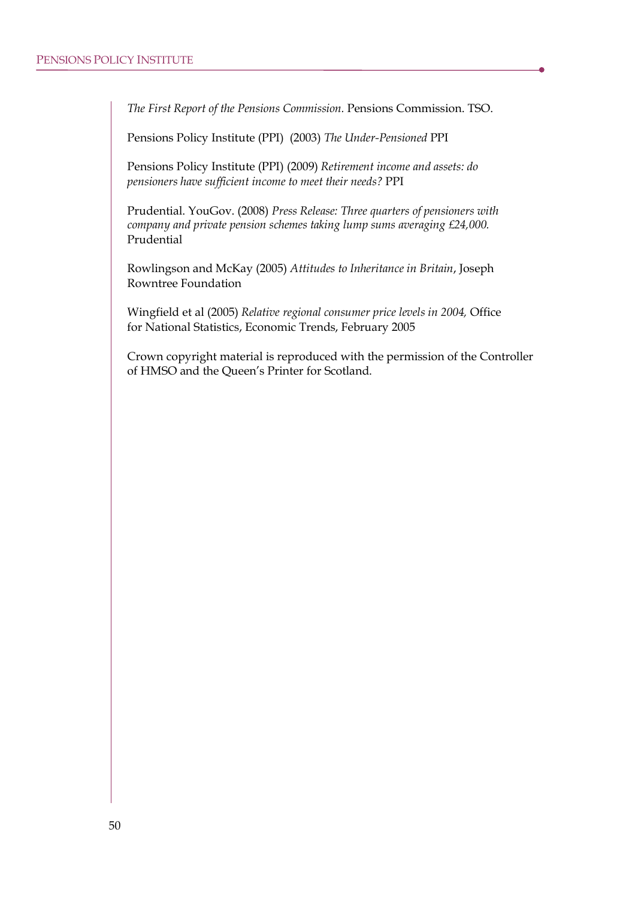*The First Report of the Pensions Commission.* Pensions Commission. TSO.

Pensions Policy Institute (PPI) (2003) *The Under-Pensioned* PPI

Pensions Policy Institute (PPI) (2009) *Retirement income and assets: do pensioners have sufficient income to meet their needs?* PPI

Prudential. YouGov. (2008) *Press Release: Three quarters of pensioners with company and private pension schemes taking lump sums averaging £24,000.* Prudential

Rowlingson and McKay (2005) *Attitudes to Inheritance in Britain*, Joseph Rowntree Foundation

Wingfield et al (2005) *Relative regional consumer price levels in 2004,* Office for National Statistics, Economic Trends, February 2005

Crown copyright material is reproduced with the permission of the Controller of HMSO and the Queen's Printer for Scotland.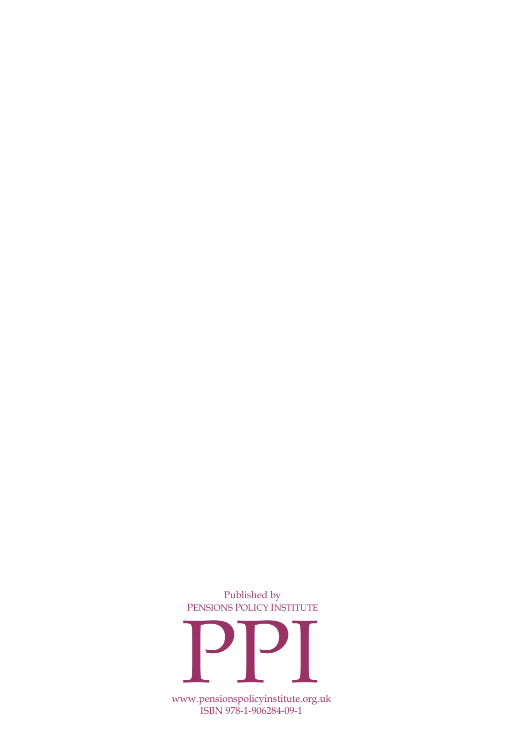Published by
PENSIONS POLICY INSTITUTE

PPI

www.pensionspolicyinstitute.org.uk
ISBN 978-1-906284-09-1